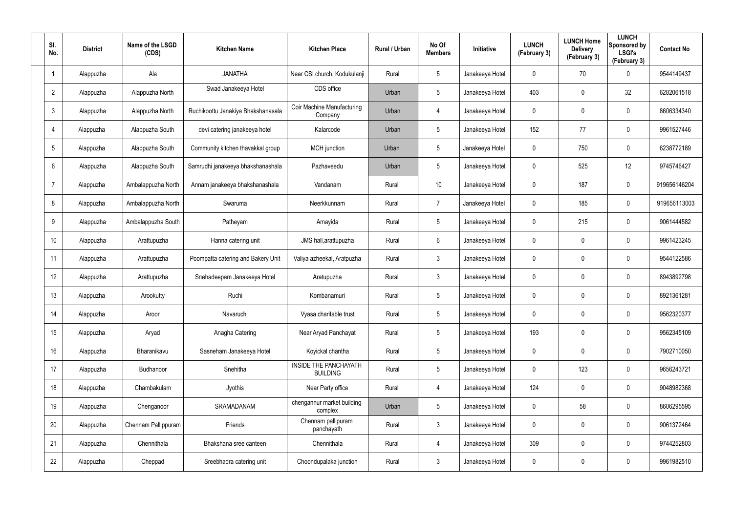| Sl. No. | District | Name of the LSGD (CDS) | Kitchen Name | Kitchen Place | Rural / Urban | No Of Members | Initiative | LUNCH (February 3) | LUNCH Home Delivery (February 3) | LUNCH Sponsored by LSGI's (February 3) | Contact No |
|---|---|---|---|---|---|---|---|---|---|---|---|
| 1 | Alappuzha | Ala | JANATHA | Near CSI church, Kodukulanji | Rural | 5 | Janakeeya Hotel | 0 | 70 | 0 | 9544149437 |
| 2 | Alappuzha | Alappuzha North | Swad Janakeeya Hotel | CDS office | Urban | 5 | Janakeeya Hotel | 403 | 0 | 32 | 6282061518 |
| 3 | Alappuzha | Alappuzha North | Ruchikoottu Janakiya Bhakshanasala | Coir Machine Manufacturing Company | Urban | 4 | Janakeeya Hotel | 0 | 0 | 0 | 8606334340 |
| 4 | Alappuzha | Alappuzha South | devi catering janakeeya hotel | Kalarcode | Urban | 5 | Janakeeya Hotel | 152 | 77 | 0 | 9961527446 |
| 5 | Alappuzha | Alappuzha South | Community kitchen thavakkal group | MCH junction | Urban | 5 | Janakeeya Hotel | 0 | 750 | 0 | 6238772189 |
| 6 | Alappuzha | Alappuzha South | Samrudhi janakeeya bhakshanashala | Pazhaveedu | Urban | 5 | Janakeeya Hotel | 0 | 525 | 12 | 9745746427 |
| 7 | Alappuzha | Ambalappuzha North | Annam janakeeya bhakshanashala | Vandanam | Rural | 10 | Janakeeya Hotel | 0 | 187 | 0 | 919656146204 |
| 8 | Alappuzha | Ambalappuzha North | Swaruma | Neerkkunnam | Rural | 7 | Janakeeya Hotel | 0 | 185 | 0 | 919656113003 |
| 9 | Alappuzha | Ambalappuzha South | Patheyam | Amayida | Rural | 5 | Janakeeya Hotel | 0 | 215 | 0 | 9061444582 |
| 10 | Alappuzha | Arattupuzha | Hanna catering unit | JMS hall,arattupuzha | Rural | 6 | Janakeeya Hotel | 0 | 0 | 0 | 9961423245 |
| 11 | Alappuzha | Arattupuzha | Poompatta catering and Bakery Unit | Valiya azheekal, Aratpuzha | Rural | 3 | Janakeeya Hotel | 0 | 0 | 0 | 9544122586 |
| 12 | Alappuzha | Arattupuzha | Snehadeepam Janakeeya Hotel | Aratupuzha | Rural | 3 | Janakeeya Hotel | 0 | 0 | 0 | 8943892798 |
| 13 | Alappuzha | Arookutty | Ruchi | Kombanamuri | Rural | 5 | Janakeeya Hotel | 0 | 0 | 0 | 8921361281 |
| 14 | Alappuzha | Aroor | Navaruchi | Vyasa charitable trust | Rural | 5 | Janakeeya Hotel | 0 | 0 | 0 | 9562320377 |
| 15 | Alappuzha | Aryad | Anagha Catering | Near Aryad Panchayat | Rural | 5 | Janakeeya Hotel | 193 | 0 | 0 | 9562345109 |
| 16 | Alappuzha | Bharanikavu | Sasneham Janakeeya Hotel | Koyickal chantha | Rural | 5 | Janakeeya Hotel | 0 | 0 | 0 | 7902710050 |
| 17 | Alappuzha | Budhanoor | Snehitha | INSIDE THE PANCHAYATH BUILDING | Rural | 5 | Janakeeya Hotel | 0 | 123 | 0 | 9656243721 |
| 18 | Alappuzha | Chambakulam | Jyothis | Near Party office | Rural | 4 | Janakeeya Hotel | 124 | 0 | 0 | 9048982368 |
| 19 | Alappuzha | Chenganoor | SRAMADANAM | chengannur market building complex | Urban | 5 | Janakeeya Hotel | 0 | 58 | 0 | 8606295595 |
| 20 | Alappuzha | Chennam Pallippuram | Friends | Chennam pallipuram panchayath | Rural | 3 | Janakeeya Hotel | 0 | 0 | 0 | 9061372464 |
| 21 | Alappuzha | Chennithala | Bhakshana sree canteen | Chennithala | Rural | 4 | Janakeeya Hotel | 309 | 0 | 0 | 9744252803 |
| 22 | Alappuzha | Cheppad | Sreebhadra catering unit | Choondupalaka junction | Rural | 3 | Janakeeya Hotel | 0 | 0 | 0 | 9961982510 |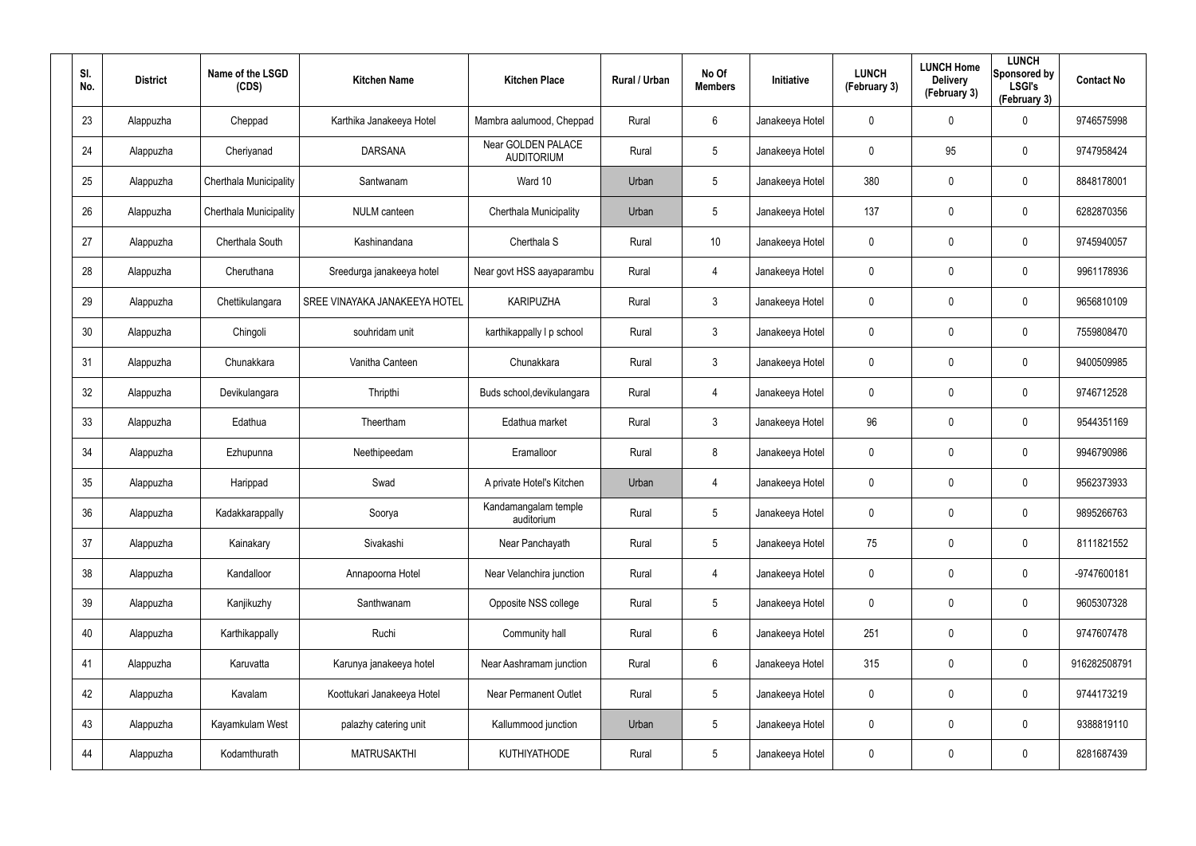| Sl. No. | District | Name of the LSGD (CDS) | Kitchen Name | Kitchen Place | Rural / Urban | No Of Members | Initiative | LUNCH (February 3) | LUNCH Home Delivery (February 3) | LUNCH Sponsored by LSGI's (February 3) | Contact No |
|---|---|---|---|---|---|---|---|---|---|---|---|
| 23 | Alappuzha | Cheppad | Karthika Janakeeya Hotel | Mambra aalumood, Cheppad | Rural | 6 | Janakeeya Hotel | 0 | 0 | 0 | 9746575998 |
| 24 | Alappuzha | Cheriyanad | DARSANA | Near GOLDEN PALACE AUDITORIUM | Rural | 5 | Janakeeya Hotel | 0 | 95 | 0 | 9747958424 |
| 25 | Alappuzha | Cherthala Municipality | Santwanam | Ward 10 | Urban | 5 | Janakeeya Hotel | 380 | 0 | 0 | 8848178001 |
| 26 | Alappuzha | Cherthala Municipality | NULM canteen | Cherthala Municipality | Urban | 5 | Janakeeya Hotel | 137 | 0 | 0 | 6282870356 |
| 27 | Alappuzha | Cherthala South | Kashinandana | Cherthala S | Rural | 10 | Janakeeya Hotel | 0 | 0 | 0 | 9745940057 |
| 28 | Alappuzha | Cheruthana | Sreedurga janakeeya hotel | Near govt HSS aayaparambu | Rural | 4 | Janakeeya Hotel | 0 | 0 | 0 | 9961178936 |
| 29 | Alappuzha | Chettikulangara | SREE VINAYAKA JANAKEEYA HOTEL | KARIPUZHA | Rural | 3 | Janakeeya Hotel | 0 | 0 | 0 | 9656810109 |
| 30 | Alappuzha | Chingoli | souhridam unit | karthikappally l p school | Rural | 3 | Janakeeya Hotel | 0 | 0 | 0 | 7559808470 |
| 31 | Alappuzha | Chunakkara | Vanitha Canteen | Chunakkara | Rural | 3 | Janakeeya Hotel | 0 | 0 | 0 | 9400509985 |
| 32 | Alappuzha | Devikulangara | Thripthi | Buds school,devikulangara | Rural | 4 | Janakeeya Hotel | 0 | 0 | 0 | 9746712528 |
| 33 | Alappuzha | Edathua | Theertham | Edathua market | Rural | 3 | Janakeeya Hotel | 96 | 0 | 0 | 9544351169 |
| 34 | Alappuzha | Ezhupunna | Neethipeedam | Eramalloor | Rural | 8 | Janakeeya Hotel | 0 | 0 | 0 | 9946790986 |
| 35 | Alappuzha | Harippad | Swad | A private Hotel's Kitchen | Urban | 4 | Janakeeya Hotel | 0 | 0 | 0 | 9562373933 |
| 36 | Alappuzha | Kadakkarappally | Soorya | Kandamangalam temple auditorium | Rural | 5 | Janakeeya Hotel | 0 | 0 | 0 | 9895266763 |
| 37 | Alappuzha | Kainakary | Sivakashi | Near Panchayath | Rural | 5 | Janakeeya Hotel | 75 | 0 | 0 | 8111821552 |
| 38 | Alappuzha | Kandalloor | Annapoorna Hotel | Near Velanchira junction | Rural | 4 | Janakeeya Hotel | 0 | 0 | 0 | -9747600181 |
| 39 | Alappuzha | Kanjikuzhy | Santhwanam | Opposite NSS college | Rural | 5 | Janakeeya Hotel | 0 | 0 | 0 | 9605307328 |
| 40 | Alappuzha | Karthikappally | Ruchi | Community hall | Rural | 6 | Janakeeya Hotel | 251 | 0 | 0 | 9747607478 |
| 41 | Alappuzha | Karuvatta | Karunya janakeeya hotel | Near Aashramam junction | Rural | 6 | Janakeeya Hotel | 315 | 0 | 0 | 916282508791 |
| 42 | Alappuzha | Kavalam | Koottukari Janakeeya Hotel | Near Permanent Outlet | Rural | 5 | Janakeeya Hotel | 0 | 0 | 0 | 9744173219 |
| 43 | Alappuzha | Kayamkulam West | palazhy catering unit | Kallummood junction | Urban | 5 | Janakeeya Hotel | 0 | 0 | 0 | 9388819110 |
| 44 | Alappuzha | Kodamthurath | MATRUSAKTHI | KUTHIYATHODE | Rural | 5 | Janakeeya Hotel | 0 | 0 | 0 | 8281687439 |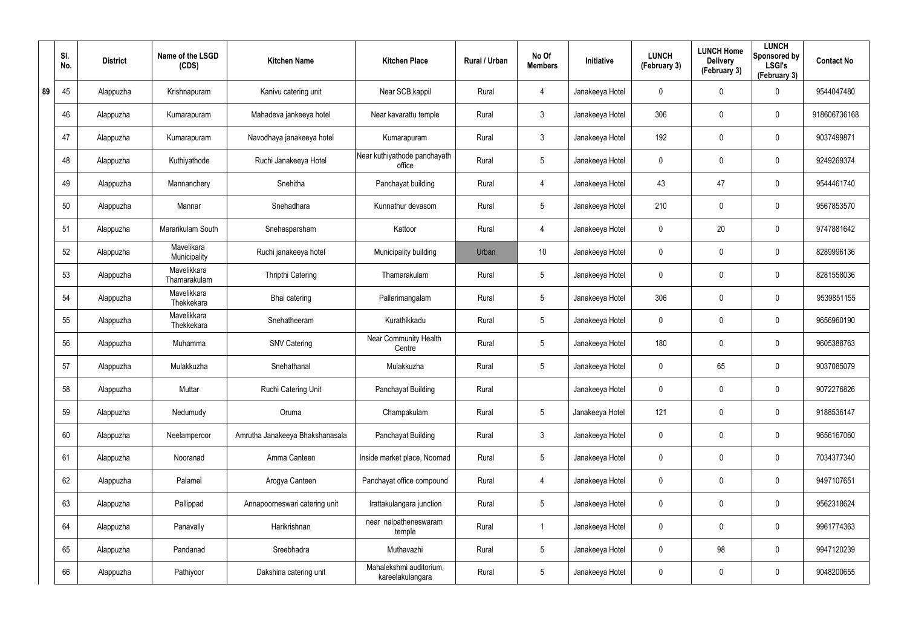|  | Sl. No. | District | Name of the LSGD (CDS) | Kitchen Name | Kitchen Place | Rural / Urban | No Of Members | Initiative | LUNCH (February 3) | LUNCH Home Delivery (February 3) | LUNCH Sponsored by LSGI's (February 3) | Contact No |
|---|---|---|---|---|---|---|---|---|---|---|---|---|
| 89 | 45 | Alappuzha | Krishnapuram | Kanivu catering unit | Near SCB,kappil | Rural | 4 | Janakeeya Hotel | 0 | 0 | 0 | 9544047480 |
|  | 46 | Alappuzha | Kumarapuram | Mahadeva jankeeya hotel | Near kavarattu temple | Rural | 3 | Janakeeya Hotel | 306 | 0 | 0 | 918606736168 |
|  | 47 | Alappuzha | Kumarapuram | Navodhaya janakeeya hotel | Kumarapuram | Rural | 3 | Janakeeya Hotel | 192 | 0 | 0 | 9037499871 |
|  | 48 | Alappuzha | Kuthiyathode | Ruchi Janakeeya Hotel | Near kuthiyathode panchayath office | Rural | 5 | Janakeeya Hotel | 0 | 0 | 0 | 9249269374 |
|  | 49 | Alappuzha | Mannanchery | Snehitha | Panchayat building | Rural | 4 | Janakeeya Hotel | 43 | 47 | 0 | 9544461740 |
|  | 50 | Alappuzha | Mannar | Snehadhara | Kunnathur devasom | Rural | 5 | Janakeeya Hotel | 210 | 0 | 0 | 9567853570 |
|  | 51 | Alappuzha | Mararikulam South | Snehasparsham | Kattoor | Rural | 4 | Janakeeya Hotel | 0 | 20 | 0 | 9747881642 |
|  | 52 | Alappuzha | Mavelikara Municipality | Ruchi janakeeya hotel | Municipality building | Urban | 10 | Janakeeya Hotel | 0 | 0 | 0 | 8289996136 |
|  | 53 | Alappuzha | Mavelikkara Thamarakulam | Thripthi Catering | Thamarakulam | Rural | 5 | Janakeeya Hotel | 0 | 0 | 0 | 8281558036 |
|  | 54 | Alappuzha | Mavelikkara Thekkekara | Bhai catering | Pallarimangalam | Rural | 5 | Janakeeya Hotel | 306 | 0 | 0 | 9539851155 |
|  | 55 | Alappuzha | Mavelikkara Thekkekara | Snehatheeram | Kurathikkadu | Rural | 5 | Janakeeya Hotel | 0 | 0 | 0 | 9656960190 |
|  | 56 | Alappuzha | Muhamma | SNV Catering | Near Community Health Centre | Rural | 5 | Janakeeya Hotel | 180 | 0 | 0 | 9605388763 |
|  | 57 | Alappuzha | Mulakkuzha | Snehathanal | Mulakkuzha | Rural | 5 | Janakeeya Hotel | 0 | 65 | 0 | 9037085079 |
|  | 58 | Alappuzha | Muttar | Ruchi Catering Unit | Panchayat Building | Rural |  | Janakeeya Hotel | 0 | 0 | 0 | 9072276826 |
|  | 59 | Alappuzha | Nedumudy | Oruma | Champakulam | Rural | 5 | Janakeeya Hotel | 121 | 0 | 0 | 9188536147 |
|  | 60 | Alappuzha | Neelamperoor | Amrutha Janakeeya Bhakshanasala | Panchayat Building | Rural | 3 | Janakeeya Hotel | 0 | 0 | 0 | 9656167060 |
|  | 61 | Alappuzha | Nooranad | Amma Canteen | Inside market place, Noornad | Rural | 5 | Janakeeya Hotel | 0 | 0 | 0 | 7034377340 |
|  | 62 | Alappuzha | Palamel | Arogya Canteen | Panchayat office compound | Rural | 4 | Janakeeya Hotel | 0 | 0 | 0 | 9497107651 |
|  | 63 | Alappuzha | Pallippad | Annapoorneswari catering unit | Irattakulangara junction | Rural | 5 | Janakeeya Hotel | 0 | 0 | 0 | 9562318624 |
|  | 64 | Alappuzha | Panavally | Harikrishnan | near nalpatheneswaram temple | Rural | 1 | Janakeeya Hotel | 0 | 0 | 0 | 9961774363 |
|  | 65 | Alappuzha | Pandanad | Sreebhadra | Muthavazhi | Rural | 5 | Janakeeya Hotel | 0 | 98 | 0 | 9947120239 |
|  | 66 | Alappuzha | Pathiyoor | Dakshina catering unit | Mahalekshmi auditorium, kareelakulangara | Rural | 5 | Janakeeya Hotel | 0 | 0 | 0 | 9048200655 |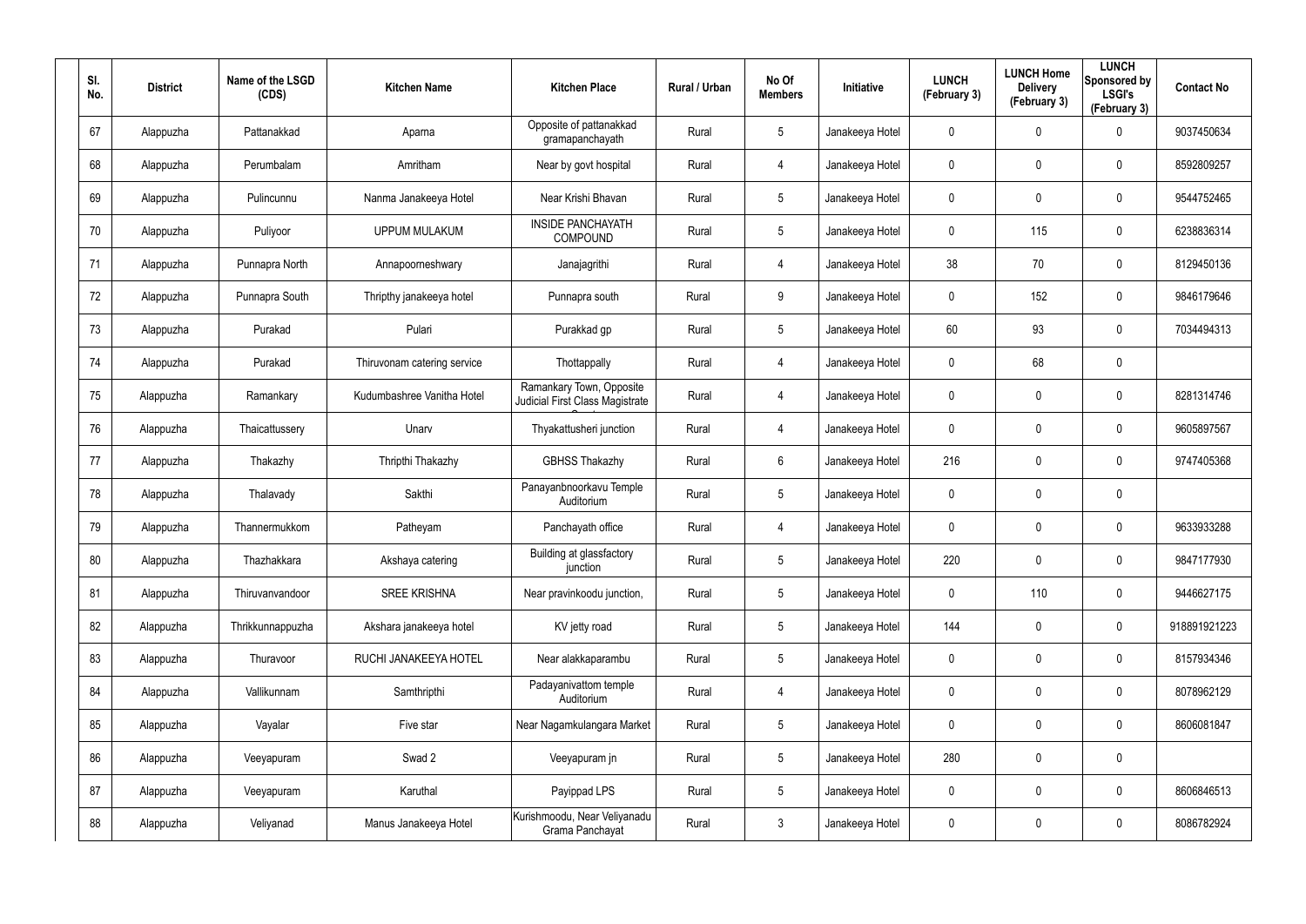| Sl. No. | District | Name of the LSGD (CDS) | Kitchen Name | Kitchen Place | Rural / Urban | No Of Members | Initiative | LUNCH (February 3) | LUNCH Home Delivery (February 3) | LUNCH Sponsored by LSGI's (February 3) | Contact No |
|---|---|---|---|---|---|---|---|---|---|---|---|
| 67 | Alappuzha | Pattanakkad | Aparna | Opposite of pattanakkad gramapanchayath | Rural | 5 | Janakeeya Hotel | 0 | 0 | 0 | 9037450634 |
| 68 | Alappuzha | Perumbalam | Amritham | Near by govt hospital | Rural | 4 | Janakeeya Hotel | 0 | 0 | 0 | 8592809257 |
| 69 | Alappuzha | Pulincunnu | Nanma Janakeeya Hotel | Near Krishi Bhavan | Rural | 5 | Janakeeya Hotel | 0 | 0 | 0 | 9544752465 |
| 70 | Alappuzha | Puliyoor | UPPUM MULAKUM | INSIDE PANCHAYATH COMPOUND | Rural | 5 | Janakeeya Hotel | 0 | 115 | 0 | 6238836314 |
| 71 | Alappuzha | Punnapra North | Annapoorneshwary | Janajagrithi | Rural | 4 | Janakeeya Hotel | 38 | 70 | 0 | 8129450136 |
| 72 | Alappuzha | Punnapra South | Thripthy janakeeya hotel | Punnapra south | Rural | 9 | Janakeeya Hotel | 0 | 152 | 0 | 9846179646 |
| 73 | Alappuzha | Purakad | Pulari | Purakkad gp | Rural | 5 | Janakeeya Hotel | 60 | 93 | 0 | 7034494313 |
| 74 | Alappuzha | Purakad | Thiruvonam catering service | Thottappally | Rural | 4 | Janakeeya Hotel | 0 | 68 | 0 | |
| 75 | Alappuzha | Ramankary | Kudumbashree Vanitha Hotel | Ramankary Town, Opposite Judicial First Class Magistrate Court | Rural | 4 | Janakeeya Hotel | 0 | 0 | 0 | 8281314746 |
| 76 | Alappuzha | Thaicattussery | Unarv | Thyakattusheri junction | Rural | 4 | Janakeeya Hotel | 0 | 0 | 0 | 9605897567 |
| 77 | Alappuzha | Thakazhy | Thripthi Thakazhy | GBHSS Thakazhy | Rural | 6 | Janakeeya Hotel | 216 | 0 | 0 | 9747405368 |
| 78 | Alappuzha | Thalavady | Sakthi | Panayanbnoorkavu Temple Auditorium | Rural | 5 | Janakeeya Hotel | 0 | 0 | 0 | |
| 79 | Alappuzha | Thannermukkom | Patheyam | Panchayath office | Rural | 4 | Janakeeya Hotel | 0 | 0 | 0 | 9633933288 |
| 80 | Alappuzha | Thazhakkara | Akshaya catering | Building at glassfactory junction | Rural | 5 | Janakeeya Hotel | 220 | 0 | 0 | 9847177930 |
| 81 | Alappuzha | Thiruvanvandoor | SREE KRISHNA | Near pravinkoodu junction, | Rural | 5 | Janakeeya Hotel | 0 | 110 | 0 | 9446627175 |
| 82 | Alappuzha | Thrikkunnappuzha | Akshara janakeeya hotel | KV jetty road | Rural | 5 | Janakeeya Hotel | 144 | 0 | 0 | 918891921223 |
| 83 | Alappuzha | Thuravoor | RUCHI JANAKEEYA HOTEL | Near alakkaparambu | Rural | 5 | Janakeeya Hotel | 0 | 0 | 0 | 8157934346 |
| 84 | Alappuzha | Vallikunnam | Samthripthi | Padayanivattom temple Auditorium | Rural | 4 | Janakeeya Hotel | 0 | 0 | 0 | 8078962129 |
| 85 | Alappuzha | Vayalar | Five star | Near Nagamkulangara Market | Rural | 5 | Janakeeya Hotel | 0 | 0 | 0 | 8606081847 |
| 86 | Alappuzha | Veeyapuram | Swad 2 | Veeyapuram jn | Rural | 5 | Janakeeya Hotel | 280 | 0 | 0 | |
| 87 | Alappuzha | Veeyapuram | Karuthal | Payippad LPS | Rural | 5 | Janakeeya Hotel | 0 | 0 | 0 | 8606846513 |
| 88 | Alappuzha | Veliyanad | Manus Janakeeya Hotel | Kurishmoodu, Near Veliyanadu Grama Panchayat | Rural | 3 | Janakeeya Hotel | 0 | 0 | 0 | 8086782924 |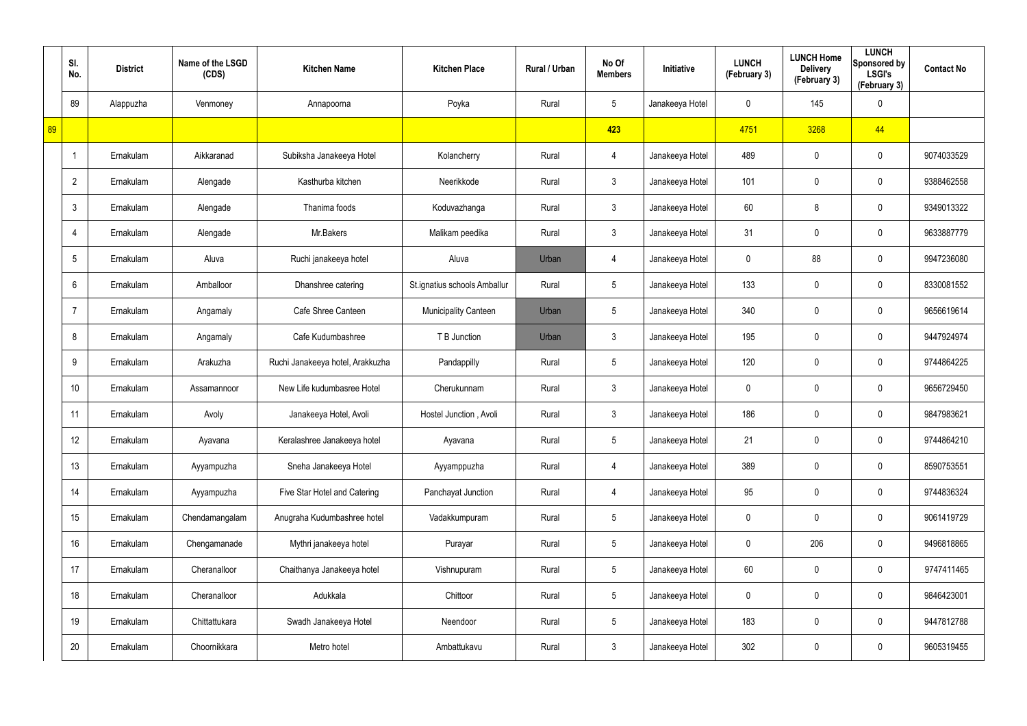| | Sl. No. | District | Name of the LSGD (CDS) | Kitchen Name | Kitchen Place | Rural / Urban | No Of Members | Initiative | LUNCH (February 3) | LUNCH Home Delivery (February 3) | LUNCH Sponsored by LSGI's (February 3) | Contact No |
|---|---|---|---|---|---|---|---|---|---|---|---|---|
| | 89 | Alappuzha | Venmoney | Annapoorna | Poyka | Rural | 5 | Janakeeya Hotel | 0 | 145 | 0 | |
| 89 | | | | | | | 423 | | 4751 | 3268 | 44 | |
| | 1 | Ernakulam | Aikkaranad | Subiksha Janakeeya Hotel | Kolancherry | Rural | 4 | Janakeeya Hotel | 489 | 0 | 0 | 9074033529 |
| | 2 | Ernakulam | Alengade | Kasthurba kitchen | Neerikkode | Rural | 3 | Janakeeya Hotel | 101 | 0 | 0 | 9388462558 |
| | 3 | Ernakulam | Alengade | Thanima foods | Koduvazhanga | Rural | 3 | Janakeeya Hotel | 60 | 8 | 0 | 9349013322 |
| | 4 | Ernakulam | Alengade | Mr.Bakers | Malikam peedika | Rural | 3 | Janakeeya Hotel | 31 | 0 | 0 | 9633887779 |
| | 5 | Ernakulam | Aluva | Ruchi janakeeya hotel | Aluva | Urban | 4 | Janakeeya Hotel | 0 | 88 | 0 | 9947236080 |
| | 6 | Ernakulam | Amballoor | Dhanshree catering | St.ignatius schools Amballur | Rural | 5 | Janakeeya Hotel | 133 | 0 | 0 | 8330081552 |
| | 7 | Ernakulam | Angamaly | Cafe Shree Canteen | Municipality Canteen | Urban | 5 | Janakeeya Hotel | 340 | 0 | 0 | 9656619614 |
| | 8 | Ernakulam | Angamaly | Cafe Kudumbashree | T B Junction | Urban | 3 | Janakeeya Hotel | 195 | 0 | 0 | 9447924974 |
| | 9 | Ernakulam | Arakuzha | Ruchi Janakeeya hotel, Arakkuzha | Pandappilly | Rural | 5 | Janakeeya Hotel | 120 | 0 | 0 | 9744864225 |
| | 10 | Ernakulam | Assamannoor | New Life kudumbasree Hotel | Cherukunnam | Rural | 3 | Janakeeya Hotel | 0 | 0 | 0 | 9656729450 |
| | 11 | Ernakulam | Avoly | Janakeeya Hotel, Avoli | Hostel Junction , Avoli | Rural | 3 | Janakeeya Hotel | 186 | 0 | 0 | 9847983621 |
| | 12 | Ernakulam | Ayavana | Keralashree Janakeeya hotel | Ayavana | Rural | 5 | Janakeeya Hotel | 21 | 0 | 0 | 9744864210 |
| | 13 | Ernakulam | Ayyampuzha | Sneha Janakeeya Hotel | Ayyamppuzha | Rural | 4 | Janakeeya Hotel | 389 | 0 | 0 | 8590753551 |
| | 14 | Ernakulam | Ayyampuzha | Five Star Hotel and Catering | Panchayat Junction | Rural | 4 | Janakeeya Hotel | 95 | 0 | 0 | 9744836324 |
| | 15 | Ernakulam | Chendamangalam | Anugraha Kudumbashree hotel | Vadakkumpuram | Rural | 5 | Janakeeya Hotel | 0 | 0 | 0 | 9061419729 |
| | 16 | Ernakulam | Chengamanade | Mythri janakeeya hotel | Purayar | Rural | 5 | Janakeeya Hotel | 0 | 206 | 0 | 9496818865 |
| | 17 | Ernakulam | Cheranalloor | Chaithanya Janakeeya hotel | Vishnupuram | Rural | 5 | Janakeeya Hotel | 60 | 0 | 0 | 9747411465 |
| | 18 | Ernakulam | Cheranalloor | Adukkala | Chittoor | Rural | 5 | Janakeeya Hotel | 0 | 0 | 0 | 9846423001 |
| | 19 | Ernakulam | Chittattukara | Swadh Janakeeya Hotel | Neendoor | Rural | 5 | Janakeeya Hotel | 183 | 0 | 0 | 9447812788 |
| | 20 | Ernakulam | Choornikkara | Metro hotel | Ambattukavu | Rural | 3 | Janakeeya Hotel | 302 | 0 | 0 | 9605319455 |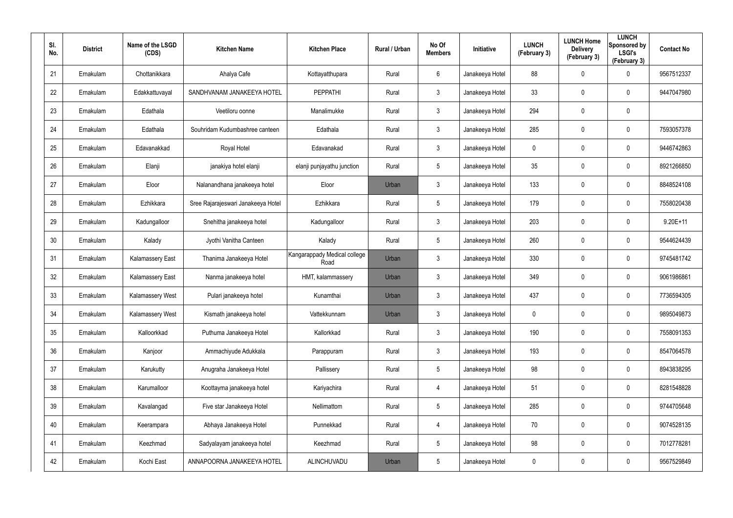| Sl. No. | District | Name of the LSGD (CDS) | Kitchen Name | Kitchen Place | Rural / Urban | No Of Members | Initiative | LUNCH (February 3) | LUNCH Home Delivery (February 3) | LUNCH Sponsored by LSGI's (February 3) | Contact No |
|---|---|---|---|---|---|---|---|---|---|---|---|
| 21 | Ernakulam | Chottanikkara | Ahalya Cafe | Kottayatthupara | Rural | 6 | Janakeeya Hotel | 88 | 0 | 0 | 9567512337 |
| 22 | Ernakulam | Edakkattuvayal | SANDHVANAM JANAKEEYA HOTEL | PEPPATHI | Rural | 3 | Janakeeya Hotel | 33 | 0 | 0 | 9447047980 |
| 23 | Ernakulam | Edathala | Veetiloru oonne | Manalimukke | Rural | 3 | Janakeeya Hotel | 294 | 0 | 0 | |
| 24 | Ernakulam | Edathala | Souhridam Kudumbashree canteen | Edathala | Rural | 3 | Janakeeya Hotel | 285 | 0 | 0 | 7593057378 |
| 25 | Ernakulam | Edavanakkad | Royal Hotel | Edavanakad | Rural | 3 | Janakeeya Hotel | 0 | 0 | 0 | 9446742863 |
| 26 | Ernakulam | Elanji | janakiya hotel elanji | elanji punjayathu junction | Rural | 5 | Janakeeya Hotel | 35 | 0 | 0 | 8921266850 |
| 27 | Ernakulam | Eloor | Nalanandhana janakeeya hotel | Eloor | Urban | 3 | Janakeeya Hotel | 133 | 0 | 0 | 8848524108 |
| 28 | Ernakulam | Ezhikkara | Sree Rajarajeswari Janakeeya Hotel | Ezhikkara | Rural | 5 | Janakeeya Hotel | 179 | 0 | 0 | 7558020438 |
| 29 | Ernakulam | Kadungalloor | Snehitha janakeeya hotel | Kadungalloor | Rural | 3 | Janakeeya Hotel | 203 | 0 | 0 | 9.20E+11 |
| 30 | Ernakulam | Kalady | Jyothi Vanitha Canteen | Kalady | Rural | 5 | Janakeeya Hotel | 260 | 0 | 0 | 9544624439 |
| 31 | Ernakulam | Kalamassery East | Thanima Janakeeya Hotel | Kangarappady Medical college Road | Urban | 3 | Janakeeya Hotel | 330 | 0 | 0 | 9745481742 |
| 32 | Ernakulam | Kalamassery East | Nanma janakeeya hotel | HMT, kalammassery | Urban | 3 | Janakeeya Hotel | 349 | 0 | 0 | 9061986861 |
| 33 | Ernakulam | Kalamassery West | Pulari janakeeya hotel | Kunamthai | Urban | 3 | Janakeeya Hotel | 437 | 0 | 0 | 7736594305 |
| 34 | Ernakulam | Kalamassery West | Kismath janakeeya hotel | Vattekkunnam | Urban | 3 | Janakeeya Hotel | 0 | 0 | 0 | 9895049873 |
| 35 | Ernakulam | Kalloorkkad | Puthuma Janakeeya Hotel | Kallorkkad | Rural | 3 | Janakeeya Hotel | 190 | 0 | 0 | 7558091353 |
| 36 | Ernakulam | Kanjoor | Ammachiyude Adukkala | Parappuram | Rural | 3 | Janakeeya Hotel | 193 | 0 | 0 | 8547064578 |
| 37 | Ernakulam | Karukutty | Anugraha Janakeeya Hotel | Pallissery | Rural | 5 | Janakeeya Hotel | 98 | 0 | 0 | 8943838295 |
| 38 | Ernakulam | Karumalloor | Koottayma janakeeya hotel | Kariyachira | Rural | 4 | Janakeeya Hotel | 51 | 0 | 0 | 8281548828 |
| 39 | Ernakulam | Kavalangad | Five star Janakeeya Hotel | Nellimattom | Rural | 5 | Janakeeya Hotel | 285 | 0 | 0 | 9744705648 |
| 40 | Ernakulam | Keerampara | Abhaya Janakeeya Hotel | Punnekkad | Rural | 4 | Janakeeya Hotel | 70 | 0 | 0 | 9074528135 |
| 41 | Ernakulam | Keezhmad | Sadyalayam janakeeya hotel | Keezhmad | Rural | 5 | Janakeeya Hotel | 98 | 0 | 0 | 7012778281 |
| 42 | Ernakulam | Kochi East | ANNAPOORNA JANAKEEYA HOTEL | ALINCHUVADU | Urban | 5 | Janakeeya Hotel | 0 | 0 | 0 | 9567529849 |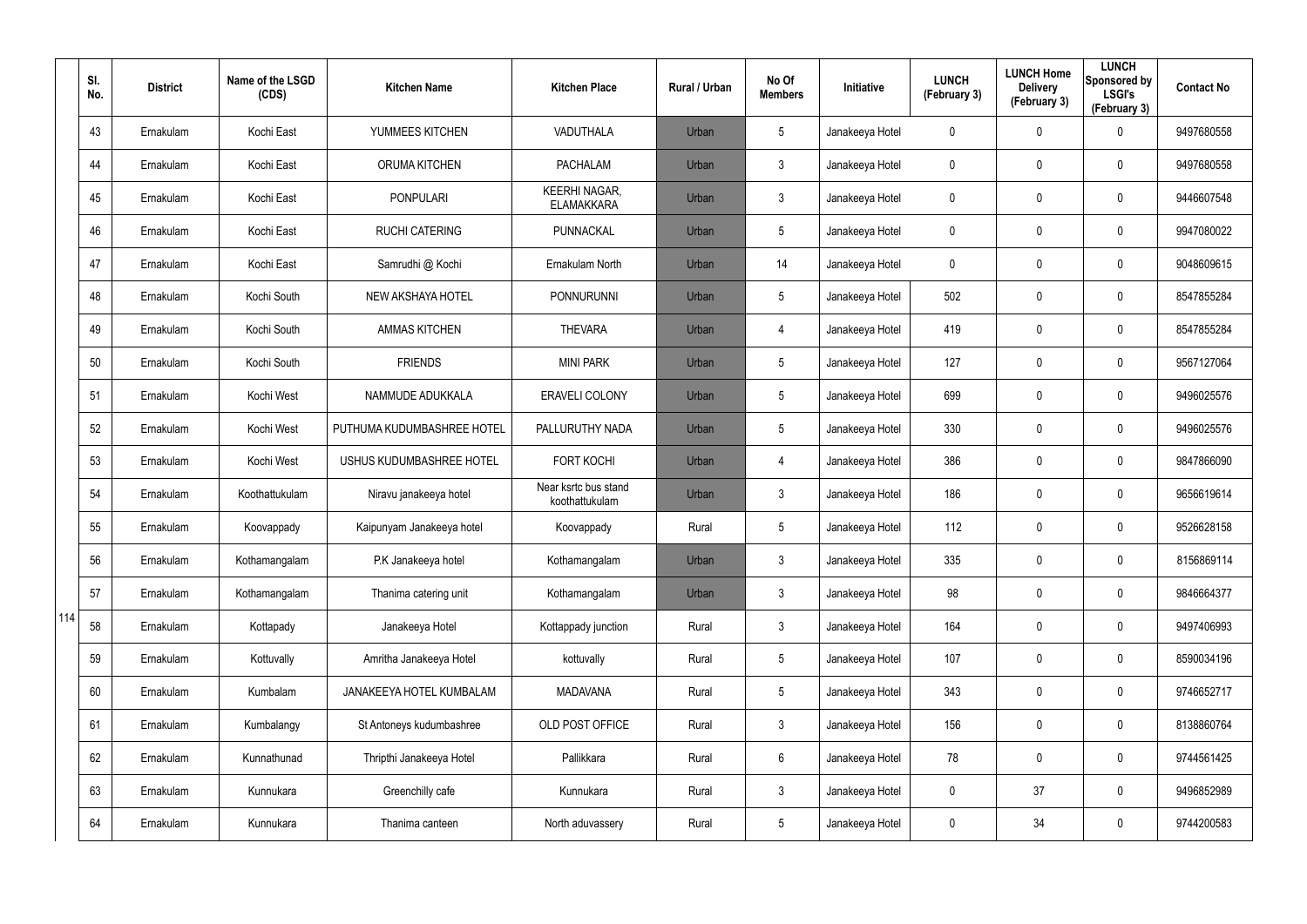| Sl. No. | District | Name of the LSGD (CDS) | Kitchen Name | Kitchen Place | Rural / Urban | No Of Members | Initiative | LUNCH (February 3) | LUNCH Home Delivery (February 3) | LUNCH Sponsored by LSGI's (February 3) | Contact No |
|---|---|---|---|---|---|---|---|---|---|---|---|
| 43 | Ernakulam | Kochi East | YUMMEES KITCHEN | VADUTHALA | Urban | 5 | Janakeeya Hotel | 0 | 0 | 0 | 9497680558 |
| 44 | Ernakulam | Kochi East | ORUMA KITCHEN | PACHALAM | Urban | 3 | Janakeeya Hotel | 0 | 0 | 0 | 9497680558 |
| 45 | Ernakulam | Kochi East | PONPULARI | KEERHI NAGAR, ELAMAKKARA | Urban | 3 | Janakeeya Hotel | 0 | 0 | 0 | 9446607548 |
| 46 | Ernakulam | Kochi East | RUCHI CATERING | PUNNACKAL | Urban | 5 | Janakeeya Hotel | 0 | 0 | 0 | 9947080022 |
| 47 | Ernakulam | Kochi East | Samrudhi @ Kochi | Ernakulam North | Urban | 14 | Janakeeya Hotel | 0 | 0 | 0 | 9048609615 |
| 48 | Ernakulam | Kochi South | NEW AKSHAYA HOTEL | PONNURUNNI | Urban | 5 | Janakeeya Hotel | 502 | 0 | 0 | 8547855284 |
| 49 | Ernakulam | Kochi South | AMMAS KITCHEN | THEVARA | Urban | 4 | Janakeeya Hotel | 419 | 0 | 0 | 8547855284 |
| 50 | Ernakulam | Kochi South | FRIENDS | MINI PARK | Urban | 5 | Janakeeya Hotel | 127 | 0 | 0 | 9567127064 |
| 51 | Ernakulam | Kochi West | NAMMUDE ADUKKALA | ERAVELI COLONY | Urban | 5 | Janakeeya Hotel | 699 | 0 | 0 | 9496025576 |
| 52 | Ernakulam | Kochi West | PUTHUMA KUDUMBASHREE HOTEL | PALLURUTHY NADA | Urban | 5 | Janakeeya Hotel | 330 | 0 | 0 | 9496025576 |
| 53 | Ernakulam | Kochi West | USHUS KUDUMBASHREE HOTEL | FORT KOCHI | Urban | 4 | Janakeeya Hotel | 386 | 0 | 0 | 9847866090 |
| 54 | Ernakulam | Koothattukulam | Niravu janakeeya hotel | Near ksrtc bus stand koothattukulam | Urban | 3 | Janakeeya Hotel | 186 | 0 | 0 | 9656619614 |
| 55 | Ernakulam | Koovappady | Kaipunyam Janakeeya hotel | Koovappady | Rural | 5 | Janakeeya Hotel | 112 | 0 | 0 | 9526628158 |
| 56 | Ernakulam | Kothamangalam | P.K Janakeeya hotel | Kothamangalam | Urban | 3 | Janakeeya Hotel | 335 | 0 | 0 | 8156869114 |
| 57 | Ernakulam | Kothamangalam | Thanima catering unit | Kothamangalam | Urban | 3 | Janakeeya Hotel | 98 | 0 | 0 | 9846664377 |
| 58 | Ernakulam | Kottapady | Janakeeya Hotel | Kottappady junction | Rural | 3 | Janakeeya Hotel | 164 | 0 | 0 | 9497406993 |
| 59 | Ernakulam | Kottuvally | Amritha Janakeeya Hotel | kottuvally | Rural | 5 | Janakeeya Hotel | 107 | 0 | 0 | 8590034196 |
| 60 | Ernakulam | Kumbalam | JANAKEEYA HOTEL KUMBALAM | MADAVANA | Rural | 5 | Janakeeya Hotel | 343 | 0 | 0 | 9746652717 |
| 61 | Ernakulam | Kumbalangy | St Antoneys kudumbashree | OLD POST OFFICE | Rural | 3 | Janakeeya Hotel | 156 | 0 | 0 | 8138860764 |
| 62 | Ernakulam | Kunnathunad | Thripthi Janakeeya Hotel | Pallikkara | Rural | 6 | Janakeeya Hotel | 78 | 0 | 0 | 9744561425 |
| 63 | Ernakulam | Kunnukara | Greenchilly cafe | Kunnukara | Rural | 3 | Janakeeya Hotel | 0 | 37 | 0 | 9496852989 |
| 64 | Ernakulam | Kunnukara | Thanima canteen | North aduvassery | Rural | 5 | Janakeeya Hotel | 0 | 34 | 0 | 9744200583 |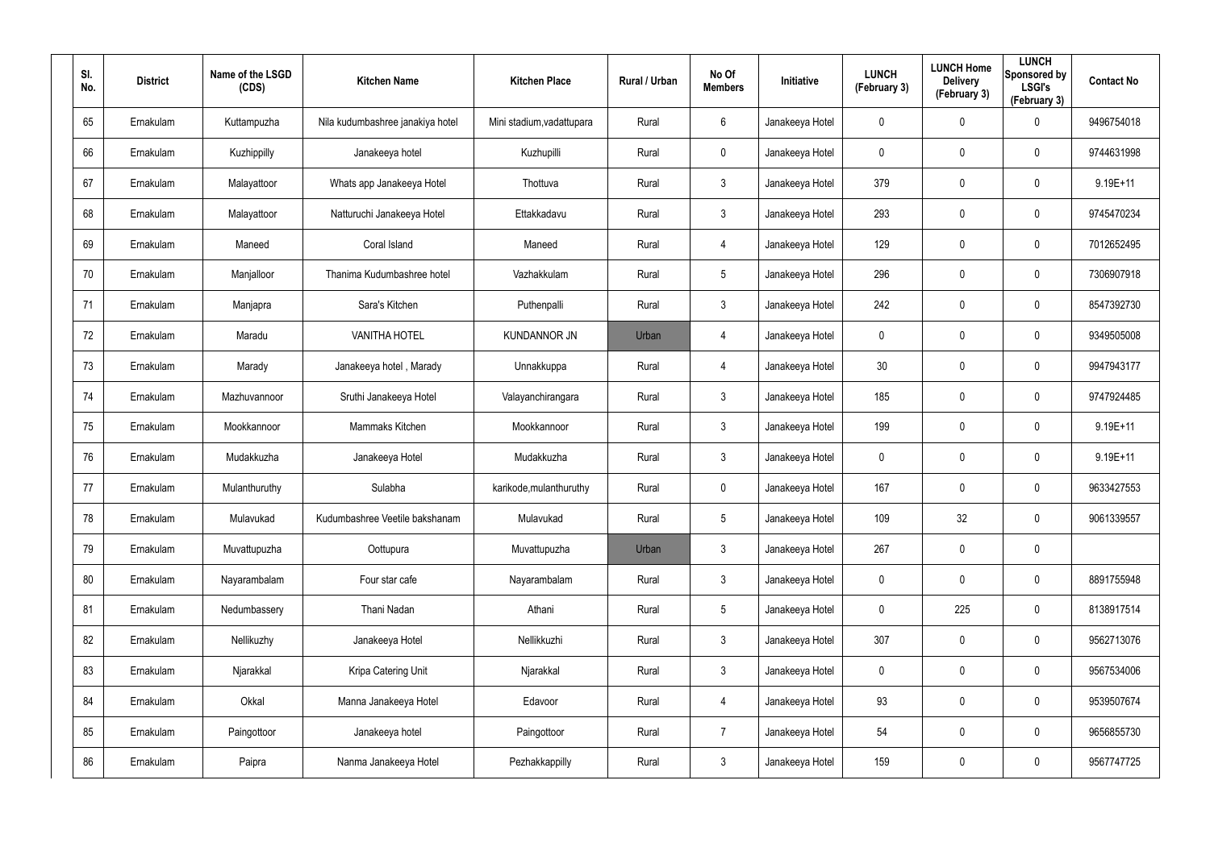| Sl. No. | District | Name of the LSGD (CDS) | Kitchen Name | Kitchen Place | Rural / Urban | No Of Members | Initiative | LUNCH (February 3) | LUNCH Home Delivery (February 3) | LUNCH Sponsored by LSGI's (February 3) | Contact No |
|---|---|---|---|---|---|---|---|---|---|---|---|
| 65 | Ernakulam | Kuttampuzha | Nila kudumbashree janakiya hotel | Mini stadium,vadattupara | Rural | 6 | Janakeeya Hotel | 0 | 0 | 0 | 9496754018 |
| 66 | Ernakulam | Kuzhippilly | Janakeeya hotel | Kuzhupilli | Rural | 0 | Janakeeya Hotel | 0 | 0 | 0 | 9744631998 |
| 67 | Ernakulam | Malayattoor | Whats app Janakeeya Hotel | Thottuva | Rural | 3 | Janakeeya Hotel | 379 | 0 | 0 | 9.19E+11 |
| 68 | Ernakulam | Malayattoor | Natturuchi Janakeeya Hotel | Ettakkadavu | Rural | 3 | Janakeeya Hotel | 293 | 0 | 0 | 9745470234 |
| 69 | Ernakulam | Maneed | Coral Island | Maneed | Rural | 4 | Janakeeya Hotel | 129 | 0 | 0 | 7012652495 |
| 70 | Ernakulam | Manjalloor | Thanima Kudumbashree hotel | Vazhakkulam | Rural | 5 | Janakeeya Hotel | 296 | 0 | 0 | 7306907918 |
| 71 | Ernakulam | Manjapra | Sara's Kitchen | Puthenpalli | Rural | 3 | Janakeeya Hotel | 242 | 0 | 0 | 8547392730 |
| 72 | Ernakulam | Maradu | VANITHA HOTEL | KUNDANNOR JN | Urban | 4 | Janakeeya Hotel | 0 | 0 | 0 | 9349505008 |
| 73 | Ernakulam | Marady | Janakeeya hotel , Marady | Unnakkuppa | Rural | 4 | Janakeeya Hotel | 30 | 0 | 0 | 9947943177 |
| 74 | Ernakulam | Mazhuvannoor | Sruthi Janakeeya Hotel | Valayanchirangara | Rural | 3 | Janakeeya Hotel | 185 | 0 | 0 | 9747924485 |
| 75 | Ernakulam | Mookkannoor | Mammaks Kitchen | Mookkannoor | Rural | 3 | Janakeeya Hotel | 199 | 0 | 0 | 9.19E+11 |
| 76 | Ernakulam | Mudakkuzha | Janakeeya Hotel | Mudakkuzha | Rural | 3 | Janakeeya Hotel | 0 | 0 | 0 | 9.19E+11 |
| 77 | Ernakulam | Mulanthuruthy | Sulabha | karikode,mulanthuruthy | Rural | 0 | Janakeeya Hotel | 167 | 0 | 0 | 9633427553 |
| 78 | Ernakulam | Mulavukad | Kudumbashree Veetile bakshanam | Mulavukad | Rural | 5 | Janakeeya Hotel | 109 | 32 | 0 | 9061339557 |
| 79 | Ernakulam | Muvattupuzha | Oottupura | Muvattupuzha | Urban | 3 | Janakeeya Hotel | 267 | 0 | 0 | |
| 80 | Ernakulam | Nayarambalam | Four star cafe | Nayarambalam | Rural | 3 | Janakeeya Hotel | 0 | 0 | 0 | 8891755948 |
| 81 | Ernakulam | Nedumbassery | Thani Nadan | Athani | Rural | 5 | Janakeeya Hotel | 0 | 225 | 0 | 8138917514 |
| 82 | Ernakulam | Nellikuzhy | Janakeeya Hotel | Nellikkuzhi | Rural | 3 | Janakeeya Hotel | 307 | 0 | 0 | 9562713076 |
| 83 | Ernakulam | Njarakkal | Kripa Catering Unit | Njarakkal | Rural | 3 | Janakeeya Hotel | 0 | 0 | 0 | 9567534006 |
| 84 | Ernakulam | Okkal | Manna Janakeeya Hotel | Edavoor | Rural | 4 | Janakeeya Hotel | 93 | 0 | 0 | 9539507674 |
| 85 | Ernakulam | Paingottoor | Janakeeya hotel | Paingottoor | Rural | 7 | Janakeeya Hotel | 54 | 0 | 0 | 9656855730 |
| 86 | Ernakulam | Paipra | Nanma Janakeeya Hotel | Pezhakkappilly | Rural | 3 | Janakeeya Hotel | 159 | 0 | 0 | 9567747725 |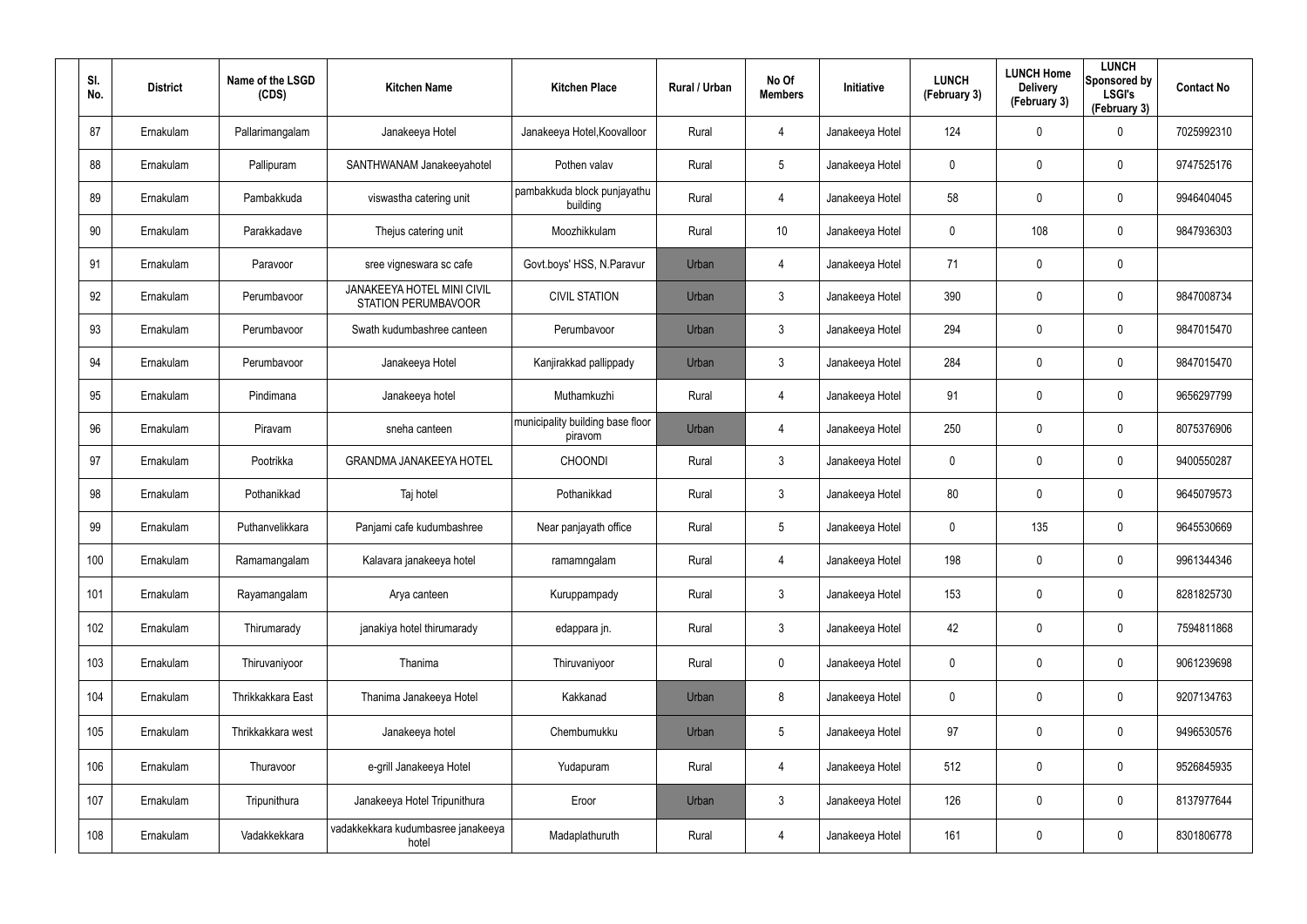| Sl. No. | District | Name of the LSGD (CDS) | Kitchen Name | Kitchen Place | Rural / Urban | No Of Members | Initiative | LUNCH (February 3) | LUNCH Home Delivery (February 3) | LUNCH Sponsored by LSGI's (February 3) | Contact No |
|---|---|---|---|---|---|---|---|---|---|---|---|
| 87 | Ernakulam | Pallarimangalam | Janakeeya Hotel | Janakeeya Hotel,Koovalloor | Rural | 4 | Janakeeya Hotel | 124 | 0 | 0 | 7025992310 |
| 88 | Ernakulam | Pallipuram | SANTHWANAM Janakeeyahotel | Pothen valav | Rural | 5 | Janakeeya Hotel | 0 | 0 | 0 | 9747525176 |
| 89 | Ernakulam | Pambakkuda | viswastha catering unit | pambakkuda block punjayathu building | Rural | 4 | Janakeeya Hotel | 58 | 0 | 0 | 9946404045 |
| 90 | Ernakulam | Parakkadave | Thejus catering unit | Moozhikkulam | Rural | 10 | Janakeeya Hotel | 0 | 108 | 0 | 9847936303 |
| 91 | Ernakulam | Paravoor | sree vigneswara sc cafe | Govt.boys' HSS, N.Paravur | Urban | 4 | Janakeeya Hotel | 71 | 0 | 0 | |
| 92 | Ernakulam | Perumbavoor | JANAKEEYA HOTEL MINI CIVIL STATION PERUMBAVOOR | CIVIL STATION | Urban | 3 | Janakeeya Hotel | 390 | 0 | 0 | 9847008734 |
| 93 | Ernakulam | Perumbavoor | Swath kudumbashree canteen | Perumbavoor | Urban | 3 | Janakeeya Hotel | 294 | 0 | 0 | 9847015470 |
| 94 | Ernakulam | Perumbavoor | Janakeeya Hotel | Kanjirakkad pallippady | Urban | 3 | Janakeeya Hotel | 284 | 0 | 0 | 9847015470 |
| 95 | Ernakulam | Pindimana | Janakeeya hotel | Muthamkuzhi | Rural | 4 | Janakeeya Hotel | 91 | 0 | 0 | 9656297799 |
| 96 | Ernakulam | Piravam | sneha canteen | municipality building base floor piravom | Urban | 4 | Janakeeya Hotel | 250 | 0 | 0 | 8075376906 |
| 97 | Ernakulam | Pootrikka | GRANDMA JANAKEEYA HOTEL | CHOONDI | Rural | 3 | Janakeeya Hotel | 0 | 0 | 0 | 9400550287 |
| 98 | Ernakulam | Pothanikkad | Taj hotel | Pothanikkad | Rural | 3 | Janakeeya Hotel | 80 | 0 | 0 | 9645079573 |
| 99 | Ernakulam | Puthanvelikkara | Panjami cafe kudumbashree | Near panjayath office | Rural | 5 | Janakeeya Hotel | 0 | 135 | 0 | 9645530669 |
| 100 | Ernakulam | Ramamangalam | Kalavara janakeeya hotel | ramamngalam | Rural | 4 | Janakeeya Hotel | 198 | 0 | 0 | 9961344346 |
| 101 | Ernakulam | Rayamangalam | Arya canteen | Kuruppampady | Rural | 3 | Janakeeya Hotel | 153 | 0 | 0 | 8281825730 |
| 102 | Ernakulam | Thirumarady | janakiya hotel thirumarady | edappara jn. | Rural | 3 | Janakeeya Hotel | 42 | 0 | 0 | 7594811868 |
| 103 | Ernakulam | Thiruvaniyoor | Thanima | Thiruvaniyoor | Rural | 0 | Janakeeya Hotel | 0 | 0 | 0 | 9061239698 |
| 104 | Ernakulam | Thrikkakkara East | Thanima Janakeeya Hotel | Kakkanad | Urban | 8 | Janakeeya Hotel | 0 | 0 | 0 | 9207134763 |
| 105 | Ernakulam | Thrikkakkara west | Janakeeya hotel | Chembumukku | Urban | 5 | Janakeeya Hotel | 97 | 0 | 0 | 9496530576 |
| 106 | Ernakulam | Thuravoor | e-grill Janakeeya Hotel | Yudapuram | Rural | 4 | Janakeeya Hotel | 512 | 0 | 0 | 9526845935 |
| 107 | Ernakulam | Tripunithura | Janakeeya Hotel Tripunithura | Eroor | Urban | 3 | Janakeeya Hotel | 126 | 0 | 0 | 8137977644 |
| 108 | Ernakulam | Vadakkekkara | vadakkekkara kudumbasree janakeeya hotel | Madaplathuruth | Rural | 4 | Janakeeya Hotel | 161 | 0 | 0 | 8301806778 |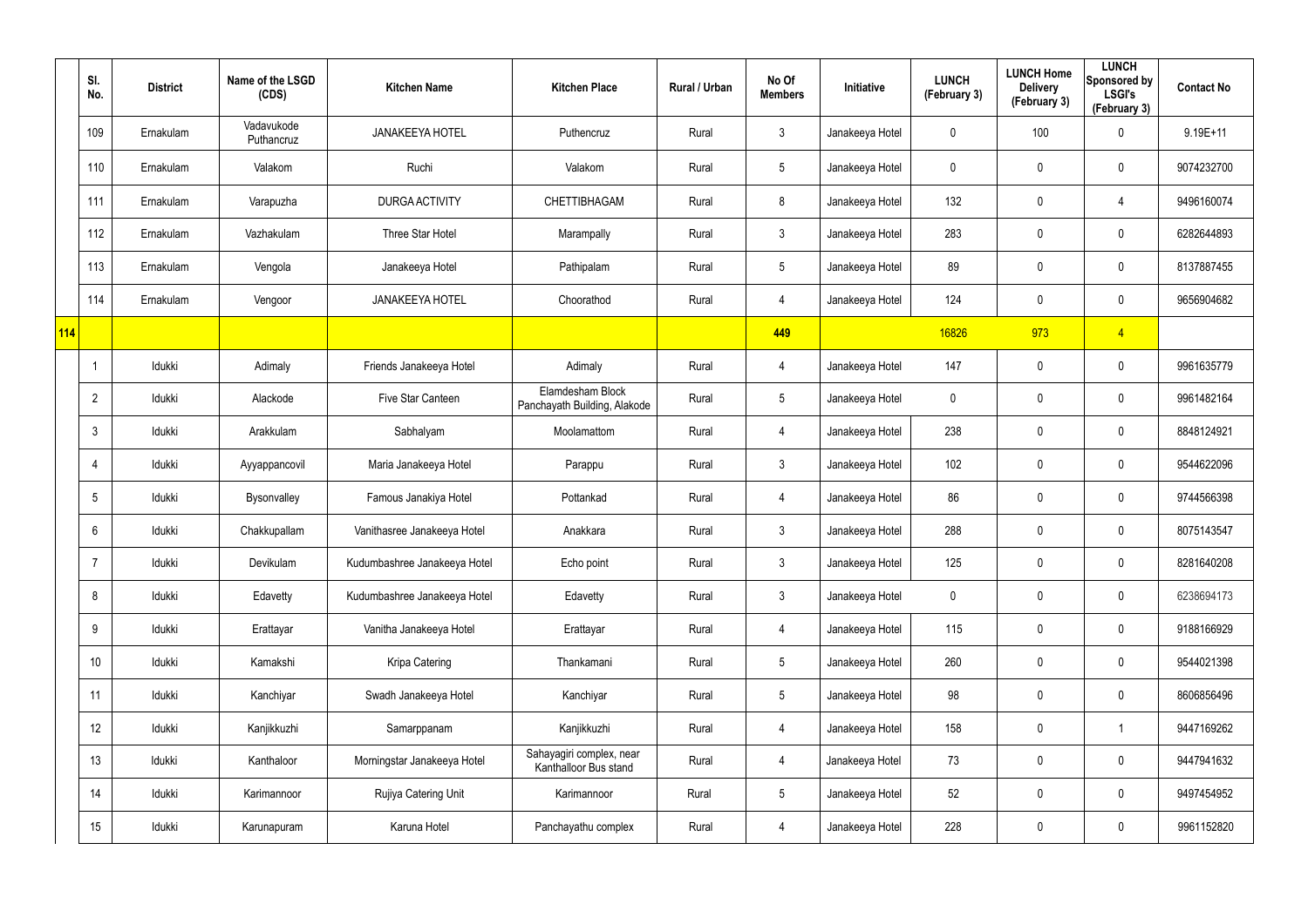|  | Sl. No. | District | Name of the LSGD (CDS) | Kitchen Name | Kitchen Place | Rural / Urban | No Of Members | Initiative | LUNCH (February 3) | LUNCH Home Delivery (February 3) | LUNCH Sponsored by LSGI's (February 3) | Contact No |
|---|---|---|---|---|---|---|---|---|---|---|---|---|
|  | 109 | Ernakulam | Vadavukode Puthancruz | JANAKEEYA HOTEL | Puthencruz | Rural | 3 | Janakeeya Hotel | 0 | 100 | 0 | 9.19E+11 |
|  | 110 | Ernakulam | Valakom | Ruchi | Valakom | Rural | 5 | Janakeeya Hotel | 0 | 0 | 0 | 9074232700 |
|  | 111 | Ernakulam | Varapuzha | DURGA ACTIVITY | CHETTIBHAGAM | Rural | 8 | Janakeeya Hotel | 132 | 0 | 4 | 9496160074 |
|  | 112 | Ernakulam | Vazhakulam | Three Star Hotel | Marampally | Rural | 3 | Janakeeya Hotel | 283 | 0 | 0 | 6282644893 |
|  | 113 | Ernakulam | Vengola | Janakeeya Hotel | Pathipalam | Rural | 5 | Janakeeya Hotel | 89 | 0 | 0 | 8137887455 |
|  | 114 | Ernakulam | Vengoor | JANAKEEYA HOTEL | Choorathod | Rural | 4 | Janakeeya Hotel | 124 | 0 | 0 | 9656904682 |
| 114 |  |  |  |  |  |  | 449 |  | 16826 | 973 | 4 |  |
|  | 1 | Idukki | Adimaly | Friends Janakeeya Hotel | Adimaly | Rural | 4 | Janakeeya Hotel | 147 | 0 | 0 | 9961635779 |
|  | 2 | Idukki | Alackode | Five Star Canteen | Elamdesham Block Panchayath Building, Alakode | Rural | 5 | Janakeeya Hotel | 0 | 0 | 0 | 9961482164 |
|  | 3 | Idukki | Arakkulam | Sabhalyam | Moolamattom | Rural | 4 | Janakeeya Hotel | 238 | 0 | 0 | 8848124921 |
|  | 4 | Idukki | Ayyappancovil | Maria Janakeeya Hotel | Parappu | Rural | 3 | Janakeeya Hotel | 102 | 0 | 0 | 9544622096 |
|  | 5 | Idukki | Bysonvalley | Famous Janakiya Hotel | Pottankad | Rural | 4 | Janakeeya Hotel | 86 | 0 | 0 | 9744566398 |
|  | 6 | Idukki | Chakkupallam | Vanithasree Janakeeya Hotel | Anakkara | Rural | 3 | Janakeeya Hotel | 288 | 0 | 0 | 8075143547 |
|  | 7 | Idukki | Devikulam | Kudumbashree Janakeeya Hotel | Echo point | Rural | 3 | Janakeeya Hotel | 125 | 0 | 0 | 8281640208 |
|  | 8 | Idukki | Edavetty | Kudumbashree Janakeeya Hotel | Edavetty | Rural | 3 | Janakeeya Hotel | 0 | 0 | 0 | 6238694173 |
|  | 9 | Idukki | Erattayar | Vanitha Janakeeya Hotel | Erattayar | Rural | 4 | Janakeeya Hotel | 115 | 0 | 0 | 9188166929 |
|  | 10 | Idukki | Kamakshi | Kripa Catering | Thankamani | Rural | 5 | Janakeeya Hotel | 260 | 0 | 0 | 9544021398 |
|  | 11 | Idukki | Kanchiyar | Swadh Janakeeya Hotel | Kanchiyar | Rural | 5 | Janakeeya Hotel | 98 | 0 | 0 | 8606856496 |
|  | 12 | Idukki | Kanjikkuzhi | Samarppanam | Kanjikkuzhi | Rural | 4 | Janakeeya Hotel | 158 | 0 | 1 | 9447169262 |
|  | 13 | Idukki | Kanthaloor | Morningstar Janakeeya Hotel | Sahayagiri complex, near Kanthalloor Bus stand | Rural | 4 | Janakeeya Hotel | 73 | 0 | 0 | 9447941632 |
|  | 14 | Idukki | Karimannoor | Rujiya Catering Unit | Karimannoor | Rural | 5 | Janakeeya Hotel | 52 | 0 | 0 | 9497454952 |
|  | 15 | Idukki | Karunapuram | Karuna Hotel | Panchayathu complex | Rural | 4 | Janakeeya Hotel | 228 | 0 | 0 | 9961152820 |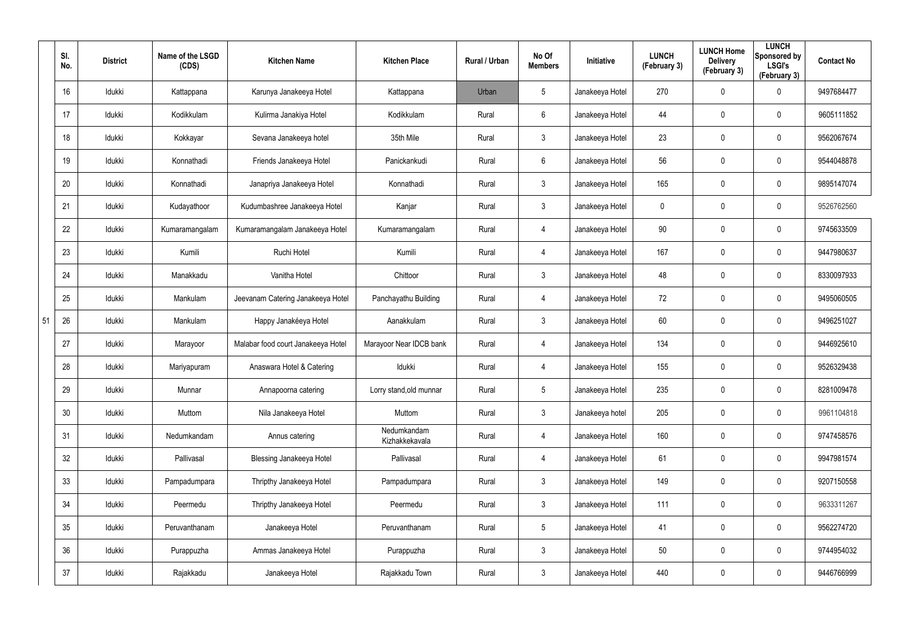| | Sl. No. | District | Name of the LSGD (CDS) | Kitchen Name | Kitchen Place | Rural / Urban | No Of Members | Initiative | LUNCH (February 3) | LUNCH Home Delivery (February 3) | LUNCH Sponsored by LSGI's (February 3) | Contact No |
|---|---|---|---|---|---|---|---|---|---|---|---|---|
| | 16 | Idukki | Kattappana | Karunya Janakeeya Hotel | Kattappana | Urban | 5 | Janakeeya Hotel | 270 | 0 | 0 | 9497684477 |
| | 17 | Idukki | Kodikkulam | Kulirma Janakiya Hotel | Kodikkulam | Rural | 6 | Janakeeya Hotel | 44 | 0 | 0 | 9605111852 |
| | 18 | Idukki | Kokkayar | Sevana Janakeeya hotel | 35th Mile | Rural | 3 | Janakeeya Hotel | 23 | 0 | 0 | 9562067674 |
| | 19 | Idukki | Konnathadi | Friends Janakeeya Hotel | Panickankudi | Rural | 6 | Janakeeya Hotel | 56 | 0 | 0 | 9544048878 |
| | 20 | Idukki | Konnathadi | Janapriya Janakeeya Hotel | Konnathadi | Rural | 3 | Janakeeya Hotel | 165 | 0 | 0 | 9895147074 |
| | 21 | Idukki | Kudayathoor | Kudumbashree Janakeeya Hotel | Kanjar | Rural | 3 | Janakeeya Hotel | 0 | 0 | 0 | 9526762560 |
| | 22 | Idukki | Kumaramangalam | Kumaramangalam Janakeeya Hotel | Kumaramangalam | Rural | 4 | Janakeeya Hotel | 90 | 0 | 0 | 9745633509 |
| | 23 | Idukki | Kumili | Ruchi Hotel | Kumili | Rural | 4 | Janakeeya Hotel | 167 | 0 | 0 | 9447980637 |
| | 24 | Idukki | Manakkadu | Vanitha Hotel | Chittoor | Rural | 3 | Janakeeya Hotel | 48 | 0 | 0 | 8330097933 |
| | 25 | Idukki | Mankulam | Jeevanam Catering Janakeeya Hotel | Panchayathu Building | Rural | 4 | Janakeeya Hotel | 72 | 0 | 0 | 9495060505 |
| 51 | 26 | Idukki | Mankulam | Happy Janakéeya Hotel | Aanakkulam | Rural | 3 | Janakeeya Hotel | 60 | 0 | 0 | 9496251027 |
| | 27 | Idukki | Marayoor | Malabar food court Janakeeya Hotel | Marayoor Near IDCB bank | Rural | 4 | Janakeeya Hotel | 134 | 0 | 0 | 9446925610 |
| | 28 | Idukki | Mariyapuram | Anaswara Hotel & Catering | Idukki | Rural | 4 | Janakeeya Hotel | 155 | 0 | 0 | 9526329438 |
| | 29 | Idukki | Munnar | Annapoorna catering | Lorry stand,old munnar | Rural | 5 | Janakeeya Hotel | 235 | 0 | 0 | 8281009478 |
| | 30 | Idukki | Muttom | Nila Janakeeya Hotel | Muttom | Rural | 3 | Janakeeya hotel | 205 | 0 | 0 | 9961104818 |
| | 31 | Idukki | Nedumkandam | Annus catering | Nedumkandam Kizhakkekavala | Rural | 4 | Janakeeya Hotel | 160 | 0 | 0 | 9747458576 |
| | 32 | Idukki | Pallivasal | Blessing Janakeeya Hotel | Pallivasal | Rural | 4 | Janakeeya Hotel | 61 | 0 | 0 | 9947981574 |
| | 33 | Idukki | Pampadumpara | Thripthy Janakeeya Hotel | Pampadumpara | Rural | 3 | Janakeeya Hotel | 149 | 0 | 0 | 9207150558 |
| | 34 | Idukki | Peermedu | Thripthy Janakeeya Hotel | Peermedu | Rural | 3 | Janakeeya Hotel | 111 | 0 | 0 | 9633311267 |
| | 35 | Idukki | Peruvanthanam | Janakeeya Hotel | Peruvanthanam | Rural | 5 | Janakeeya Hotel | 41 | 0 | 0 | 9562274720 |
| | 36 | Idukki | Purappuzha | Ammas Janakeeya Hotel | Purappuzha | Rural | 3 | Janakeeya Hotel | 50 | 0 | 0 | 9744954032 |
| | 37 | Idukki | Rajakkadu | Janakeeya Hotel | Rajakkadu Town | Rural | 3 | Janakeeya Hotel | 440 | 0 | 0 | 9446766999 |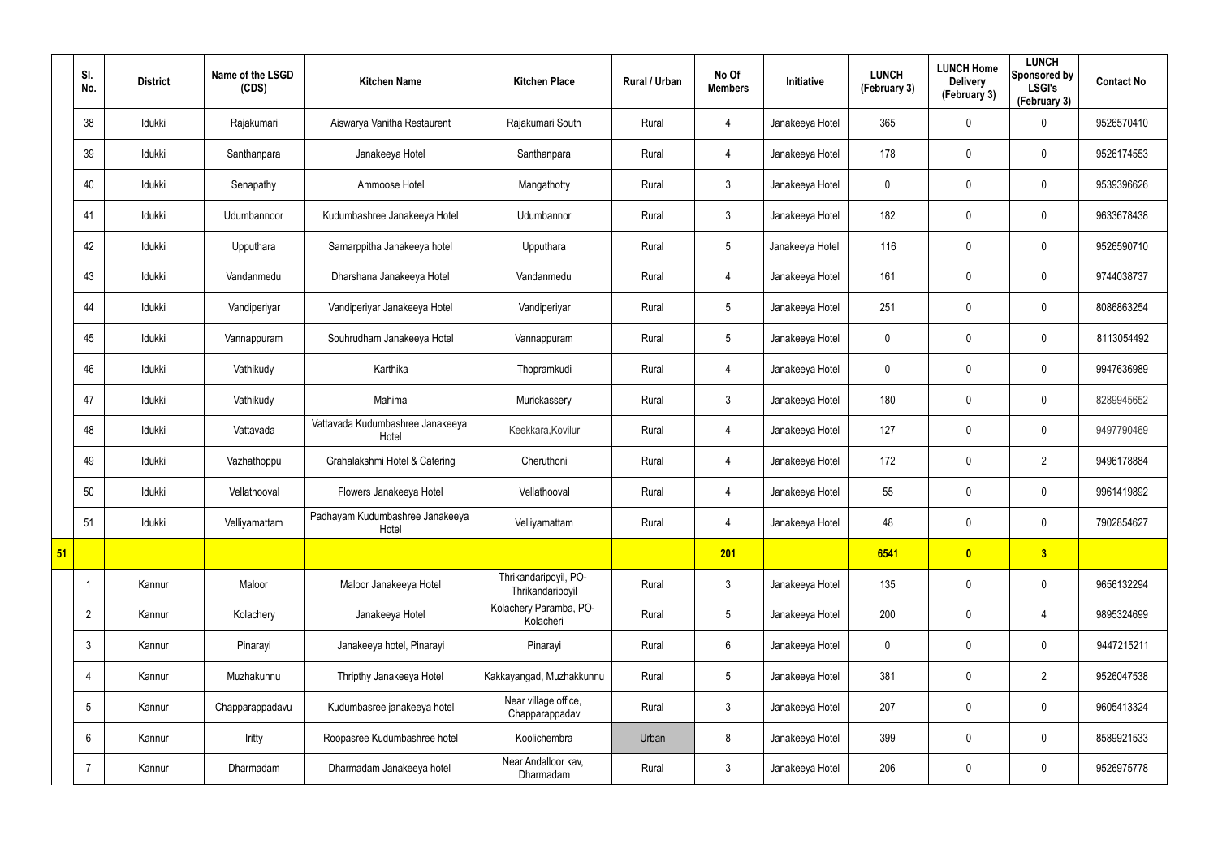| | Sl. No. | District | Name of the LSGD (CDS) | Kitchen Name | Kitchen Place | Rural / Urban | No Of Members | Initiative | LUNCH (February 3) | LUNCH Home Delivery (February 3) | LUNCH Sponsored by LSGI's (February 3) | Contact No |
|---|---|---|---|---|---|---|---|---|---|---|---|---|
| | 38 | Idukki | Rajakumari | Aiswarya Vanitha Restaurent | Rajakumari South | Rural | 4 | Janakeeya Hotel | 365 | 0 | 0 | 9526570410 |
| | 39 | Idukki | Santhanpara | Janakeeya Hotel | Santhanpara | Rural | 4 | Janakeeya Hotel | 178 | 0 | 0 | 9526174553 |
| | 40 | Idukki | Senapathy | Ammoose Hotel | Mangathotty | Rural | 3 | Janakeeya Hotel | 0 | 0 | 0 | 9539396626 |
| | 41 | Idukki | Udumbannoor | Kudumbashree Janakeeya Hotel | Udumbannor | Rural | 3 | Janakeeya Hotel | 182 | 0 | 0 | 9633678438 |
| | 42 | Idukki | Upputhara | Samarppitha Janakeeya hotel | Upputhara | Rural | 5 | Janakeeya Hotel | 116 | 0 | 0 | 9526590710 |
| | 43 | Idukki | Vandanmedu | Dharshana Janakeeya Hotel | Vandanmedu | Rural | 4 | Janakeeya Hotel | 161 | 0 | 0 | 9744038737 |
| | 44 | Idukki | Vandiperiyar | Vandiperiyar Janakeeya Hotel | Vandiperiyar | Rural | 5 | Janakeeya Hotel | 251 | 0 | 0 | 8086863254 |
| | 45 | Idukki | Vannappuram | Souhrudham Janakeeya Hotel | Vannappuram | Rural | 5 | Janakeeya Hotel | 0 | 0 | 0 | 8113054492 |
| | 46 | Idukki | Vathikudy | Karthika | Thopramkudi | Rural | 4 | Janakeeya Hotel | 0 | 0 | 0 | 9947636989 |
| | 47 | Idukki | Vathikudy | Mahima | Murickassery | Rural | 3 | Janakeeya Hotel | 180 | 0 | 0 | 8289945652 |
| | 48 | Idukki | Vattavada | Vattavada Kudumbashree Janakeeya Hotel | Keekkara,Kovilur | Rural | 4 | Janakeeya Hotel | 127 | 0 | 0 | 9497790469 |
| | 49 | Idukki | Vazhathoppu | Grahalakshmi Hotel & Catering | Cheruthoni | Rural | 4 | Janakeeya Hotel | 172 | 0 | 2 | 9496178884 |
| | 50 | Idukki | Vellathooval | Flowers Janakeeya Hotel | Vellathooval | Rural | 4 | Janakeeya Hotel | 55 | 0 | 0 | 9961419892 |
| | 51 | Idukki | Velliyamattam | Padhayam Kudumbashree Janakeeya Hotel | Velliyamattam | Rural | 4 | Janakeeya Hotel | 48 | 0 | 0 | 7902854627 |
| **51** | | | | | | | **201** | | **6541** | **0** | **3** | |
| | 1 | Kannur | Maloor | Maloor Janakeeya Hotel | Thrikandaripoyil, PO-Thrikandaripoyil | Rural | 3 | Janakeeya Hotel | 135 | 0 | 0 | 9656132294 |
| | 2 | Kannur | Kolachery | Janakeeya Hotel | Kolachery Paramba, PO-Kolacheri | Rural | 5 | Janakeeya Hotel | 200 | 0 | 4 | 9895324699 |
| | 3 | Kannur | Pinarayi | Janakeeya hotel, Pinarayi | Pinarayi | Rural | 6 | Janakeeya Hotel | 0 | 0 | 0 | 9447215211 |
| | 4 | Kannur | Muzhakunnu | Thripthy Janakeeya Hotel | Kakkayangad, Muzhakkunnu | Rural | 5 | Janakeeya Hotel | 381 | 0 | 2 | 9526047538 |
| | 5 | Kannur | Chapparappadavu | Kudumbasree janakeeya hotel | Near village office, Chapparappadav | Rural | 3 | Janakeeya Hotel | 207 | 0 | 0 | 9605413324 |
| | 6 | Kannur | Iritty | Roopasree Kudumbashree hotel | Koolichembra | Urban | 8 | Janakeeya Hotel | 399 | 0 | 0 | 8589921533 |
| | 7 | Kannur | Dharmadam | Dharmadam Janakeeya hotel | Near Andalloor kav, Dharmadam | Rural | 3 | Janakeeya Hotel | 206 | 0 | 0 | 9526975778 |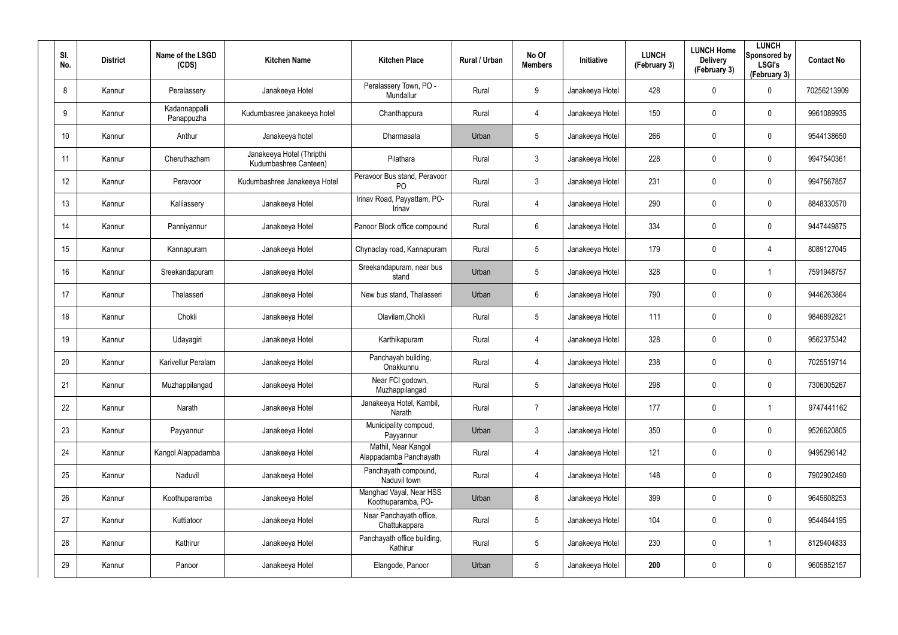| Sl. No. | District | Name of the LSGD (CDS) | Kitchen Name | Kitchen Place | Rural / Urban | No Of Members | Initiative | LUNCH (February 3) | LUNCH Home Delivery (February 3) | LUNCH Sponsored by LSGI's (February 3) | Contact No |
|---|---|---|---|---|---|---|---|---|---|---|---|
| 8 | Kannur | Peralassery | Janakeeya Hotel | Peralassery Town, PO - Mundallur | Rural | 9 | Janakeeya Hotel | 428 | 0 | 0 | 70256213909 |
| 9 | Kannur | Kadannappalli Panappuzha | Kudumbasree janakeeya hotel | Chanthappura | Rural | 4 | Janakeeya Hotel | 150 | 0 | 0 | 9961089935 |
| 10 | Kannur | Anthur | Janakeeya hotel | Dharmasala | Urban | 5 | Janakeeya Hotel | 266 | 0 | 0 | 9544138650 |
| 11 | Kannur | Cheruthazham | Janakeeya Hotel (Thripthi Kudumbashree Canteen) | Pilathara | Rural | 3 | Janakeeya Hotel | 228 | 0 | 0 | 9947540361 |
| 12 | Kannur | Peravoor | Kudumbashree Janakeeya Hotel | Peravoor Bus stand, Peravoor PO | Rural | 3 | Janakeeya Hotel | 231 | 0 | 0 | 9947567857 |
| 13 | Kannur | Kalliassery | Janakeeya Hotel | Irinav Road, Payyattam, PO- Irinav | Rural | 4 | Janakeeya Hotel | 290 | 0 | 0 | 8848330570 |
| 14 | Kannur | Panniyannur | Janakeeya Hotel | Panoor Block office compound | Rural | 6 | Janakeeya Hotel | 334 | 0 | 0 | 9447449875 |
| 15 | Kannur | Kannapuram | Janakeeya Hotel | Chynaclay road, Kannapuram | Rural | 5 | Janakeeya Hotel | 179 | 0 | 4 | 8089127045 |
| 16 | Kannur | Sreekandapuram | Janakeeya Hotel | Sreekandapuram, near bus stand | Urban | 5 | Janakeeya Hotel | 328 | 0 | 1 | 7591948757 |
| 17 | Kannur | Thalasseri | Janakeeya Hotel | New bus stand, Thalasseri | Urban | 6 | Janakeeya Hotel | 790 | 0 | 0 | 9446263864 |
| 18 | Kannur | Chokli | Janakeeya Hotel | Olavilam,Chokli | Rural | 5 | Janakeeya Hotel | 111 | 0 | 0 | 9846892821 |
| 19 | Kannur | Udayagiri | Janakeeya Hotel | Karthikapuram | Rural | 4 | Janakeeya Hotel | 328 | 0 | 0 | 9562375342 |
| 20 | Kannur | Karivellur Peralam | Janakeeya Hotel | Panchayah building, Onakkunnu | Rural | 4 | Janakeeya Hotel | 238 | 0 | 0 | 7025519714 |
| 21 | Kannur | Muzhappilangad | Janakeeya Hotel | Near FCI godown, Muzhappilangad | Rural | 5 | Janakeeya Hotel | 298 | 0 | 0 | 7306005267 |
| 22 | Kannur | Narath | Janakeeya Hotel | Janakeeya Hotel, Kambil, Narath | Rural | 7 | Janakeeya Hotel | 177 | 0 | 1 | 9747441162 |
| 23 | Kannur | Payyannur | Janakeeya Hotel | Municipality compoud, Payyannur | Urban | 3 | Janakeeya Hotel | 350 | 0 | 0 | 9526620805 |
| 24 | Kannur | Kangol Alappadamba | Janakeeya Hotel | Mathil, Near Kangol Alappadamba Panchayath | Rural | 4 | Janakeeya Hotel | 121 | 0 | 0 | 9495296142 |
| 25 | Kannur | Naduvil | Janakeeya Hotel | Panchayath compound, Naduvil town | Rural | 4 | Janakeeya Hotel | 148 | 0 | 0 | 7902902490 |
| 26 | Kannur | Koothuparamba | Janakeeya Hotel | Manghad Vayal, Near HSS Koothuparamba, PO- | Urban | 8 | Janakeeya Hotel | 399 | 0 | 0 | 9645608253 |
| 27 | Kannur | Kuttiatoor | Janakeeya Hotel | Near Panchayath office, Chattukappara | Rural | 5 | Janakeeya Hotel | 104 | 0 | 0 | 9544644195 |
| 28 | Kannur | Kathirur | Janakeeya Hotel | Panchayath office building, Kathirur | Rural | 5 | Janakeeya Hotel | 230 | 0 | 1 | 8129404833 |
| 29 | Kannur | Panoor | Janakeeya Hotel | Elangode, Panoor | Urban | 5 | Janakeeya Hotel | **200** | 0 | 0 | 9605852157 |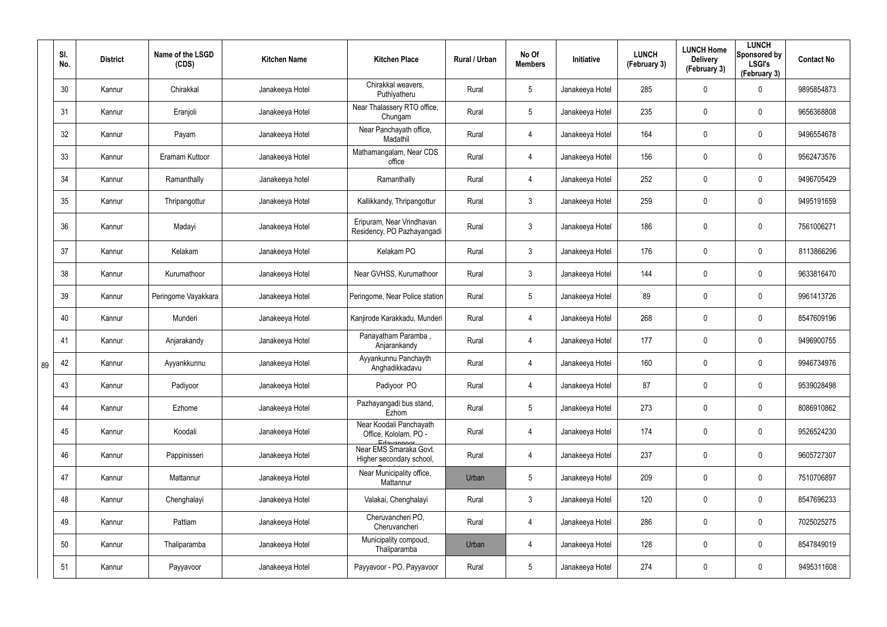| | Sl. No. | District | Name of the LSGD (CDS) | Kitchen Name | Kitchen Place | Rural / Urban | No Of Members | Initiative | LUNCH (February 3) | LUNCH Home Delivery (February 3) | LUNCH Sponsored by LSGI's (February 3) | Contact No |
|---|---|---|---|---|---|---|---|---|---|---|---|---|
| 89 | 30 | Kannur | Chirakkal | Janakeeya Hotel | Chirakkal weavers, Puthiyatheru | Rural | 5 | Janakeeya Hotel | 285 | 0 | 0 | 9895854873 |
| | 31 | Kannur | Eranjoli | Janakeeya Hotel | Near Thalassery RTO office, Chungam | Rural | 5 | Janakeeya Hotel | 235 | 0 | 0 | 9656368808 |
| | 32 | Kannur | Payam | Janakeeya Hotel | Near Panchayath office, Madathil | Rural | 4 | Janakeeya Hotel | 164 | 0 | 0 | 9496554678 |
| | 33 | Kannur | Eramam Kuttoor | Janakeeya Hotel | Mathamangalam, Near CDS office | Rural | 4 | Janakeeya Hotel | 156 | 0 | 0 | 9562473576 |
| | 34 | Kannur | Ramanthally | Janakeeya hotel | Ramanthally | Rural | 4 | Janakeeya Hotel | 252 | 0 | 0 | 9496705429 |
| | 35 | Kannur | Thripangottur | Janakeeya Hotel | Kallikkandy, Thripangottur | Rural | 3 | Janakeeya Hotel | 259 | 0 | 0 | 9495191659 |
| | 36 | Kannur | Madayi | Janakeeya Hotel | Eripuram, Near Vrindhavan Residency, PO Pazhayangadi | Rural | 3 | Janakeeya Hotel | 186 | 0 | 0 | 7561006271 |
| | 37 | Kannur | Kelakam | Janakeeya Hotel | Kelakam PO | Rural | 3 | Janakeeya Hotel | 176 | 0 | 0 | 8113866296 |
| | 38 | Kannur | Kurumathoor | Janakeeya Hotel | Near GVHSS, Kurumathoor | Rural | 3 | Janakeeya Hotel | 144 | 0 | 0 | 9633816470 |
| | 39 | Kannur | Peringome Vayakkara | Janakeeya Hotel | Peringome, Near Police station | Rural | 5 | Janakeeya Hotel | 89 | 0 | 0 | 9961413726 |
| | 40 | Kannur | Munderi | Janakeeya Hotel | Kanjirode Karakkadu, Munderi | Rural | 4 | Janakeeya Hotel | 268 | 0 | 0 | 8547609196 |
| | 41 | Kannur | Anjarakandy | Janakeeya Hotel | Panayatham Paramba , Anjarankandy | Rural | 4 | Janakeeya Hotel | 177 | 0 | 0 | 9496900755 |
| | 42 | Kannur | Ayyankkunnu | Janakeeya Hotel | Ayyankunnu Panchayth Anghadikkadavu | Rural | 4 | Janakeeya Hotel | 160 | 0 | 0 | 9946734976 |
| | 43 | Kannur | Padiyoor | Janakeeya Hotel | Padiyoor PO | Rural | 4 | Janakeeya Hotel | 87 | 0 | 0 | 9539028498 |
| | 44 | Kannur | Ezhome | Janakeeya Hotel | Pazhayangadi bus stand, Ezhom | Rural | 5 | Janakeeya Hotel | 273 | 0 | 0 | 8086910862 |
| | 45 | Kannur | Koodali | Janakeeya Hotel | Near Koodali Panchayath Office, Kololam, PO - Edavannoor | Rural | 4 | Janakeeya Hotel | 174 | 0 | 0 | 9526524230 |
| | 46 | Kannur | Pappinisseri | Janakeeya Hotel | Near EMS Smaraka Govt. Higher secondary school, Pappinissery | Rural | 4 | Janakeeya Hotel | 237 | 0 | 0 | 9605727307 |
| | 47 | Kannur | Mattannur | Janakeeya Hotel | Near Municipality office, Mattannur | Urban | 5 | Janakeeya Hotel | 209 | 0 | 0 | 7510706897 |
| | 48 | Kannur | Chenghalayi | Janakeeya Hotel | Valakai, Chenghalayi | Rural | 3 | Janakeeya Hotel | 120 | 0 | 0 | 8547696233 |
| | 49 | Kannur | Pattiam | Janakeeya Hotel | Cheruvancheri PO, Cheruvancheri | Rural | 4 | Janakeeya Hotel | 286 | 0 | 0 | 7025025275 |
| | 50 | Kannur | Thaliparamba | Janakeeya Hotel | Municipality compoud, Thaliparamba | Urban | 4 | Janakeeya Hotel | 128 | 0 | 0 | 8547849019 |
| | 51 | Kannur | Payyavoor | Janakeeya Hotel | Payyavoor - PO, Payyavoor | Rural | 5 | Janakeeya Hotel | 274 | 0 | 0 | 9495311608 |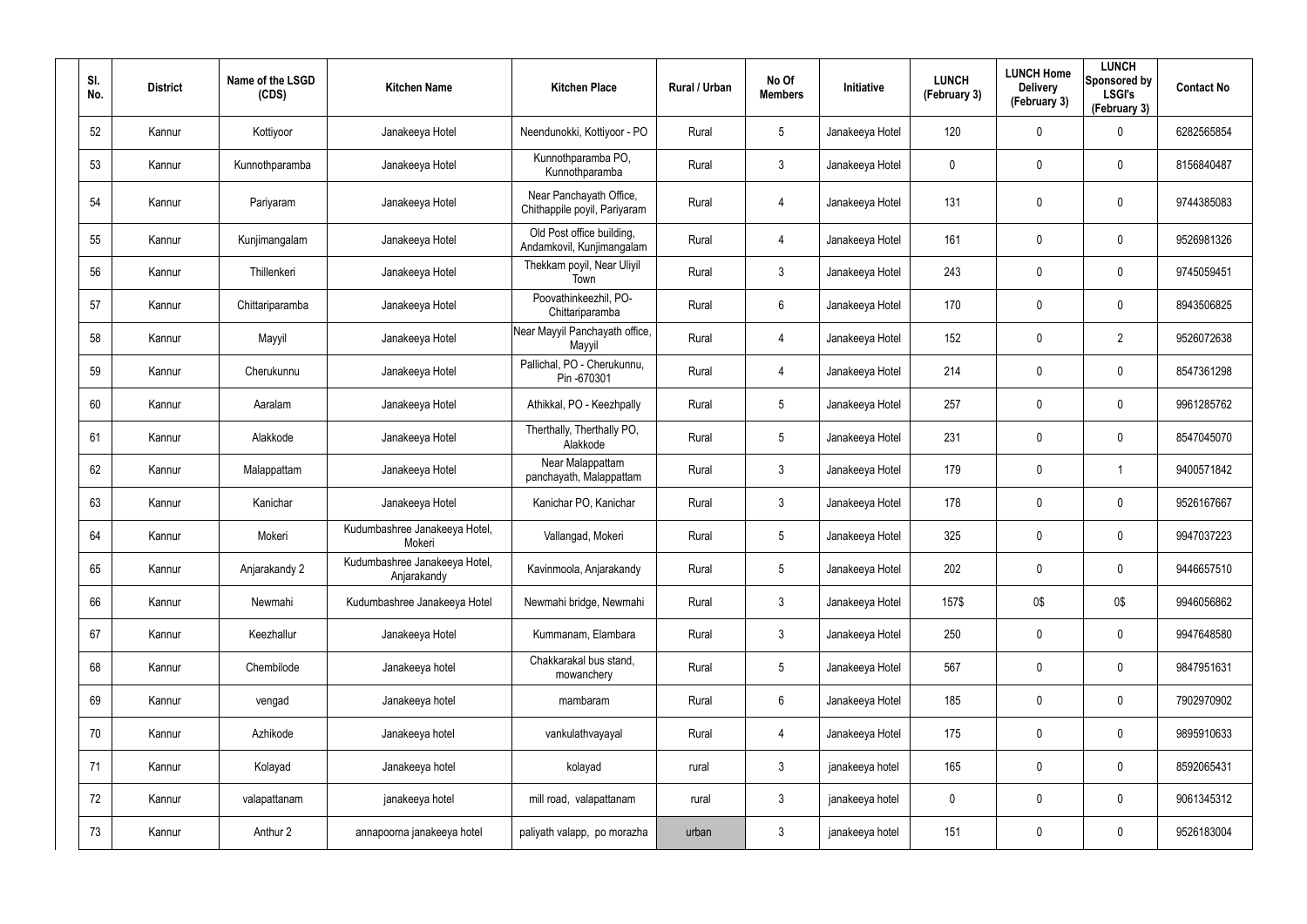| Sl. No. | District | Name of the LSGD (CDS) | Kitchen Name | Kitchen Place | Rural / Urban | No Of Members | Initiative | LUNCH (February 3) | LUNCH Home Delivery (February 3) | LUNCH Sponsored by LSGI's (February 3) | Contact No |
|---|---|---|---|---|---|---|---|---|---|---|---|
| 52 | Kannur | Kottiyoor | Janakeeya Hotel | Neendunokki, Kottiyoor - PO | Rural | 5 | Janakeeya Hotel | 120 | 0 | 0 | 6282565854 |
| 53 | Kannur | Kunnothparamba | Janakeeya Hotel | Kunnothparamba PO, Kunnothparamba | Rural | 3 | Janakeeya Hotel | 0 | 0 | 0 | 8156840487 |
| 54 | Kannur | Pariyaram | Janakeeya Hotel | Near Panchayath Office, Chithappile poyil, Pariyaram | Rural | 4 | Janakeeya Hotel | 131 | 0 | 0 | 9744385083 |
| 55 | Kannur | Kunjimangalam | Janakeeya Hotel | Old Post office building, Andamkovil, Kunjimangalam | Rural | 4 | Janakeeya Hotel | 161 | 0 | 0 | 9526981326 |
| 56 | Kannur | Thillenkeri | Janakeeya Hotel | Thekkam poyil, Near Uliyil Town | Rural | 3 | Janakeeya Hotel | 243 | 0 | 0 | 9745059451 |
| 57 | Kannur | Chittariparamba | Janakeeya Hotel | Poovathinkeezhil, PO-Chittariparamba | Rural | 6 | Janakeeya Hotel | 170 | 0 | 0 | 8943506825 |
| 58 | Kannur | Mayyil | Janakeeya Hotel | Near Mayyil Panchayath office, Mayyil | Rural | 4 | Janakeeya Hotel | 152 | 0 | 2 | 9526072638 |
| 59 | Kannur | Cherukunnu | Janakeeya Hotel | Pallichal, PO - Cherukunnu, Pin -670301 | Rural | 4 | Janakeeya Hotel | 214 | 0 | 0 | 8547361298 |
| 60 | Kannur | Aaralam | Janakeeya Hotel | Athikkal, PO - Keezhpally | Rural | 5 | Janakeeya Hotel | 257 | 0 | 0 | 9961285762 |
| 61 | Kannur | Alakkode | Janakeeya Hotel | Therthally, Therthally PO, Alakkode | Rural | 5 | Janakeeya Hotel | 231 | 0 | 0 | 8547045070 |
| 62 | Kannur | Malappattam | Janakeeya Hotel | Near Malappattam panchayath, Malappattam | Rural | 3 | Janakeeya Hotel | 179 | 0 | 1 | 9400571842 |
| 63 | Kannur | Kanichar | Janakeeya Hotel | Kanichar PO, Kanichar | Rural | 3 | Janakeeya Hotel | 178 | 0 | 0 | 9526167667 |
| 64 | Kannur | Mokeri | Kudumbashree Janakeeya Hotel, Mokeri | Vallangad, Mokeri | Rural | 5 | Janakeeya Hotel | 325 | 0 | 0 | 9947037223 |
| 65 | Kannur | Anjarakandy 2 | Kudumbashree Janakeeya Hotel, Anjarakandy | Kavinmoola, Anjarakandy | Rural | 5 | Janakeeya Hotel | 202 | 0 | 0 | 9446657510 |
| 66 | Kannur | Newmahi | Kudumbashree Janakeeya Hotel | Newmahi bridge, Newmahi | Rural | 3 | Janakeeya Hotel | 157$ | 0$ | 0$ | 9946056862 |
| 67 | Kannur | Keezhallur | Janakeeya Hotel | Kummanam, Elambara | Rural | 3 | Janakeeya Hotel | 250 | 0 | 0 | 9947648580 |
| 68 | Kannur | Chembilode | Janakeeya hotel | Chakkarakal bus stand, mowanchery | Rural | 5 | Janakeeya Hotel | 567 | 0 | 0 | 9847951631 |
| 69 | Kannur | vengad | Janakeeya hotel | mambaram | Rural | 6 | Janakeeya Hotel | 185 | 0 | 0 | 7902970902 |
| 70 | Kannur | Azhikode | Janakeeya hotel | vankulathvayayal | Rural | 4 | Janakeeya Hotel | 175 | 0 | 0 | 9895910633 |
| 71 | Kannur | Kolayad | Janakeeya hotel | kolayad | rural | 3 | janakeeya hotel | 165 | 0 | 0 | 8592065431 |
| 72 | Kannur | valapattanam | janakeeya hotel | mill road, valapattanam | rural | 3 | janakeeya hotel | 0 | 0 | 0 | 9061345312 |
| 73 | Kannur | Anthur 2 | annapoorna janakeeya hotel | paliyath valapp, po morazha | urban | 3 | janakeeya hotel | 151 | 0 | 0 | 9526183004 |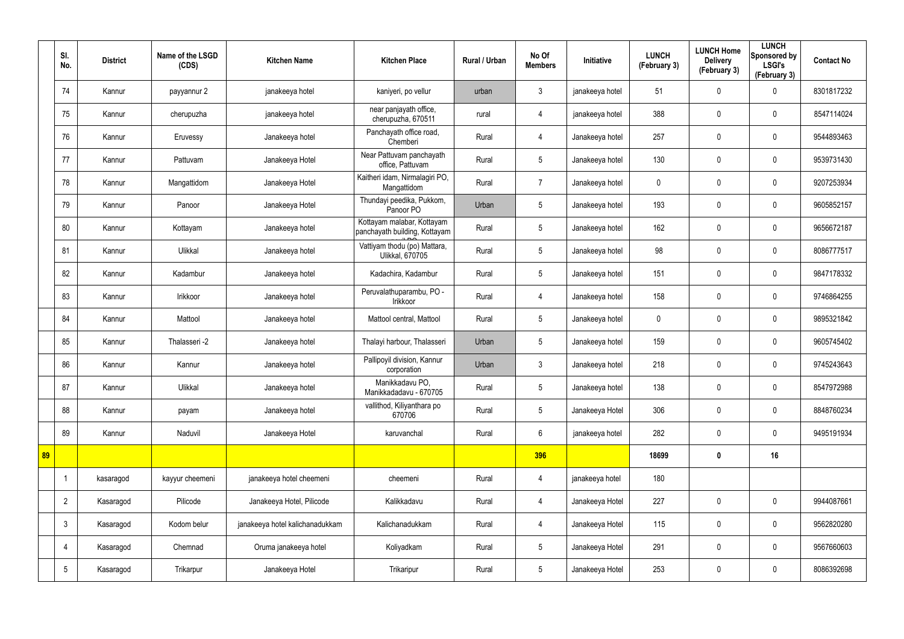| | Sl. No. | District | Name of the LSGD (CDS) | Kitchen Name | Kitchen Place | Rural / Urban | No Of Members | Initiative | LUNCH (February 3) | LUNCH Home Delivery (February 3) | LUNCH Sponsored by LSGI's (February 3) | Contact No |
|---|---|---|---|---|---|---|---|---|---|---|---|---|
| | 74 | Kannur | payyannur 2 | janakeeya hotel | kaniyeri, po vellur | urban | 3 | janakeeya hotel | 51 | 0 | 0 | 8301817232 |
| | 75 | Kannur | cherupuzha | janakeeya hotel | near panjayath office, cherupuzha, 670511 | rural | 4 | janakeeya hotel | 388 | 0 | 0 | 8547114024 |
| | 76 | Kannur | Eruvessy | Janakeeya hotel | Panchayath office road, Chemberi | Rural | 4 | Janakeeya hotel | 257 | 0 | 0 | 9544893463 |
| | 77 | Kannur | Pattuvam | Janakeeya Hotel | Near Pattuvam panchayath office, Pattuvam | Rural | 5 | Janakeeya hotel | 130 | 0 | 0 | 9539731430 |
| | 78 | Kannur | Mangattidom | Janakeeya Hotel | Kaitheri idam, Nirmalagiri PO, Mangattidom | Rural | 7 | Janakeeya hotel | 0 | 0 | 0 | 9207253934 |
| | 79 | Kannur | Panoor | Janakeeya Hotel | Thundayi peedika, Pukkom, Panoor PO | Urban | 5 | Janakeeya hotel | 193 | 0 | 0 | 9605852157 |
| | 80 | Kannur | Kottayam | Janakeeya hotel | Kottayam malabar, Kottayam panchayath building, Kottayam | Rural | 5 | Janakeeya hotel | 162 | 0 | 0 | 9656672187 |
| | 81 | Kannur | Ulikkal | Janakeeya hotel | Vattiyam thodu (po) Mattara, Ulikkal, 670705 | Rural | 5 | Janakeeya hotel | 98 | 0 | 0 | 8086777517 |
| | 82 | Kannur | Kadambur | Janakeeya hotel | Kadachira, Kadambur | Rural | 5 | Janakeeya hotel | 151 | 0 | 0 | 9847178332 |
| | 83 | Kannur | Irikkoor | Janakeeya hotel | Peruvalathuparambu, PO - Irikkoor | Rural | 4 | Janakeeya hotel | 158 | 0 | 0 | 9746864255 |
| | 84 | Kannur | Mattool | Janakeeya hotel | Mattool central, Mattool | Rural | 5 | Janakeeya hotel | 0 | 0 | 0 | 9895321842 |
| | 85 | Kannur | Thalasseri -2 | Janakeeya hotel | Thalayi harbour, Thalasseri | Urban | 5 | Janakeeya hotel | 159 | 0 | 0 | 9605745402 |
| | 86 | Kannur | Kannur | Janakeeya hotel | Pallipoyil division, Kannur corporation | Urban | 3 | Janakeeya hotel | 218 | 0 | 0 | 9745243643 |
| | 87 | Kannur | Ulikkal | Janakeeya hotel | Manikkadavu PO, Manikkadadavu - 670705 | Rural | 5 | Janakeeya hotel | 138 | 0 | 0 | 8547972988 |
| | 88 | Kannur | payam | Janakeeya hotel | vallithod, Kiliyanthara po 670706 | Rural | 5 | Janakeeya Hotel | 306 | 0 | 0 | 8848760234 |
| | 89 | Kannur | Naduvil | Janakeeya Hotel | karuvanchal | Rural | 6 | janakeeya hotel | 282 | 0 | 0 | 9495191934 |
| **89** | | | | | | | **396** | | **18699** | **0** | **16** | |
| | 1 | kasaragod | kayyur cheemeni | janakeeya hotel cheemeni | cheemeni | Rural | 4 | janakeeya hotel | 180 | | | |
| | 2 | Kasaragod | Pilicode | Janakeeya Hotel, Pilicode | Kalikkadavu | Rural | 4 | Janakeeya Hotel | 227 | 0 | 0 | 9944087661 |
| | 3 | Kasaragod | Kodom belur | janakeeya hotel kalichanadukkam | Kalichanadukkam | Rural | 4 | Janakeeya Hotel | 115 | 0 | 0 | 9562820280 |
| | 4 | Kasaragod | Chemnad | Oruma janakeeya hotel | Koliyadkam | Rural | 5 | Janakeeya Hotel | 291 | 0 | 0 | 9567660603 |
| | 5 | Kasaragod | Trikarpur | Janakeeya Hotel | Trikaripur | Rural | 5 | Janakeeya Hotel | 253 | 0 | 0 | 8086392698 |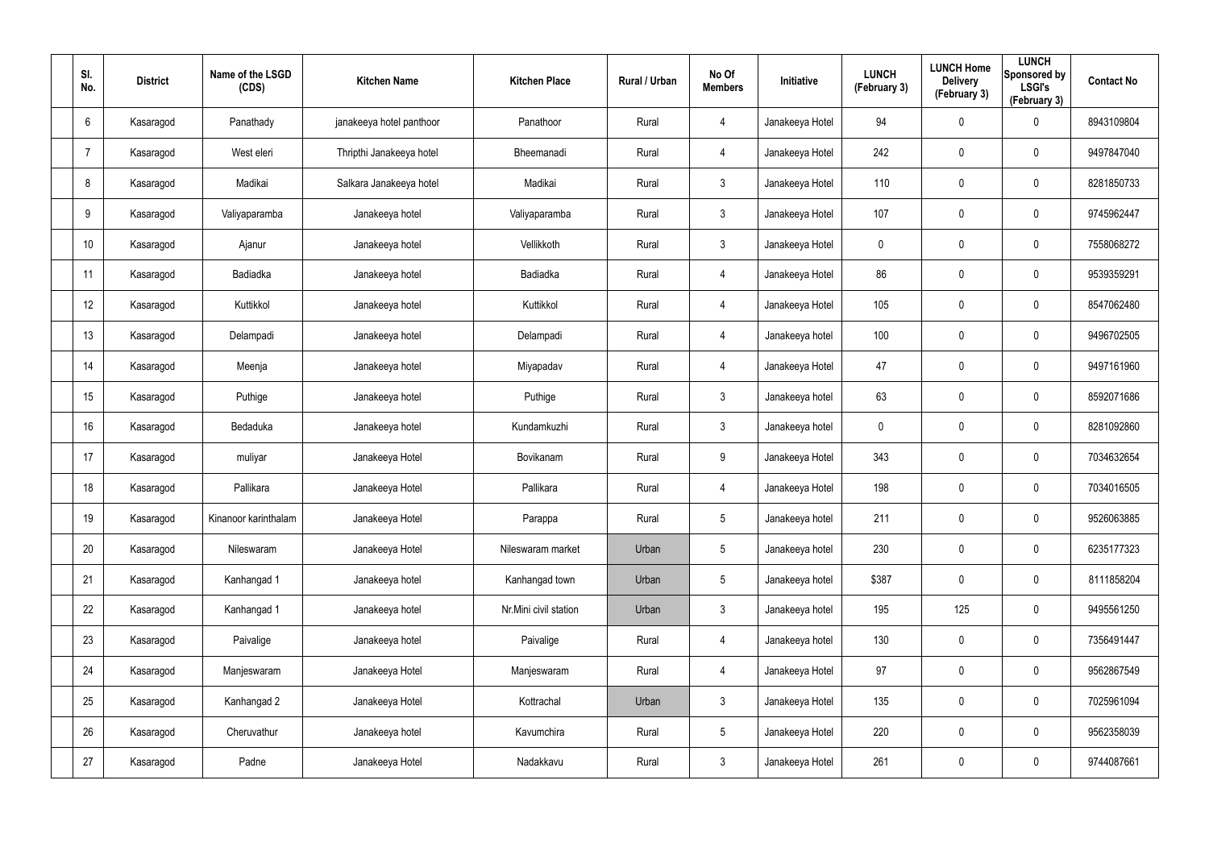| Sl. No. | District | Name of the LSGD (CDS) | Kitchen Name | Kitchen Place | Rural / Urban | No Of Members | Initiative | LUNCH (February 3) | LUNCH Home Delivery (February 3) | LUNCH Sponsored by LSGI's (February 3) | Contact No |
|---|---|---|---|---|---|---|---|---|---|---|---|
| 6 | Kasaragod | Panathady | janakeeya hotel panthoor | Panathoor | Rural | 4 | Janakeeya Hotel | 94 | 0 | 0 | 8943109804 |
| 7 | Kasaragod | West eleri | Thripthi Janakeeya hotel | Bheemanadi | Rural | 4 | Janakeeya Hotel | 242 | 0 | 0 | 9497847040 |
| 8 | Kasaragod | Madikai | Salkara Janakeeya hotel | Madikai | Rural | 3 | Janakeeya Hotel | 110 | 0 | 0 | 8281850733 |
| 9 | Kasaragod | Valiyaparamba | Janakeeya hotel | Valiyaparamba | Rural | 3 | Janakeeya Hotel | 107 | 0 | 0 | 9745962447 |
| 10 | Kasaragod | Ajanur | Janakeeya hotel | Vellikkoth | Rural | 3 | Janakeeya Hotel | 0 | 0 | 0 | 7558068272 |
| 11 | Kasaragod | Badiadka | Janakeeya hotel | Badiadka | Rural | 4 | Janakeeya Hotel | 86 | 0 | 0 | 9539359291 |
| 12 | Kasaragod | Kuttikkol | Janakeeya hotel | Kuttikkol | Rural | 4 | Janakeeya Hotel | 105 | 0 | 0 | 8547062480 |
| 13 | Kasaragod | Delampadi | Janakeeya hotel | Delampadi | Rural | 4 | Janakeeya hotel | 100 | 0 | 0 | 9496702505 |
| 14 | Kasaragod | Meenja | Janakeeya hotel | Miyapadav | Rural | 4 | Janakeeya Hotel | 47 | 0 | 0 | 9497161960 |
| 15 | Kasaragod | Puthige | Janakeeya hotel | Puthige | Rural | 3 | Janakeeya hotel | 63 | 0 | 0 | 8592071686 |
| 16 | Kasaragod | Bedaduka | Janakeeya hotel | Kundamkuzhi | Rural | 3 | Janakeeya hotel | 0 | 0 | 0 | 8281092860 |
| 17 | Kasaragod | muliyar | Janakeeya Hotel | Bovikanam | Rural | 9 | Janakeeya Hotel | 343 | 0 | 0 | 7034632654 |
| 18 | Kasaragod | Pallikara | Janakeeya Hotel | Pallikara | Rural | 4 | Janakeeya Hotel | 198 | 0 | 0 | 7034016505 |
| 19 | Kasaragod | Kinanoor karinthalam | Janakeeya Hotel | Parappa | Rural | 5 | Janakeeya hotel | 211 | 0 | 0 | 9526063885 |
| 20 | Kasaragod | Nileswaram | Janakeeya Hotel | Nileswaram market | Urban | 5 | Janakeeya hotel | 230 | 0 | 0 | 6235177323 |
| 21 | Kasaragod | Kanhangad 1 | Janakeeya hotel | Kanhangad town | Urban | 5 | Janakeeya hotel | $387 | 0 | 0 | 8111858204 |
| 22 | Kasaragod | Kanhangad 1 | Janakeeya hotel | Nr.Mini civil station | Urban | 3 | Janakeeya hotel | 195 | 125 | 0 | 9495561250 |
| 23 | Kasaragod | Paivalige | Janakeeya hotel | Paivalige | Rural | 4 | Janakeeya hotel | 130 | 0 | 0 | 7356491447 |
| 24 | Kasaragod | Manjeswaram | Janakeeya Hotel | Manjeswaram | Rural | 4 | Janakeeya Hotel | 97 | 0 | 0 | 9562867549 |
| 25 | Kasaragod | Kanhangad 2 | Janakeeya Hotel | Kottrachal | Urban | 3 | Janakeeya Hotel | 135 | 0 | 0 | 7025961094 |
| 26 | Kasaragod | Cheruvathur | Janakeeya hotel | Kavumchira | Rural | 5 | Janakeeya Hotel | 220 | 0 | 0 | 9562358039 |
| 27 | Kasaragod | Padne | Janakeeya Hotel | Nadakkavu | Rural | 3 | Janakeeya Hotel | 261 | 0 | 0 | 9744087661 |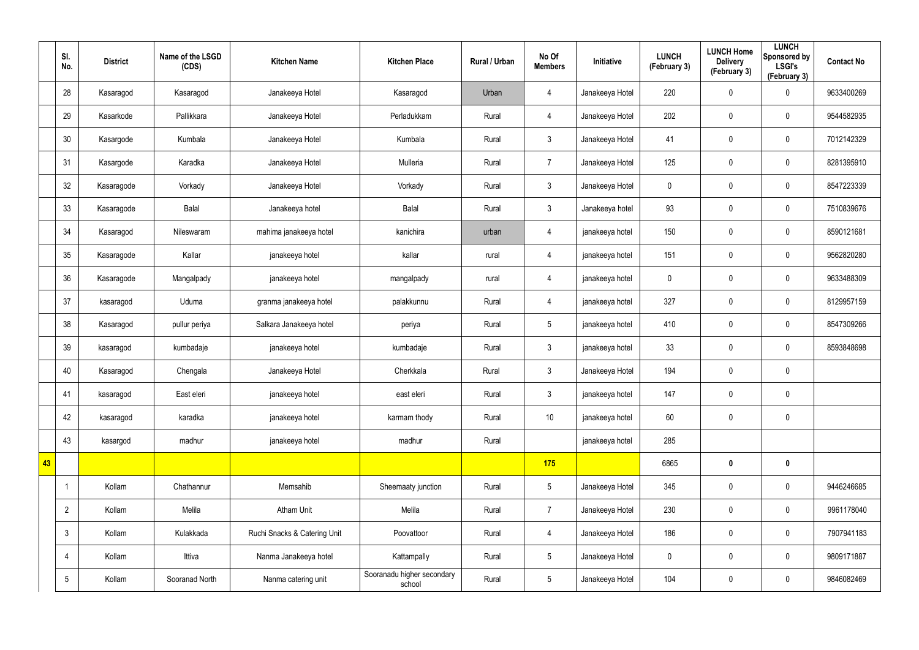|  | Sl. No. | District | Name of the LSGD (CDS) | Kitchen Name | Kitchen Place | Rural / Urban | No Of Members | Initiative | LUNCH (February 3) | LUNCH Home Delivery (February 3) | LUNCH Sponsored by LSGI's (February 3) | Contact No |
|---|---|---|---|---|---|---|---|---|---|---|---|---|
|  | 28 | Kasaragod | Kasaragod | Janakeeya Hotel | Kasaragod | Urban | 4 | Janakeeya Hotel | 220 | 0 | 0 | 9633400269 |
|  | 29 | Kasarkode | Pallikkara | Janakeeya Hotel | Perladukkam | Rural | 4 | Janakeeya Hotel | 202 | 0 | 0 | 9544582935 |
|  | 30 | Kasargode | Kumbala | Janakeeya Hotel | Kumbala | Rural | 3 | Janakeeya Hotel | 41 | 0 | 0 | 7012142329 |
|  | 31 | Kasargode | Karadka | Janakeeya Hotel | Mulleria | Rural | 7 | Janakeeya Hotel | 125 | 0 | 0 | 8281395910 |
|  | 32 | Kasaragode | Vorkady | Janakeeya Hotel | Vorkady | Rural | 3 | Janakeeya Hotel | 0 | 0 | 0 | 8547223339 |
|  | 33 | Kasaragode | Balal | Janakeeya hotel | Balal | Rural | 3 | Janakeeya hotel | 93 | 0 | 0 | 7510839676 |
|  | 34 | Kasaragod | Nileswaram | mahima janakeeya hotel | kanichira | urban | 4 | janakeeya hotel | 150 | 0 | 0 | 8590121681 |
|  | 35 | Kasaragode | Kallar | janakeeya hotel | kallar | rural | 4 | janakeeya hotel | 151 | 0 | 0 | 9562820280 |
|  | 36 | Kasaragode | Mangalpady | janakeeya hotel | mangalpady | rural | 4 | janakeeya hotel | 0 | 0 | 0 | 9633488309 |
|  | 37 | kasaragod | Uduma | granma janakeeya hotel | palakkunnu | Rural | 4 | janakeeya hotel | 327 | 0 | 0 | 8129957159 |
|  | 38 | Kasaragod | pullur periya | Salkara Janakeeya hotel | periya | Rural | 5 | janakeeya hotel | 410 | 0 | 0 | 8547309266 |
|  | 39 | kasaragod | kumbadaje | janakeeya hotel | kumbadaje | Rural | 3 | janakeeya hotel | 33 | 0 | 0 | 8593848698 |
|  | 40 | Kasaragod | Chengala | Janakeeya Hotel | Cherkkala | Rural | 3 | Janakeeya Hotel | 194 | 0 | 0 |  |
|  | 41 | kasaragod | East eleri | janakeeya hotel | east eleri | Rural | 3 | janakeeya hotel | 147 | 0 | 0 |  |
|  | 42 | kasaragod | karadka | janakeeya hotel | karmam thody | Rural | 10 | janakeeya hotel | 60 | 0 | 0 |  |
|  | 43 | kasargod | madhur | janakeeya hotel | madhur | Rural |  | janakeeya hotel | 285 |  |  |  |
| **43** |  |  |  |  |  |  | **175** |  | 6865 | **0** | **0** |  |
|  | 1 | Kollam | Chathannur | Memsahib | Sheemaaty junction | Rural | 5 | Janakeeya Hotel | 345 | 0 | 0 | 9446246685 |
|  | 2 | Kollam | Melila | Atham Unit | Melila | Rural | 7 | Janakeeya Hotel | 230 | 0 | 0 | 9961178040 |
|  | 3 | Kollam | Kulakkada | Ruchi Snacks & Catering Unit | Poovattoor | Rural | 4 | Janakeeya Hotel | 186 | 0 | 0 | 7907941183 |
|  | 4 | Kollam | Ittiva | Nanma Janakeeya hotel | Kattampally | Rural | 5 | Janakeeya Hotel | 0 | 0 | 0 | 9809171887 |
|  | 5 | Kollam | Sooranad North | Nanma catering unit | Sooranadu higher secondary school | Rural | 5 | Janakeeya Hotel | 104 | 0 | 0 | 9846082469 |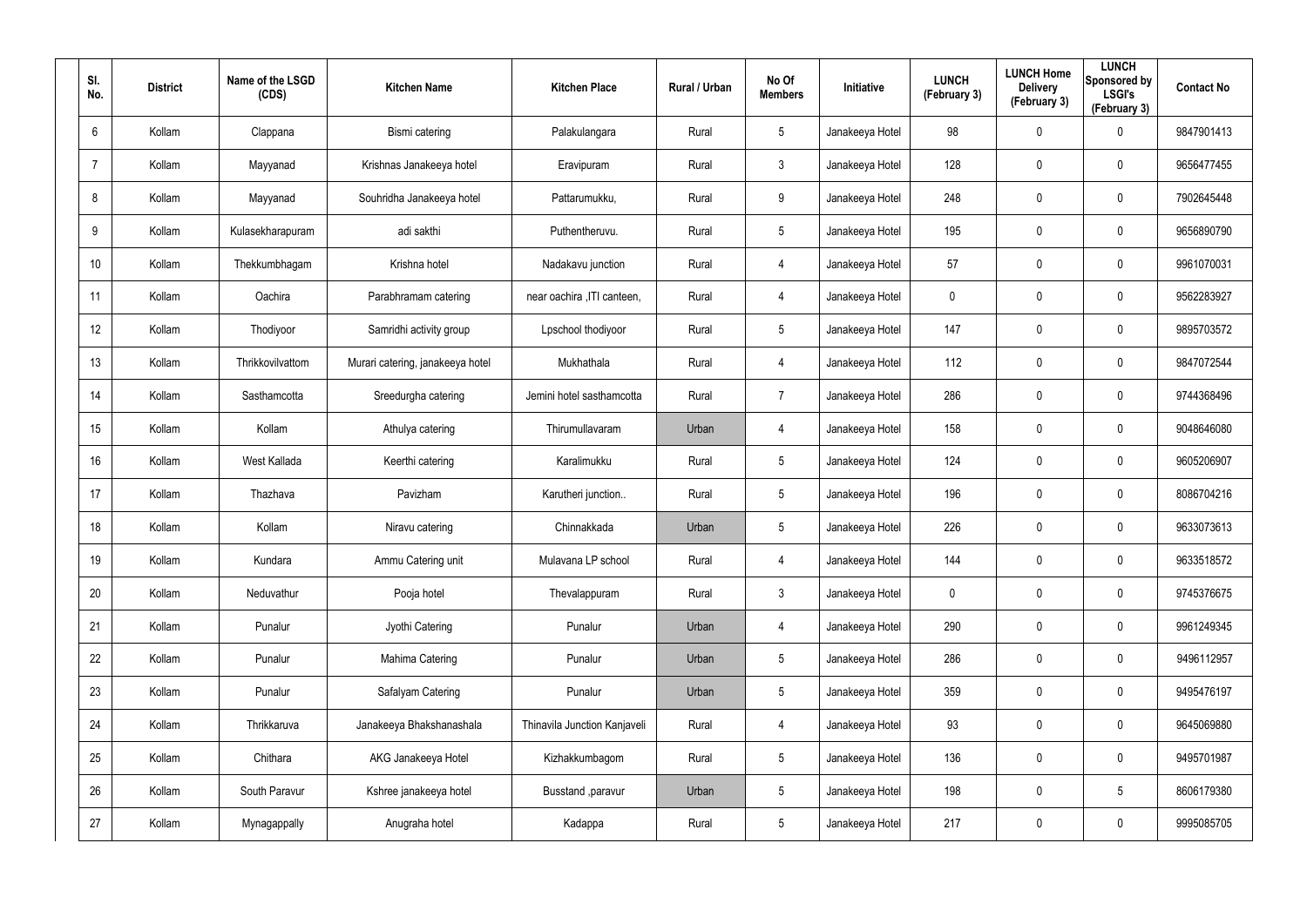| Sl. No. | District | Name of the LSGD (CDS) | Kitchen Name | Kitchen Place | Rural / Urban | No Of Members | Initiative | LUNCH (February 3) | LUNCH Home Delivery (February 3) | LUNCH Sponsored by LSGI's (February 3) | Contact No |
|---|---|---|---|---|---|---|---|---|---|---|---|
| 6 | Kollam | Clappana | Bismi catering | Palakulangara | Rural | 5 | Janakeeya Hotel | 98 | 0 | 0 | 9847901413 |
| 7 | Kollam | Mayyanad | Krishnas Janakeeya hotel | Eravipuram | Rural | 3 | Janakeeya Hotel | 128 | 0 | 0 | 9656477455 |
| 8 | Kollam | Mayyanad | Souhridha Janakeeya hotel | Pattarumukku, | Rural | 9 | Janakeeya Hotel | 248 | 0 | 0 | 7902645448 |
| 9 | Kollam | Kulasekharapuram | adi sakthi | Puthentheruvu. | Rural | 5 | Janakeeya Hotel | 195 | 0 | 0 | 9656890790 |
| 10 | Kollam | Thekkumbhagam | Krishna hotel | Nadakavu junction | Rural | 4 | Janakeeya Hotel | 57 | 0 | 0 | 9961070031 |
| 11 | Kollam | Oachira | Parabhramam catering | near oachira ,ITI canteen, | Rural | 4 | Janakeeya Hotel | 0 | 0 | 0 | 9562283927 |
| 12 | Kollam | Thodiyoor | Samridhi activity group | Lpschool thodiyoor | Rural | 5 | Janakeeya Hotel | 147 | 0 | 0 | 9895703572 |
| 13 | Kollam | Thrikkovilvattom | Murari catering, janakeeya hotel | Mukhathala | Rural | 4 | Janakeeya Hotel | 112 | 0 | 0 | 9847072544 |
| 14 | Kollam | Sasthamcotta | Sreedurgha catering | Jemini hotel sasthamcotta | Rural | 7 | Janakeeya Hotel | 286 | 0 | 0 | 9744368496 |
| 15 | Kollam | Kollam | Athulya catering | Thirumullavaram | Urban | 4 | Janakeeya Hotel | 158 | 0 | 0 | 9048646080 |
| 16 | Kollam | West Kallada | Keerthi catering | Karalimukku | Rural | 5 | Janakeeya Hotel | 124 | 0 | 0 | 9605206907 |
| 17 | Kollam | Thazhava | Pavizham | Karutheri junction.. | Rural | 5 | Janakeeya Hotel | 196 | 0 | 0 | 8086704216 |
| 18 | Kollam | Kollam | Niravu catering | Chinnakkada | Urban | 5 | Janakeeya Hotel | 226 | 0 | 0 | 9633073613 |
| 19 | Kollam | Kundara | Ammu Catering unit | Mulavana LP school | Rural | 4 | Janakeeya Hotel | 144 | 0 | 0 | 9633518572 |
| 20 | Kollam | Neduvathur | Pooja hotel | Thevalappuram | Rural | 3 | Janakeeya Hotel | 0 | 0 | 0 | 9745376675 |
| 21 | Kollam | Punalur | Jyothi Catering | Punalur | Urban | 4 | Janakeeya Hotel | 290 | 0 | 0 | 9961249345 |
| 22 | Kollam | Punalur | Mahima Catering | Punalur | Urban | 5 | Janakeeya Hotel | 286 | 0 | 0 | 9496112957 |
| 23 | Kollam | Punalur | Safalyam Catering | Punalur | Urban | 5 | Janakeeya Hotel | 359 | 0 | 0 | 9495476197 |
| 24 | Kollam | Thrikkaruva | Janakeeya Bhakshanashala | Thinavila Junction Kanjaveli | Rural | 4 | Janakeeya Hotel | 93 | 0 | 0 | 9645069880 |
| 25 | Kollam | Chithara | AKG Janakeeya Hotel | Kizhakkumbagom | Rural | 5 | Janakeeya Hotel | 136 | 0 | 0 | 9495701987 |
| 26 | Kollam | South Paravur | Kshree janakeeya hotel | Busstand ,paravur | Urban | 5 | Janakeeya Hotel | 198 | 0 | 5 | 8606179380 |
| 27 | Kollam | Mynagappally | Anugraha hotel | Kadappa | Rural | 5 | Janakeeya Hotel | 217 | 0 | 0 | 9995085705 |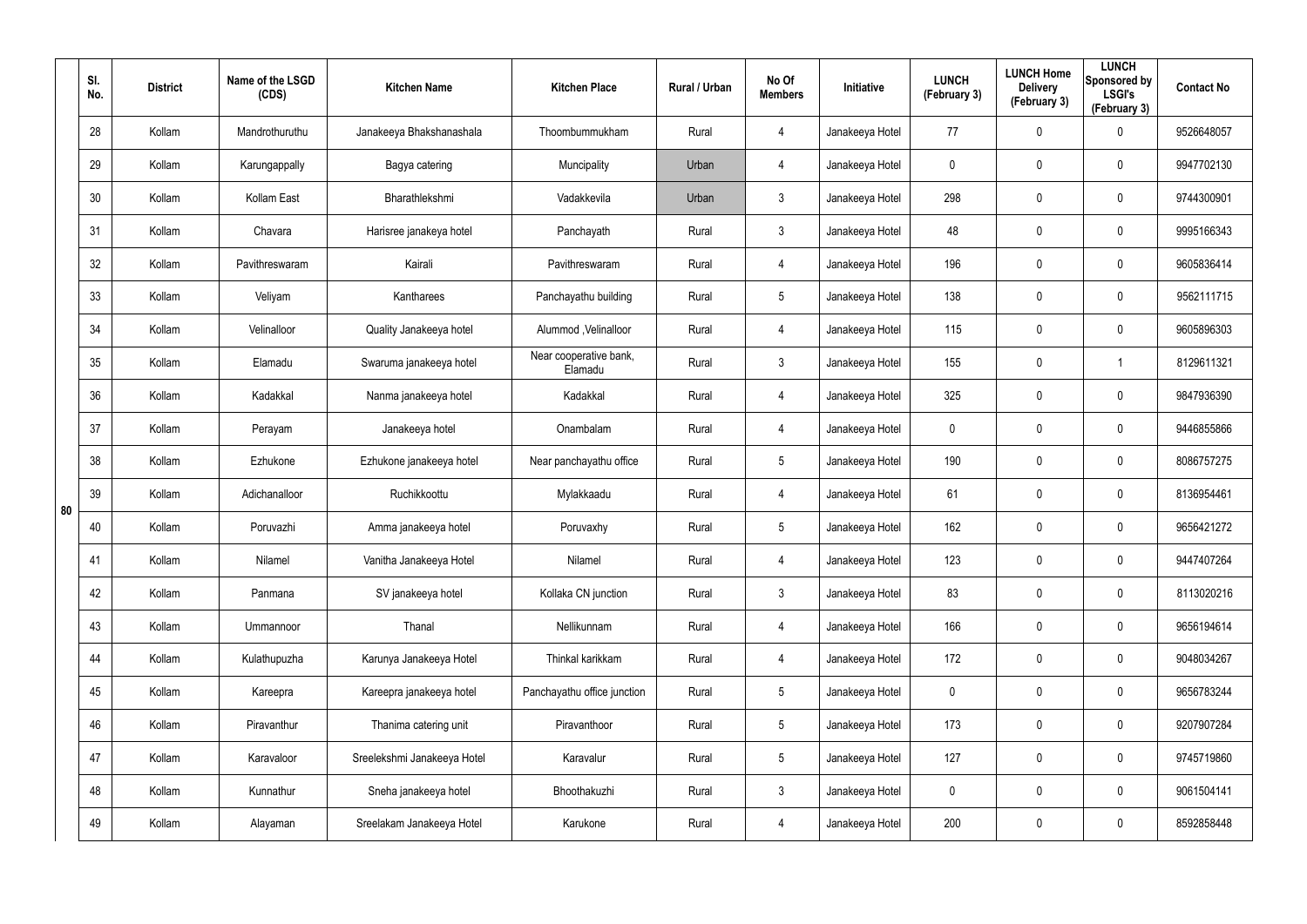|  | Sl. No. | District | Name of the LSGD (CDS) | Kitchen Name | Kitchen Place | Rural / Urban | No Of Members | Initiative | LUNCH (February 3) | LUNCH Home Delivery (February 3) | LUNCH Sponsored by LSGI's (February 3) | Contact No |
|---|---|---|---|---|---|---|---|---|---|---|---|---|
| 80 | 28 | Kollam | Mandrothuruthu | Janakeeya Bhakshanashala | Thoombummukham | Rural | 4 | Janakeeya Hotel | 77 | 0 | 0 | 9526648057 |
|  | 29 | Kollam | Karungappally | Bagya catering | Muncipality | Urban | 4 | Janakeeya Hotel | 0 | 0 | 0 | 9947702130 |
|  | 30 | Kollam | Kollam East | Bharathlekshmi | Vadakkevila | Urban | 3 | Janakeeya Hotel | 298 | 0 | 0 | 9744300901 |
|  | 31 | Kollam | Chavara | Harisree janakeya hotel | Panchayath | Rural | 3 | Janakeeya Hotel | 48 | 0 | 0 | 9995166343 |
|  | 32 | Kollam | Pavithreswaram | Kairali | Pavithreswaram | Rural | 4 | Janakeeya Hotel | 196 | 0 | 0 | 9605836414 |
|  | 33 | Kollam | Veliyam | Kantharees | Panchayathu building | Rural | 5 | Janakeeya Hotel | 138 | 0 | 0 | 9562111715 |
|  | 34 | Kollam | Velinalloor | Quality Janakeeya hotel | Alummod ,Velinalloor | Rural | 4 | Janakeeya Hotel | 115 | 0 | 0 | 9605896303 |
|  | 35 | Kollam | Elamadu | Swaruma janakeeya hotel | Near cooperative bank, Elamadu | Rural | 3 | Janakeeya Hotel | 155 | 0 | 1 | 8129611321 |
|  | 36 | Kollam | Kadakkal | Nanma janakeeya hotel | Kadakkal | Rural | 4 | Janakeeya Hotel | 325 | 0 | 0 | 9847936390 |
|  | 37 | Kollam | Perayam | Janakeeya hotel | Onambalam | Rural | 4 | Janakeeya Hotel | 0 | 0 | 0 | 9446855866 |
|  | 38 | Kollam | Ezhukone | Ezhukone janakeeya hotel | Near panchayathu office | Rural | 5 | Janakeeya Hotel | 190 | 0 | 0 | 8086757275 |
|  | 39 | Kollam | Adichanalloor | Ruchikkoottu | Mylakkaadu | Rural | 4 | Janakeeya Hotel | 61 | 0 | 0 | 8136954461 |
|  | 40 | Kollam | Poruvazhi | Amma janakeeya hotel | Poruvaxhy | Rural | 5 | Janakeeya Hotel | 162 | 0 | 0 | 9656421272 |
|  | 41 | Kollam | Nilamel | Vanitha Janakeeya Hotel | Nilamel | Rural | 4 | Janakeeya Hotel | 123 | 0 | 0 | 9447407264 |
|  | 42 | Kollam | Panmana | SV janakeeya hotel | Kollaka CN junction | Rural | 3 | Janakeeya Hotel | 83 | 0 | 0 | 8113020216 |
|  | 43 | Kollam | Ummannoor | Thanal | Nellikunnam | Rural | 4 | Janakeeya Hotel | 166 | 0 | 0 | 9656194614 |
|  | 44 | Kollam | Kulathupuzha | Karunya Janakeeya Hotel | Thinkal karikkam | Rural | 4 | Janakeeya Hotel | 172 | 0 | 0 | 9048034267 |
|  | 45 | Kollam | Kareepra | Kareepra janakeeya hotel | Panchayathu office junction | Rural | 5 | Janakeeya Hotel | 0 | 0 | 0 | 9656783244 |
|  | 46 | Kollam | Piravanthur | Thanima catering unit | Piravanthoor | Rural | 5 | Janakeeya Hotel | 173 | 0 | 0 | 9207907284 |
|  | 47 | Kollam | Karavaloor | Sreelekshmi Janakeeya Hotel | Karavalur | Rural | 5 | Janakeeya Hotel | 127 | 0 | 0 | 9745719860 |
|  | 48 | Kollam | Kunnathur | Sneha janakeeya hotel | Bhoothakuzhi | Rural | 3 | Janakeeya Hotel | 0 | 0 | 0 | 9061504141 |
|  | 49 | Kollam | Alayaman | Sreelakam Janakeeya Hotel | Karukone | Rural | 4 | Janakeeya Hotel | 200 | 0 | 0 | 8592858448 |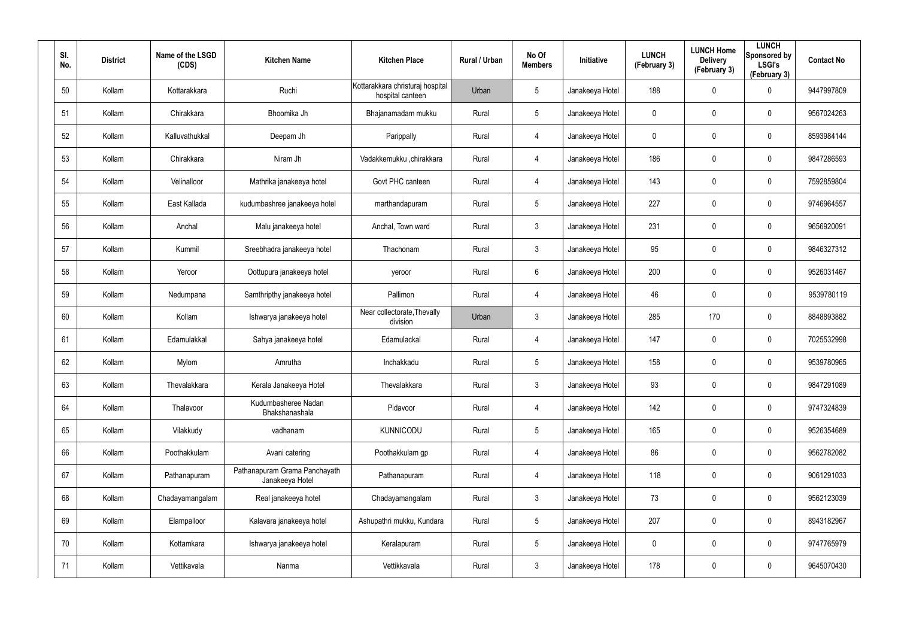| Sl. No. | District | Name of the LSGD (CDS) | Kitchen Name | Kitchen Place | Rural / Urban | No Of Members | Initiative | LUNCH (February 3) | LUNCH Home Delivery (February 3) | LUNCH Sponsored by LSGI's (February 3) | Contact No |
|---|---|---|---|---|---|---|---|---|---|---|---|
| 50 | Kollam | Kottarakkara | Ruchi | Kottarakkara christuraj hospital hospital canteen | Urban | 5 | Janakeeya Hotel | 188 | 0 | 0 | 9447997809 |
| 51 | Kollam | Chirakkara | Bhoomika Jh | Bhajanamadam mukku | Rural | 5 | Janakeeya Hotel | 0 | 0 | 0 | 9567024263 |
| 52 | Kollam | Kalluvathukkal | Deepam Jh | Parippally | Rural | 4 | Janakeeya Hotel | 0 | 0 | 0 | 8593984144 |
| 53 | Kollam | Chirakkara | Niram Jh | Vadakkemukku ,chirakkara | Rural | 4 | Janakeeya Hotel | 186 | 0 | 0 | 9847286593 |
| 54 | Kollam | Velinalloor | Mathrika janakeeya hotel | Govt PHC canteen | Rural | 4 | Janakeeya Hotel | 143 | 0 | 0 | 7592859804 |
| 55 | Kollam | East Kallada | kudumbashree janakeeya hotel | marthandapuram | Rural | 5 | Janakeeya Hotel | 227 | 0 | 0 | 9746964557 |
| 56 | Kollam | Anchal | Malu janakeeya hotel | Anchal, Town ward | Rural | 3 | Janakeeya Hotel | 231 | 0 | 0 | 9656920091 |
| 57 | Kollam | Kummil | Sreebhadra janakeeya hotel | Thachonam | Rural | 3 | Janakeeya Hotel | 95 | 0 | 0 | 9846327312 |
| 58 | Kollam | Yeroor | Oottupura janakeeya hotel | yeroor | Rural | 6 | Janakeeya Hotel | 200 | 0 | 0 | 9526031467 |
| 59 | Kollam | Nedumpana | Samthripthy janakeeya hotel | Pallimon | Rural | 4 | Janakeeya Hotel | 46 | 0 | 0 | 9539780119 |
| 60 | Kollam | Kollam | Ishwarya janakeeya hotel | Near collectorate,Thevally division | Urban | 3 | Janakeeya Hotel | 285 | 170 | 0 | 8848893882 |
| 61 | Kollam | Edamulakkal | Sahya janakeeya hotel | Edamulackal | Rural | 4 | Janakeeya Hotel | 147 | 0 | 0 | 7025532998 |
| 62 | Kollam | Mylom | Amrutha | Inchakkadu | Rural | 5 | Janakeeya Hotel | 158 | 0 | 0 | 9539780965 |
| 63 | Kollam | Thevalakkara | Kerala Janakeeya Hotel | Thevalakkara | Rural | 3 | Janakeeya Hotel | 93 | 0 | 0 | 9847291089 |
| 64 | Kollam | Thalavoor | Kudumbasheree Nadan Bhakshanashala | Pidavoor | Rural | 4 | Janakeeya Hotel | 142 | 0 | 0 | 9747324839 |
| 65 | Kollam | Vilakkudy | vadhanam | KUNNICODU | Rural | 5 | Janakeeya Hotel | 165 | 0 | 0 | 9526354689 |
| 66 | Kollam | Poothakkulam | Avani catering | Poothakkulam gp | Rural | 4 | Janakeeya Hotel | 86 | 0 | 0 | 9562782082 |
| 67 | Kollam | Pathanapuram | Pathanapuram Grama Panchayath Janakeeya Hotel | Pathanapuram | Rural | 4 | Janakeeya Hotel | 118 | 0 | 0 | 9061291033 |
| 68 | Kollam | Chadayamangalam | Real janakeeya hotel | Chadayamangalam | Rural | 3 | Janakeeya Hotel | 73 | 0 | 0 | 9562123039 |
| 69 | Kollam | Elampalloor | Kalavara janakeeya hotel | Ashupathri mukku, Kundara | Rural | 5 | Janakeeya Hotel | 207 | 0 | 0 | 8943182967 |
| 70 | Kollam | Kottamkara | Ishwarya janakeeya hotel | Keralapuram | Rural | 5 | Janakeeya Hotel | 0 | 0 | 0 | 9747765979 |
| 71 | Kollam | Vettikavala | Nanma | Vettikkavala | Rural | 3 | Janakeeya Hotel | 178 | 0 | 0 | 9645070430 |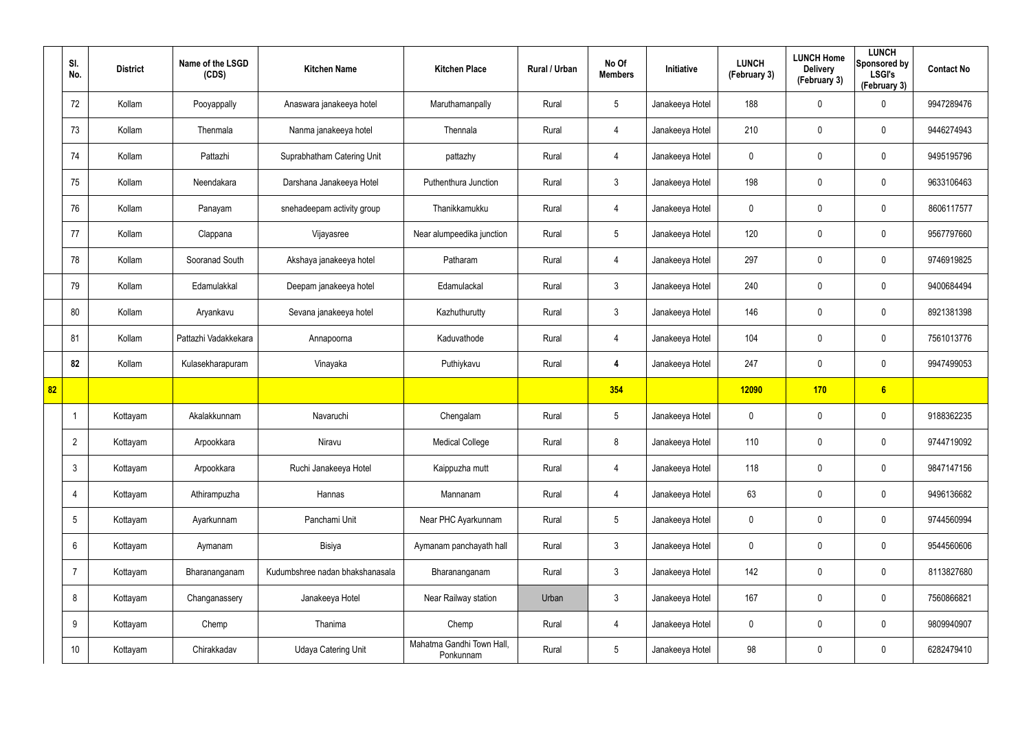| | Sl. No. | District | Name of the LSGD (CDS) | Kitchen Name | Kitchen Place | Rural / Urban | No Of Members | Initiative | LUNCH (February 3) | LUNCH Home Delivery (February 3) | LUNCH Sponsored by LSGI's (February 3) | Contact No |
|---|---|---|---|---|---|---|---|---|---|---|---|---|
| | 72 | Kollam | Pooyappally | Anaswara janakeeya hotel | Maruthamanpally | Rural | 5 | Janakeeya Hotel | 188 | 0 | 0 | 9947289476 |
| | 73 | Kollam | Thenmala | Nanma janakeeya hotel | Thennala | Rural | 4 | Janakeeya Hotel | 210 | 0 | 0 | 9446274943 |
| | 74 | Kollam | Pattazhi | Suprabhatham Catering Unit | pattazhy | Rural | 4 | Janakeeya Hotel | 0 | 0 | 0 | 9495195796 |
| | 75 | Kollam | Neendakara | Darshana Janakeeya Hotel | Puthenthura Junction | Rural | 3 | Janakeeya Hotel | 198 | 0 | 0 | 9633106463 |
| | 76 | Kollam | Panayam | snehadeepam activity group | Thanikkamukku | Rural | 4 | Janakeeya Hotel | 0 | 0 | 0 | 8606117577 |
| | 77 | Kollam | Clappana | Vijayasree | Near alumpeedika junction | Rural | 5 | Janakeeya Hotel | 120 | 0 | 0 | 9567797660 |
| | 78 | Kollam | Sooranad South | Akshaya janakeeya hotel | Patharam | Rural | 4 | Janakeeya Hotel | 297 | 0 | 0 | 9746919825 |
| | 79 | Kollam | Edamulakkal | Deepam janakeeya hotel | Edamulackal | Rural | 3 | Janakeeya Hotel | 240 | 0 | 0 | 9400684494 |
| | 80 | Kollam | Aryankavu | Sevana janakeeya hotel | Kazhuthurutty | Rural | 3 | Janakeeya Hotel | 146 | 0 | 0 | 8921381398 |
| | 81 | Kollam | Pattazhi Vadakkekara | Annapoorna | Kaduvathode | Rural | 4 | Janakeeya Hotel | 104 | 0 | 0 | 7561013776 |
| | **82** | Kollam | Kulasekharapuram | Vinayaka | Puthiykavu | Rural | **4** | Janakeeya Hotel | 247 | 0 | 0 | 9947499053 |
| **82** | | | | | | | **354** | | **12090** | **170** | **6** | |
| | 1 | Kottayam | Akalakkunnam | Navaruchi | Chengalam | Rural | 5 | Janakeeya Hotel | 0 | 0 | 0 | 9188362235 |
| | 2 | Kottayam | Arpookkara | Niravu | Medical College | Rural | 8 | Janakeeya Hotel | 110 | 0 | 0 | 9744719092 |
| | 3 | Kottayam | Arpookkara | Ruchi Janakeeya Hotel | Kaippuzha mutt | Rural | 4 | Janakeeya Hotel | 118 | 0 | 0 | 9847147156 |
| | 4 | Kottayam | Athirampuzha | Hannas | Mannanam | Rural | 4 | Janakeeya Hotel | 63 | 0 | 0 | 9496136682 |
| | 5 | Kottayam | Ayarkunnam | Panchami Unit | Near PHC Ayarkunnam | Rural | 5 | Janakeeya Hotel | 0 | 0 | 0 | 9744560994 |
| | 6 | Kottayam | Aymanam | Bisiya | Aymanam panchayath hall | Rural | 3 | Janakeeya Hotel | 0 | 0 | 0 | 9544560606 |
| | 7 | Kottayam | Bharananganam | Kudumbshree nadan bhakshanasala | Bharananganam | Rural | 3 | Janakeeya Hotel | 142 | 0 | 0 | 8113827680 |
| | 8 | Kottayam | Changanassery | Janakeeya Hotel | Near Railway station | Urban | 3 | Janakeeya Hotel | 167 | 0 | 0 | 7560866821 |
| | 9 | Kottayam | Chemp | Thanima | Chemp | Rural | 4 | Janakeeya Hotel | 0 | 0 | 0 | 9809940907 |
| | 10 | Kottayam | Chirakkadav | Udaya Catering Unit | Mahatma Gandhi Town Hall, Ponkunnam | Rural | 5 | Janakeeya Hotel | 98 | 0 | 0 | 6282479410 |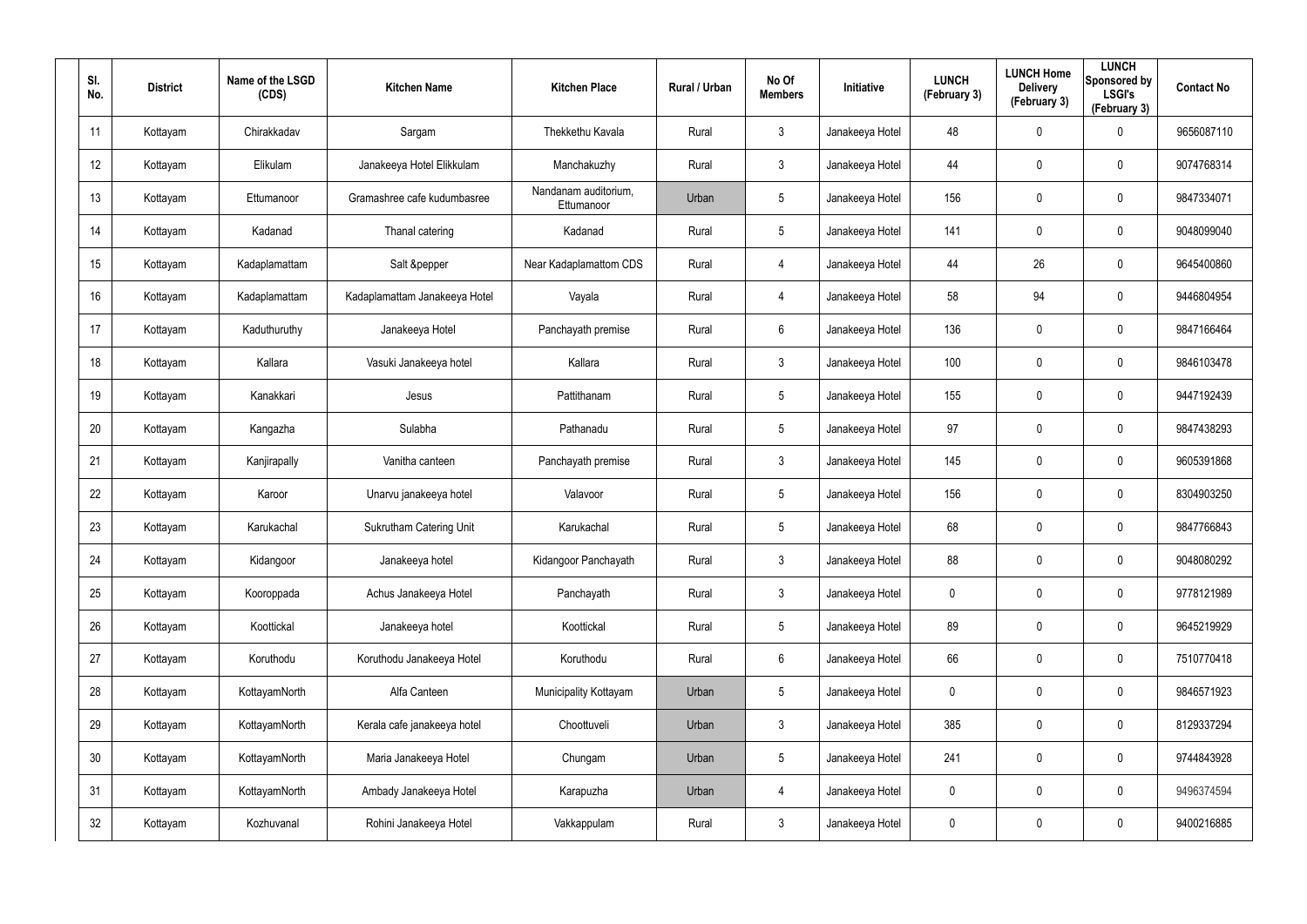| Sl. No. | District | Name of the LSGD (CDS) | Kitchen Name | Kitchen Place | Rural / Urban | No Of Members | Initiative | LUNCH (February 3) | LUNCH Home Delivery (February 3) | LUNCH Sponsored by LSGI's (February 3) | Contact No |
|---|---|---|---|---|---|---|---|---|---|---|---|
| 11 | Kottayam | Chirakkadav | Sargam | Thekkethu Kavala | Rural | 3 | Janakeeya Hotel | 48 | 0 | 0 | 9656087110 |
| 12 | Kottayam | Elikulam | Janakeeya Hotel Elikkulam | Manchakuzhy | Rural | 3 | Janakeeya Hotel | 44 | 0 | 0 | 9074768314 |
| 13 | Kottayam | Ettumanoor | Gramashree cafe kudumbasree | Nandanam auditorium, Ettumanoor | Urban | 5 | Janakeeya Hotel | 156 | 0 | 0 | 9847334071 |
| 14 | Kottayam | Kadanad | Thanal catering | Kadanad | Rural | 5 | Janakeeya Hotel | 141 | 0 | 0 | 9048099040 |
| 15 | Kottayam | Kadaplamattam | Salt &pepper | Near Kadaplamattom CDS | Rural | 4 | Janakeeya Hotel | 44 | 26 | 0 | 9645400860 |
| 16 | Kottayam | Kadaplamattam | Kadaplamattam Janakeeya Hotel | Vayala | Rural | 4 | Janakeeya Hotel | 58 | 94 | 0 | 9446804954 |
| 17 | Kottayam | Kaduthuruthy | Janakeeya Hotel | Panchayath premise | Rural | 6 | Janakeeya Hotel | 136 | 0 | 0 | 9847166464 |
| 18 | Kottayam | Kallara | Vasuki Janakeeya hotel | Kallara | Rural | 3 | Janakeeya Hotel | 100 | 0 | 0 | 9846103478 |
| 19 | Kottayam | Kanakkari | Jesus | Pattithanam | Rural | 5 | Janakeeya Hotel | 155 | 0 | 0 | 9447192439 |
| 20 | Kottayam | Kangazha | Sulabha | Pathanadu | Rural | 5 | Janakeeya Hotel | 97 | 0 | 0 | 9847438293 |
| 21 | Kottayam | Kanjirapally | Vanitha canteen | Panchayath premise | Rural | 3 | Janakeeya Hotel | 145 | 0 | 0 | 9605391868 |
| 22 | Kottayam | Karoor | Unarvu janakeeya hotel | Valavoor | Rural | 5 | Janakeeya Hotel | 156 | 0 | 0 | 8304903250 |
| 23 | Kottayam | Karukachal | Sukrutham Catering Unit | Karukachal | Rural | 5 | Janakeeya Hotel | 68 | 0 | 0 | 9847766843 |
| 24 | Kottayam | Kidangoor | Janakeeya hotel | Kidangoor Panchayath | Rural | 3 | Janakeeya Hotel | 88 | 0 | 0 | 9048080292 |
| 25 | Kottayam | Kooroppada | Achus Janakeeya Hotel | Panchayath | Rural | 3 | Janakeeya Hotel | 0 | 0 | 0 | 9778121989 |
| 26 | Kottayam | Koottickal | Janakeeya hotel | Koottickal | Rural | 5 | Janakeeya Hotel | 89 | 0 | 0 | 9645219929 |
| 27 | Kottayam | Koruthodu | Koruthodu Janakeeya Hotel | Koruthodu | Rural | 6 | Janakeeya Hotel | 66 | 0 | 0 | 7510770418 |
| 28 | Kottayam | KottayamNorth | Alfa Canteen | Municipality Kottayam | Urban | 5 | Janakeeya Hotel | 0 | 0 | 0 | 9846571923 |
| 29 | Kottayam | KottayamNorth | Kerala cafe janakeeya hotel | Choottuveli | Urban | 3 | Janakeeya Hotel | 385 | 0 | 0 | 8129337294 |
| 30 | Kottayam | KottayamNorth | Maria Janakeeya Hotel | Chungam | Urban | 5 | Janakeeya Hotel | 241 | 0 | 0 | 9744843928 |
| 31 | Kottayam | KottayamNorth | Ambady Janakeeya Hotel | Karapuzha | Urban | 4 | Janakeeya Hotel | 0 | 0 | 0 | 9496374594 |
| 32 | Kottayam | Kozhuvanal | Rohini Janakeeya Hotel | Vakkappulam | Rural | 3 | Janakeeya Hotel | 0 | 0 | 0 | 9400216885 |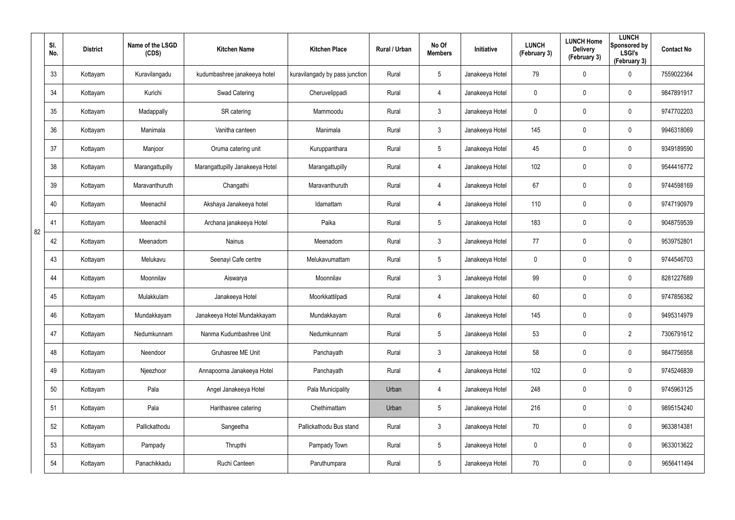| Sl. No. | District | Name of the LSGD (CDS) | Kitchen Name | Kitchen Place | Rural / Urban | No Of Members | Initiative | LUNCH (February 3) | LUNCH Home Delivery (February 3) | LUNCH Sponsored by LSGI's (February 3) | Contact No |
|---|---|---|---|---|---|---|---|---|---|---|---|
| 33 | Kottayam | Kuravilangadu | kudumbashree janakeeya hotel | kuravilangady by pass junction | Rural | 5 | Janakeeya Hotel | 79 | 0 | 0 | 7559022364 |
| 34 | Kottayam | Kurichi | Swad Catering | Cheruvelippadi | Rural | 4 | Janakeeya Hotel | 0 | 0 | 0 | 9847891917 |
| 35 | Kottayam | Madappally | SR catering | Mammoodu | Rural | 3 | Janakeeya Hotel | 0 | 0 | 0 | 9747702203 |
| 36 | Kottayam | Manimala | Vanitha canteen | Manimala | Rural | 3 | Janakeeya Hotel | 145 | 0 | 0 | 9946318069 |
| 37 | Kottayam | Manjoor | Oruma catering unit | Kuruppanthara | Rural | 5 | Janakeeya Hotel | 45 | 0 | 0 | 9349189590 |
| 38 | Kottayam | Marangattupilly | Marangattupilly Janakeeya Hotel | Marangattupilly | Rural | 4 | Janakeeya Hotel | 102 | 0 | 0 | 9544416772 |
| 39 | Kottayam | Maravanthuruth | Changathi | Maravanthuruth | Rural | 4 | Janakeeya Hotel | 67 | 0 | 0 | 9744598169 |
| 40 | Kottayam | Meenachil | Akshaya Janakeeya hotel | Idamattam | Rural | 4 | Janakeeya Hotel | 110 | 0 | 0 | 9747190979 |
| 41 | Kottayam | Meenachil | Archana janakeeya Hotel | Paika | Rural | 5 | Janakeeya Hotel | 183 | 0 | 0 | 9048759539 |
| 42 | Kottayam | Meenadom | Nainus | Meenadom | Rural | 3 | Janakeeya Hotel | 77 | 0 | 0 | 9539752801 |
| 43 | Kottayam | Melukavu | Seenayi Cafe centre | Melukavumattam | Rural | 5 | Janakeeya Hotel | 0 | 0 | 0 | 9744546703 |
| 44 | Kottayam | Moonnilav | Aiswarya | Moonnilav | Rural | 3 | Janakeeya Hotel | 99 | 0 | 0 | 8281227689 |
| 45 | Kottayam | Mulakkulam | Janakeeya Hotel | Moorkkattilpadi | Rural | 4 | Janakeeya Hotel | 60 | 0 | 0 | 9747856382 |
| 46 | Kottayam | Mundakkayam | Janakeeya Hotel Mundakkayam | Mundakkayam | Rural | 6 | Janakeeya Hotel | 145 | 0 | 0 | 9495314979 |
| 47 | Kottayam | Nedumkunnam | Nanma Kudumbashree Unit | Nedumkunnam | Rural | 5 | Janakeeya Hotel | 53 | 0 | 2 | 7306791612 |
| 48 | Kottayam | Neendoor | Gruhasree ME Unit | Panchayath | Rural | 3 | Janakeeya Hotel | 58 | 0 | 0 | 9847756958 |
| 49 | Kottayam | Njeezhoor | Annapoorna Janakeeya Hotel | Panchayath | Rural | 4 | Janakeeya Hotel | 102 | 0 | 0 | 9745246839 |
| 50 | Kottayam | Pala | Angel Janakeeya Hotel | Pala Municipality | Urban | 4 | Janakeeya Hotel | 248 | 0 | 0 | 9745963125 |
| 51 | Kottayam | Pala | Harithasree catering | Chethimattam | Urban | 5 | Janakeeya Hotel | 216 | 0 | 0 | 9895154240 |
| 52 | Kottayam | Pallickathodu | Sangeetha | Pallickathodu Bus stand | Rural | 3 | Janakeeya Hotel | 70 | 0 | 0 | 9633814381 |
| 53 | Kottayam | Pampady | Thrupthi | Pampady Town | Rural | 5 | Janakeeya Hotel | 0 | 0 | 0 | 9633013622 |
| 54 | Kottayam | Panachikkadu | Ruchi Canteen | Paruthumpara | Rural | 5 | Janakeeya Hotel | 70 | 0 | 0 | 9656411494 |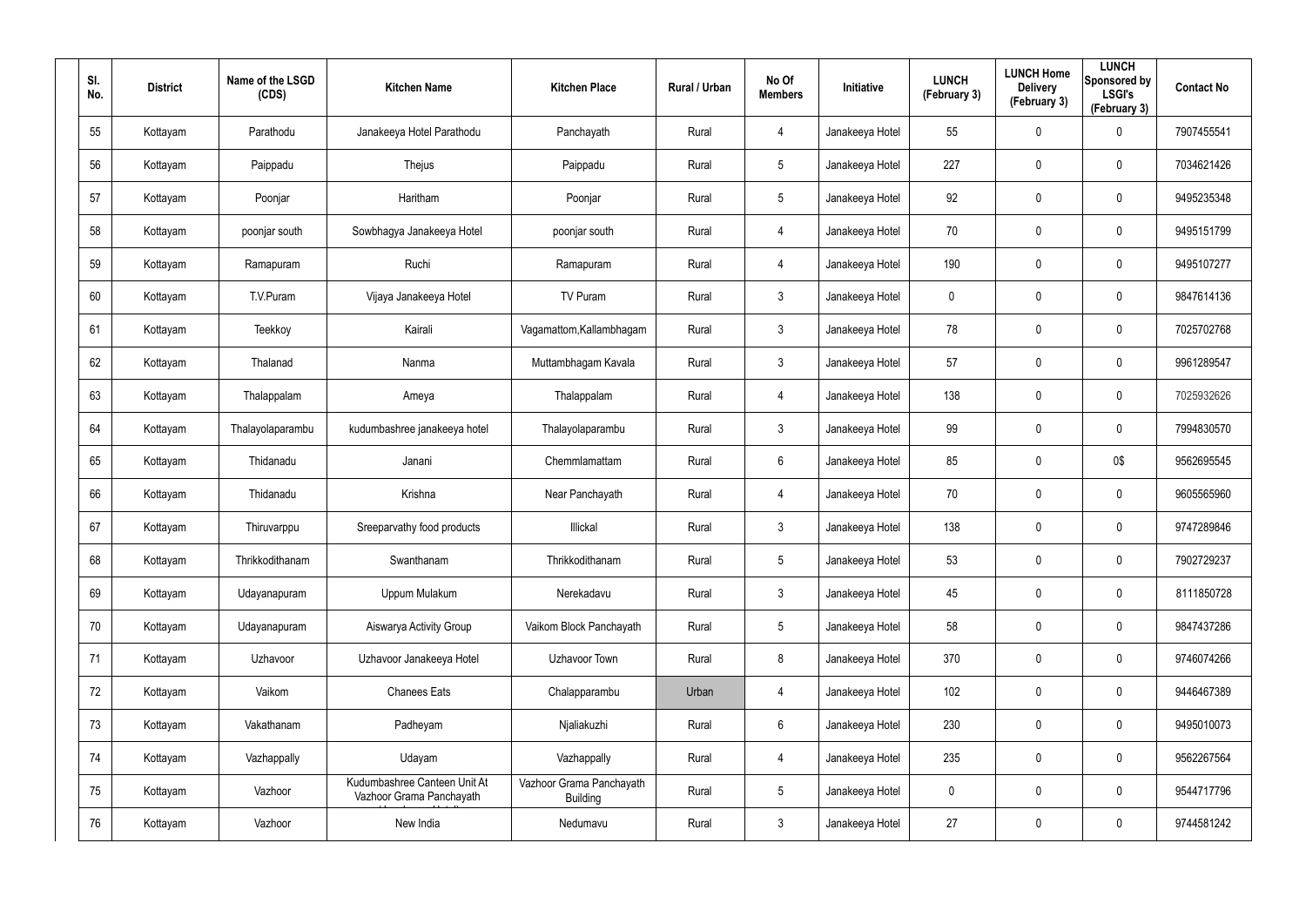| Sl. No. | District | Name of the LSGD (CDS) | Kitchen Name | Kitchen Place | Rural / Urban | No Of Members | Initiative | LUNCH (February 3) | LUNCH Home Delivery (February 3) | LUNCH Sponsored by LSGI's (February 3) | Contact No |
|---|---|---|---|---|---|---|---|---|---|---|---|
| 55 | Kottayam | Parathodu | Janakeeya Hotel Parathodu | Panchayath | Rural | 4 | Janakeeya Hotel | 55 | 0 | 0 | 7907455541 |
| 56 | Kottayam | Paippadu | Thejus | Paippadu | Rural | 5 | Janakeeya Hotel | 227 | 0 | 0 | 7034621426 |
| 57 | Kottayam | Poonjar | Haritham | Poonjar | Rural | 5 | Janakeeya Hotel | 92 | 0 | 0 | 9495235348 |
| 58 | Kottayam | poonjar south | Sowbhagya Janakeeya Hotel | poonjar south | Rural | 4 | Janakeeya Hotel | 70 | 0 | 0 | 9495151799 |
| 59 | Kottayam | Ramapuram | Ruchi | Ramapuram | Rural | 4 | Janakeeya Hotel | 190 | 0 | 0 | 9495107277 |
| 60 | Kottayam | T.V.Puram | Vijaya Janakeeya Hotel | TV Puram | Rural | 3 | Janakeeya Hotel | 0 | 0 | 0 | 9847614136 |
| 61 | Kottayam | Teekkoy | Kairali | Vagamattom,Kallambhagam | Rural | 3 | Janakeeya Hotel | 78 | 0 | 0 | 7025702768 |
| 62 | Kottayam | Thalanad | Nanma | Muttambhagam Kavala | Rural | 3 | Janakeeya Hotel | 57 | 0 | 0 | 9961289547 |
| 63 | Kottayam | Thalappalam | Ameya | Thalappalam | Rural | 4 | Janakeeya Hotel | 138 | 0 | 0 | 7025932626 |
| 64 | Kottayam | Thalayolaparambu | kudumbashree janakeeya hotel | Thalayolaparambu | Rural | 3 | Janakeeya Hotel | 99 | 0 | 0 | 7994830570 |
| 65 | Kottayam | Thidanadu | Janani | Chemmlamattam | Rural | 6 | Janakeeya Hotel | 85 | 0 | 0$ | 9562695545 |
| 66 | Kottayam | Thidanadu | Krishna | Near Panchayath | Rural | 4 | Janakeeya Hotel | 70 | 0 | 0 | 9605565960 |
| 67 | Kottayam | Thiruvarppu | Sreeparvathy food products | Illickal | Rural | 3 | Janakeeya Hotel | 138 | 0 | 0 | 9747289846 |
| 68 | Kottayam | Thrikkodithanam | Swanthanam | Thrikkodithanam | Rural | 5 | Janakeeya Hotel | 53 | 0 | 0 | 7902729237 |
| 69 | Kottayam | Udayanapuram | Uppum Mulakum | Nerekadavu | Rural | 3 | Janakeeya Hotel | 45 | 0 | 0 | 8111850728 |
| 70 | Kottayam | Udayanapuram | Aiswarya Activity Group | Vaikom Block Panchayath | Rural | 5 | Janakeeya Hotel | 58 | 0 | 0 | 9847437286 |
| 71 | Kottayam | Uzhavoor | Uzhavoor Janakeeya Hotel | Uzhavoor Town | Rural | 8 | Janakeeya Hotel | 370 | 0 | 0 | 9746074266 |
| 72 | Kottayam | Vaikom | Chanees Eats | Chalapparambu | Urban | 4 | Janakeeya Hotel | 102 | 0 | 0 | 9446467389 |
| 73 | Kottayam | Vakathanam | Padheyam | Njaliakuzhi | Rural | 6 | Janakeeya Hotel | 230 | 0 | 0 | 9495010073 |
| 74 | Kottayam | Vazhappally | Udayam | Vazhappally | Rural | 4 | Janakeeya Hotel | 235 | 0 | 0 | 9562267564 |
| 75 | Kottayam | Vazhoor | Kudumbashree Canteen Unit At Vazhoor Grama Panchayath | Vazhoor Grama Panchayath Building | Rural | 5 | Janakeeya Hotel | 0 | 0 | 0 | 9544717796 |
| 76 | Kottayam | Vazhoor | New India | Nedumavu | Rural | 3 | Janakeeya Hotel | 27 | 0 | 0 | 9744581242 |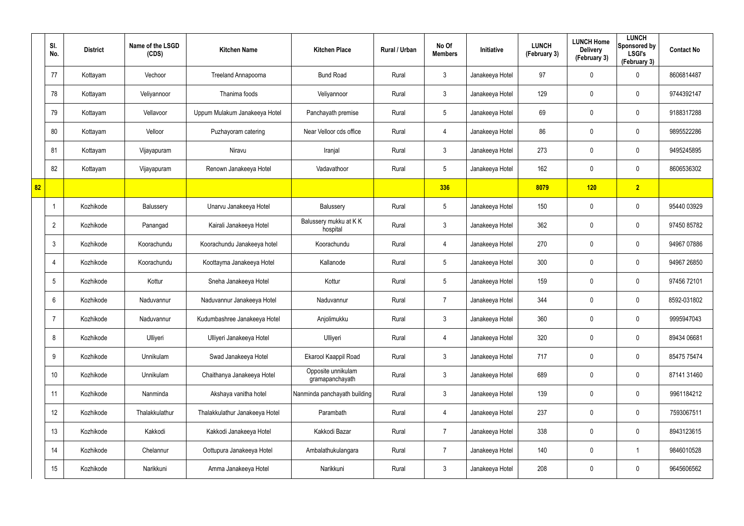| | Sl. No. | District | Name of the LSGD (CDS) | Kitchen Name | Kitchen Place | Rural / Urban | No Of Members | Initiative | LUNCH (February 3) | LUNCH Home Delivery (February 3) | LUNCH Sponsored by LSGI's (February 3) | Contact No |
|---|---|---|---|---|---|---|---|---|---|---|---|---|
| | 77 | Kottayam | Vechoor | Treeland Annapoorna | Bund Road | Rural | 3 | Janakeeya Hotel | 97 | 0 | 0 | 8606814487 |
| | 78 | Kottayam | Veliyannoor | Thanima foods | Veliyannoor | Rural | 3 | Janakeeya Hotel | 129 | 0 | 0 | 9744392147 |
| | 79 | Kottayam | Vellavoor | Uppum Mulakum Janakeeya Hotel | Panchayath premise | Rural | 5 | Janakeeya Hotel | 69 | 0 | 0 | 9188317288 |
| | 80 | Kottayam | Velloor | Puzhayoram catering | Near Velloor cds office | Rural | 4 | Janakeeya Hotel | 86 | 0 | 0 | 9895522286 |
| | 81 | Kottayam | Vijayapuram | Niravu | Iranjal | Rural | 3 | Janakeeya Hotel | 273 | 0 | 0 | 9495245895 |
| | 82 | Kottayam | Vijayapuram | Renown Janakeeya Hotel | Vadavathoor | Rural | 5 | Janakeeya Hotel | 162 | 0 | 0 | 8606536302 |
| 82 | | | | | | | 336 | | 8079 | 120 | 2 | |
| | 1 | Kozhikode | Balussery | Unarvu Janakeeya Hotel | Balussery | Rural | 5 | Janakeeya Hotel | 150 | 0 | 0 | 95440 03929 |
| | 2 | Kozhikode | Panangad | Kairali Janakeeya Hotel | Balussery mukku at K K hospital | Rural | 3 | Janakeeya Hotel | 362 | 0 | 0 | 97450 85782 |
| | 3 | Kozhikode | Koorachundu | Koorachundu Janakeeya hotel | Koorachundu | Rural | 4 | Janakeeya Hotel | 270 | 0 | 0 | 94967 07886 |
| | 4 | Kozhikode | Koorachundu | Koottayma Janakeeya Hotel | Kallanode | Rural | 5 | Janakeeya Hotel | 300 | 0 | 0 | 94967 26850 |
| | 5 | Kozhikode | Kottur | Sneha Janakeeya Hotel | Kottur | Rural | 5 | Janakeeya Hotel | 159 | 0 | 0 | 97456 72101 |
| | 6 | Kozhikode | Naduvannur | Naduvannur Janakeeya Hotel | Naduvannur | Rural | 7 | Janakeeya Hotel | 344 | 0 | 0 | 8592-031802 |
| | 7 | Kozhikode | Naduvannur | Kudumbashree Janakeeya Hotel | Anjolimukku | Rural | 3 | Janakeeya Hotel | 360 | 0 | 0 | 9995947043 |
| | 8 | Kozhikode | Ulliyeri | Ulliyeri Janakeeya Hotel | Ulliyeri | Rural | 4 | Janakeeya Hotel | 320 | 0 | 0 | 89434 06681 |
| | 9 | Kozhikode | Unnikulam | Swad Janakeeya Hotel | Ekarool Kaappil Road | Rural | 3 | Janakeeya Hotel | 717 | 0 | 0 | 85475 75474 |
| | 10 | Kozhikode | Unnikulam | Chaithanya Janakeeya Hotel | Opposite unnikulam gramapanchayath | Rural | 3 | Janakeeya Hotel | 689 | 0 | 0 | 87141 31460 |
| | 11 | Kozhikode | Nanminda | Akshaya vanitha hotel | Nanminda panchayath building | Rural | 3 | Janakeeya Hotel | 139 | 0 | 0 | 9961184212 |
| | 12 | Kozhikode | Thalakkulathur | Thalakkulathur Janakeeya Hotel | Parambath | Rural | 4 | Janakeeya Hotel | 237 | 0 | 0 | 7593067511 |
| | 13 | Kozhikode | Kakkodi | Kakkodi Janakeeya Hotel | Kakkodi Bazar | Rural | 7 | Janakeeya Hotel | 338 | 0 | 0 | 8943123615 |
| | 14 | Kozhikode | Chelannur | Oottupura Janakeeya Hotel | Ambalathukulangara | Rural | 7 | Janakeeya Hotel | 140 | 0 | 1 | 9846010528 |
| | 15 | Kozhikode | Narikkuni | Amma Janakeeya Hotel | Narikkuni | Rural | 3 | Janakeeya Hotel | 208 | 0 | 0 | 9645606562 |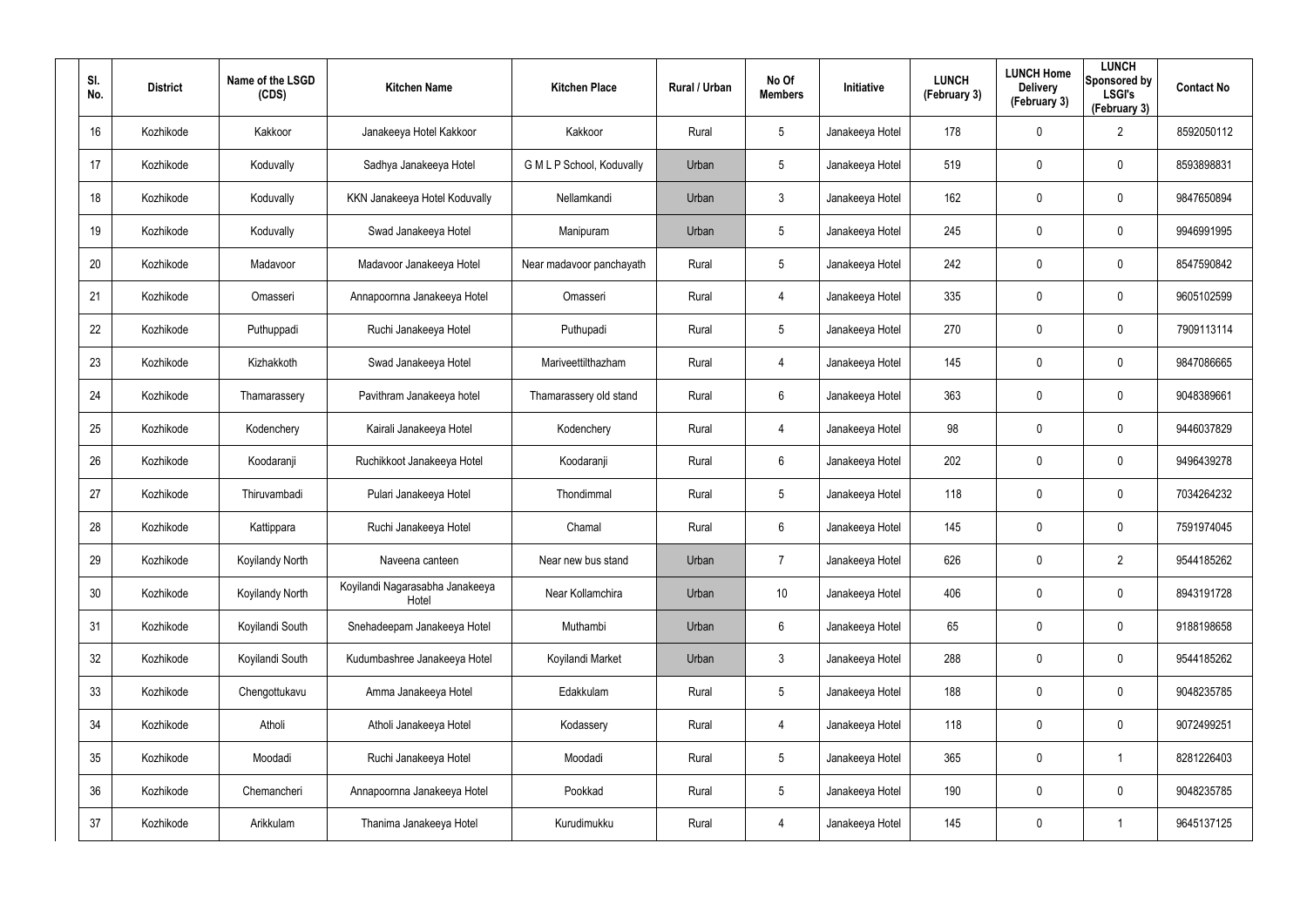| Sl. No. | District | Name of the LSGD (CDS) | Kitchen Name | Kitchen Place | Rural / Urban | No Of Members | Initiative | LUNCH (February 3) | LUNCH Home Delivery (February 3) | LUNCH Sponsored by LSGI's (February 3) | Contact No |
|---|---|---|---|---|---|---|---|---|---|---|---|
| 16 | Kozhikode | Kakkoor | Janakeeya Hotel Kakkoor | Kakkoor | Rural | 5 | Janakeeya Hotel | 178 | 0 | 2 | 8592050112 |
| 17 | Kozhikode | Koduvally | Sadhya Janakeeya Hotel | G M L P School, Koduvally | Urban | 5 | Janakeeya Hotel | 519 | 0 | 0 | 8593898831 |
| 18 | Kozhikode | Koduvally | KKN Janakeeya Hotel Koduvally | Nellamkandi | Urban | 3 | Janakeeya Hotel | 162 | 0 | 0 | 9847650894 |
| 19 | Kozhikode | Koduvally | Swad Janakeeya Hotel | Manipuram | Urban | 5 | Janakeeya Hotel | 245 | 0 | 0 | 9946991995 |
| 20 | Kozhikode | Madavoor | Madavoor Janakeeya Hotel | Near madavoor panchayath | Rural | 5 | Janakeeya Hotel | 242 | 0 | 0 | 8547590842 |
| 21 | Kozhikode | Omasseri | Annapoornna Janakeeya Hotel | Omasseri | Rural | 4 | Janakeeya Hotel | 335 | 0 | 0 | 9605102599 |
| 22 | Kozhikode | Puthuppadi | Ruchi Janakeeya Hotel | Puthupadi | Rural | 5 | Janakeeya Hotel | 270 | 0 | 0 | 7909113114 |
| 23 | Kozhikode | Kizhakkoth | Swad Janakeeya Hotel | Mariveettilthazham | Rural | 4 | Janakeeya Hotel | 145 | 0 | 0 | 9847086665 |
| 24 | Kozhikode | Thamarassery | Pavithram Janakeeya hotel | Thamarassery old stand | Rural | 6 | Janakeeya Hotel | 363 | 0 | 0 | 9048389661 |
| 25 | Kozhikode | Kodenchery | Kairali Janakeeya Hotel | Kodenchery | Rural | 4 | Janakeeya Hotel | 98 | 0 | 0 | 9446037829 |
| 26 | Kozhikode | Koodaranji | Ruchikkoot Janakeeya Hotel | Koodaranji | Rural | 6 | Janakeeya Hotel | 202 | 0 | 0 | 9496439278 |
| 27 | Kozhikode | Thiruvambadi | Pulari Janakeeya Hotel | Thondimmal | Rural | 5 | Janakeeya Hotel | 118 | 0 | 0 | 7034264232 |
| 28 | Kozhikode | Kattippara | Ruchi Janakeeya Hotel | Chamal | Rural | 6 | Janakeeya Hotel | 145 | 0 | 0 | 7591974045 |
| 29 | Kozhikode | Koyilandy North | Naveena canteen | Near new bus stand | Urban | 7 | Janakeeya Hotel | 626 | 0 | 2 | 9544185262 |
| 30 | Kozhikode | Koyilandy North | Koyilandi Nagarasabha Janakeeya Hotel | Near Kollamchira | Urban | 10 | Janakeeya Hotel | 406 | 0 | 0 | 8943191728 |
| 31 | Kozhikode | Koyilandi South | Snehadeepam Janakeeya Hotel | Muthambi | Urban | 6 | Janakeeya Hotel | 65 | 0 | 0 | 9188198658 |
| 32 | Kozhikode | Koyilandi South | Kudumbashree Janakeeya Hotel | Koyilandi Market | Urban | 3 | Janakeeya Hotel | 288 | 0 | 0 | 9544185262 |
| 33 | Kozhikode | Chengottukavu | Amma Janakeeya Hotel | Edakkulam | Rural | 5 | Janakeeya Hotel | 188 | 0 | 0 | 9048235785 |
| 34 | Kozhikode | Atholi | Atholi Janakeeya Hotel | Kodassery | Rural | 4 | Janakeeya Hotel | 118 | 0 | 0 | 9072499251 |
| 35 | Kozhikode | Moodadi | Ruchi Janakeeya Hotel | Moodadi | Rural | 5 | Janakeeya Hotel | 365 | 0 | 1 | 8281226403 |
| 36 | Kozhikode | Chemancheri | Annapoornna Janakeeya Hotel | Pookkad | Rural | 5 | Janakeeya Hotel | 190 | 0 | 0 | 9048235785 |
| 37 | Kozhikode | Arikkulam | Thanima Janakeeya Hotel | Kurudimukku | Rural | 4 | Janakeeya Hotel | 145 | 0 | 1 | 9645137125 |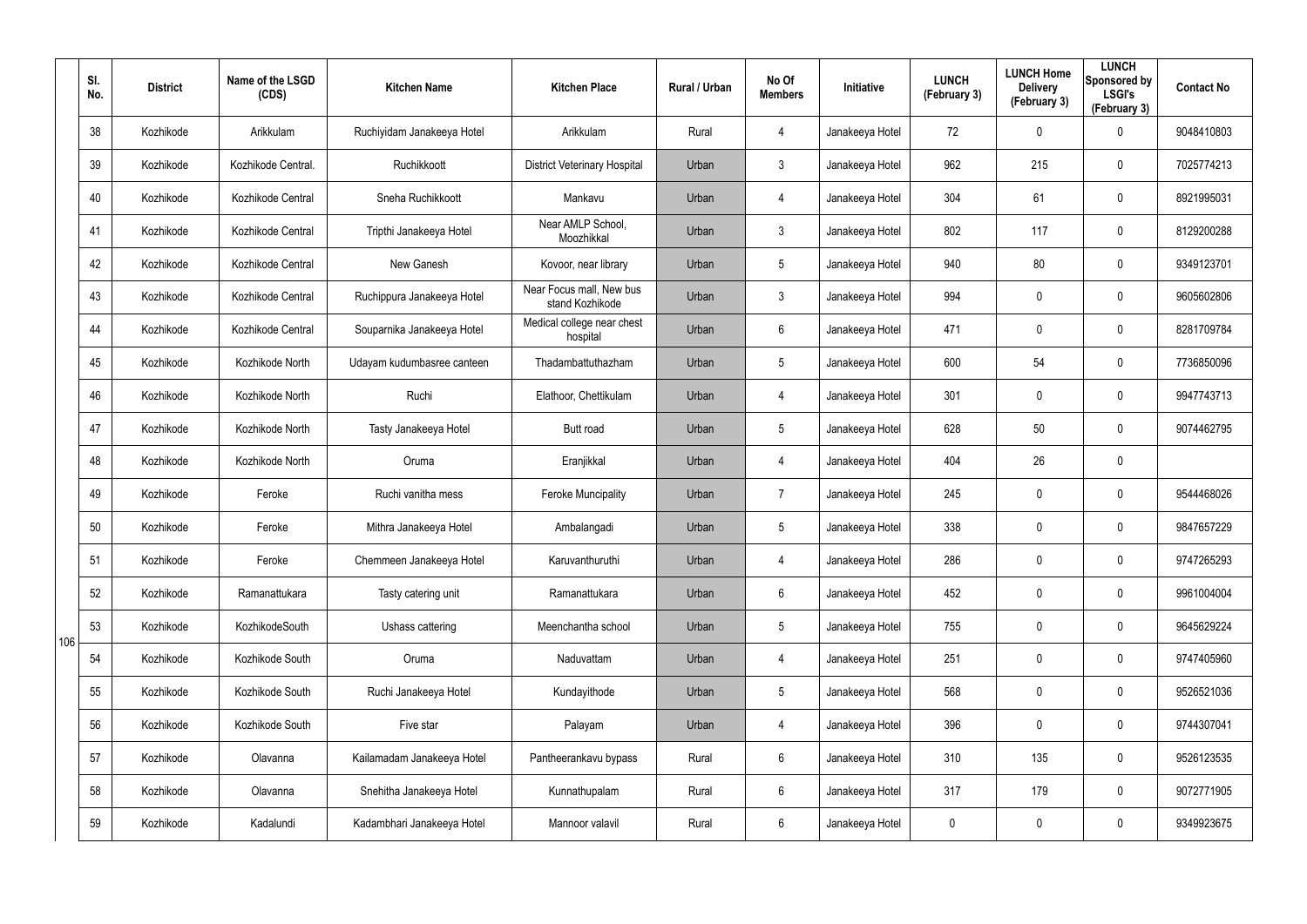| Sl. No. | District | Name of the LSGD (CDS) | Kitchen Name | Kitchen Place | Rural / Urban | No Of Members | Initiative | LUNCH (February 3) | LUNCH Home Delivery (February 3) | LUNCH Sponsored by LSGI's (February 3) | Contact No |
|---|---|---|---|---|---|---|---|---|---|---|---|
| 38 | Kozhikode | Arikkulam | Ruchiyidam Janakeeya Hotel | Arikkulam | Rural | 4 | Janakeeya Hotel | 72 | 0 | 0 | 9048410803 |
| 39 | Kozhikode | Kozhikode Central. | Ruchikkoott | District Veterinary Hospital | Urban | 3 | Janakeeya Hotel | 962 | 215 | 0 | 7025774213 |
| 40 | Kozhikode | Kozhikode Central | Sneha Ruchikkoott | Mankavu | Urban | 4 | Janakeeya Hotel | 304 | 61 | 0 | 8921995031 |
| 41 | Kozhikode | Kozhikode Central | Tripthi Janakeeya Hotel | Near AMLP School, Moozhikkal | Urban | 3 | Janakeeya Hotel | 802 | 117 | 0 | 8129200288 |
| 42 | Kozhikode | Kozhikode Central | New Ganesh | Kovoor, near library | Urban | 5 | Janakeeya Hotel | 940 | 80 | 0 | 9349123701 |
| 43 | Kozhikode | Kozhikode Central | Ruchippura Janakeeya Hotel | Near Focus mall, New bus stand Kozhikode | Urban | 3 | Janakeeya Hotel | 994 | 0 | 0 | 9605602806 |
| 44 | Kozhikode | Kozhikode Central | Souparnika Janakeeya Hotel | Medical college near chest hospital | Urban | 6 | Janakeeya Hotel | 471 | 0 | 0 | 8281709784 |
| 45 | Kozhikode | Kozhikode North | Udayam kudumbasree canteen | Thadambattuthazham | Urban | 5 | Janakeeya Hotel | 600 | 54 | 0 | 7736850096 |
| 46 | Kozhikode | Kozhikode North | Ruchi | Elathoor, Chettikulam | Urban | 4 | Janakeeya Hotel | 301 | 0 | 0 | 9947743713 |
| 47 | Kozhikode | Kozhikode North | Tasty Janakeeya Hotel | Butt road | Urban | 5 | Janakeeya Hotel | 628 | 50 | 0 | 9074462795 |
| 48 | Kozhikode | Kozhikode North | Oruma | Eranjikkal | Urban | 4 | Janakeeya Hotel | 404 | 26 | 0 | |
| 49 | Kozhikode | Feroke | Ruchi vanitha mess | Feroke Muncipality | Urban | 7 | Janakeeya Hotel | 245 | 0 | 0 | 9544468026 |
| 50 | Kozhikode | Feroke | Mithra Janakeeya Hotel | Ambalangadi | Urban | 5 | Janakeeya Hotel | 338 | 0 | 0 | 9847657229 |
| 51 | Kozhikode | Feroke | Chemmeen Janakeeya Hotel | Karuvanthuruthi | Urban | 4 | Janakeeya Hotel | 286 | 0 | 0 | 9747265293 |
| 52 | Kozhikode | Ramanattukara | Tasty catering unit | Ramanattukara | Urban | 6 | Janakeeya Hotel | 452 | 0 | 0 | 9961004004 |
| 53 | Kozhikode | KozhikodeSouth | Ushass cattering | Meenchantha school | Urban | 5 | Janakeeya Hotel | 755 | 0 | 0 | 9645629224 |
| 54 | Kozhikode | Kozhikode South | Oruma | Naduvattam | Urban | 4 | Janakeeya Hotel | 251 | 0 | 0 | 9747405960 |
| 55 | Kozhikode | Kozhikode South | Ruchi Janakeeya Hotel | Kundayithode | Urban | 5 | Janakeeya Hotel | 568 | 0 | 0 | 9526521036 |
| 56 | Kozhikode | Kozhikode South | Five star | Palayam | Urban | 4 | Janakeeya Hotel | 396 | 0 | 0 | 9744307041 |
| 57 | Kozhikode | Olavanna | Kailamadam Janakeeya Hotel | Pantheerankavu bypass | Rural | 6 | Janakeeya Hotel | 310 | 135 | 0 | 9526123535 |
| 58 | Kozhikode | Olavanna | Snehitha Janakeeya Hotel | Kunnathupalam | Rural | 6 | Janakeeya Hotel | 317 | 179 | 0 | 9072771905 |
| 59 | Kozhikode | Kadalundi | Kadambhari Janakeeya Hotel | Mannoor valavil | Rural | 6 | Janakeeya Hotel | 0 | 0 | 0 | 9349923675 |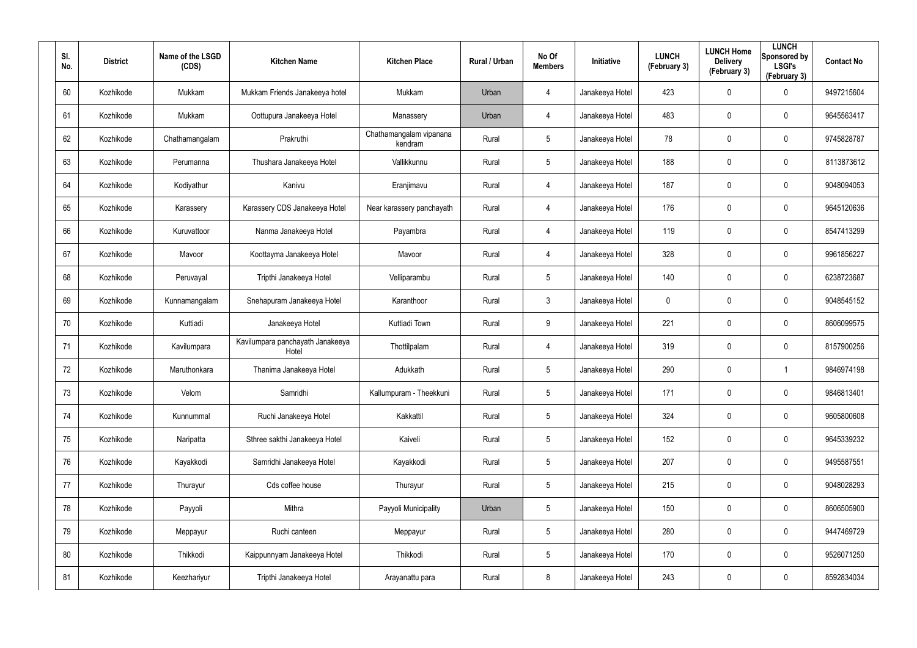| Sl. No. | District | Name of the LSGD (CDS) | Kitchen Name | Kitchen Place | Rural / Urban | No Of Members | Initiative | LUNCH (February 3) | LUNCH Home Delivery (February 3) | LUNCH Sponsored by LSGI's (February 3) | Contact No |
|---|---|---|---|---|---|---|---|---|---|---|---|
| 60 | Kozhikode | Mukkam | Mukkam Friends Janakeeya hotel | Mukkam | Urban | 4 | Janakeeya Hotel | 423 | 0 | 0 | 9497215604 |
| 61 | Kozhikode | Mukkam | Oottupura Janakeeya Hotel | Manassery | Urban | 4 | Janakeeya Hotel | 483 | 0 | 0 | 9645563417 |
| 62 | Kozhikode | Chathamangalam | Prakruthi | Chathamangalam vipanana kendram | Rural | 5 | Janakeeya Hotel | 78 | 0 | 0 | 9745828787 |
| 63 | Kozhikode | Perumanna | Thushara Janakeeya Hotel | Vallikkunnu | Rural | 5 | Janakeeya Hotel | 188 | 0 | 0 | 8113873612 |
| 64 | Kozhikode | Kodiyathur | Kanivu | Eranjimavu | Rural | 4 | Janakeeya Hotel | 187 | 0 | 0 | 9048094053 |
| 65 | Kozhikode | Karassery | Karassery CDS Janakeeya Hotel | Near karassery panchayath | Rural | 4 | Janakeeya Hotel | 176 | 0 | 0 | 9645120636 |
| 66 | Kozhikode | Kuruvattoor | Nanma Janakeeya Hotel | Payambra | Rural | 4 | Janakeeya Hotel | 119 | 0 | 0 | 8547413299 |
| 67 | Kozhikode | Mavoor | Koottayma Janakeeya Hotel | Mavoor | Rural | 4 | Janakeeya Hotel | 328 | 0 | 0 | 9961856227 |
| 68 | Kozhikode | Peruvayal | Tripthi Janakeeya Hotel | Velliparambu | Rural | 5 | Janakeeya Hotel | 140 | 0 | 0 | 6238723687 |
| 69 | Kozhikode | Kunnamangalam | Snehapuram Janakeeya Hotel | Karanthoor | Rural | 3 | Janakeeya Hotel | 0 | 0 | 0 | 9048545152 |
| 70 | Kozhikode | Kuttiadi | Janakeeya Hotel | Kuttiadi Town | Rural | 9 | Janakeeya Hotel | 221 | 0 | 0 | 8606099575 |
| 71 | Kozhikode | Kavilumpara | Kavilumpara panchayath Janakeeya Hotel | Thottilpalam | Rural | 4 | Janakeeya Hotel | 319 | 0 | 0 | 8157900256 |
| 72 | Kozhikode | Maruthonkara | Thanima Janakeeya Hotel | Adukkath | Rural | 5 | Janakeeya Hotel | 290 | 0 | 1 | 9846974198 |
| 73 | Kozhikode | Velom | Samridhi | Kallumpuram - Theekkuni | Rural | 5 | Janakeeya Hotel | 171 | 0 | 0 | 9846813401 |
| 74 | Kozhikode | Kunnummal | Ruchi Janakeeya Hotel | Kakkattil | Rural | 5 | Janakeeya Hotel | 324 | 0 | 0 | 9605800608 |
| 75 | Kozhikode | Naripatta | Sthree sakthi Janakeeya Hotel | Kaiveli | Rural | 5 | Janakeeya Hotel | 152 | 0 | 0 | 9645339232 |
| 76 | Kozhikode | Kayakkodi | Samridhi Janakeeya Hotel | Kayakkodi | Rural | 5 | Janakeeya Hotel | 207 | 0 | 0 | 9495587551 |
| 77 | Kozhikode | Thurayur | Cds coffee house | Thurayur | Rural | 5 | Janakeeya Hotel | 215 | 0 | 0 | 9048028293 |
| 78 | Kozhikode | Payyoli | Mithra | Payyoli Municipality | Urban | 5 | Janakeeya Hotel | 150 | 0 | 0 | 8606505900 |
| 79 | Kozhikode | Meppayur | Ruchi canteen | Meppayur | Rural | 5 | Janakeeya Hotel | 280 | 0 | 0 | 9447469729 |
| 80 | Kozhikode | Thikkodi | Kaippunnyam Janakeeya Hotel | Thikkodi | Rural | 5 | Janakeeya Hotel | 170 | 0 | 0 | 9526071250 |
| 81 | Kozhikode | Keezhariyur | Tripthi Janakeeya Hotel | Arayanattu para | Rural | 8 | Janakeeya Hotel | 243 | 0 | 0 | 8592834034 |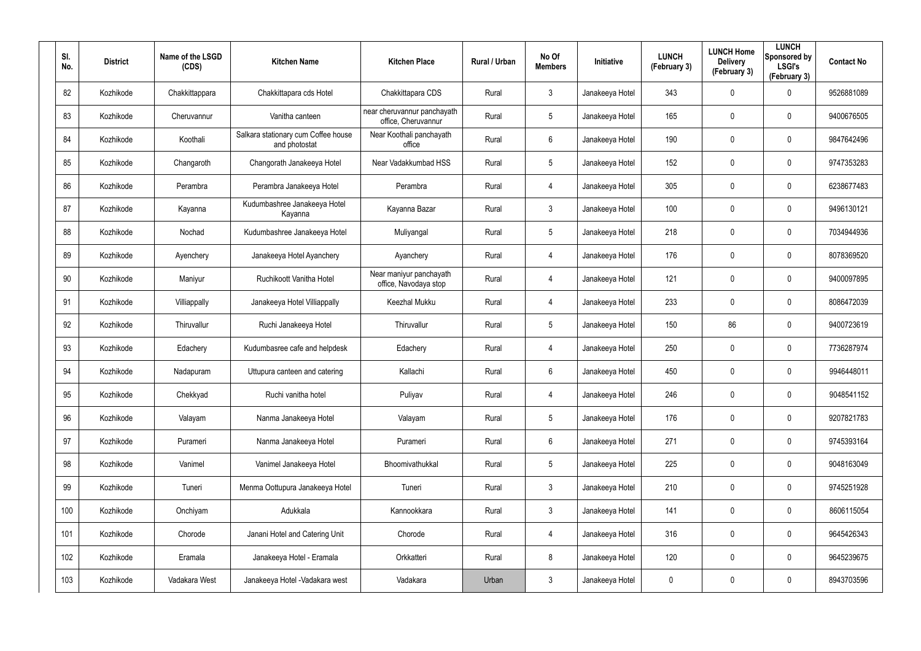| Sl. No. | District | Name of the LSGD (CDS) | Kitchen Name | Kitchen Place | Rural / Urban | No Of Members | Initiative | LUNCH (February 3) | LUNCH Home Delivery (February 3) | LUNCH Sponsored by LSGI's (February 3) | Contact No |
|---|---|---|---|---|---|---|---|---|---|---|---|
| 82 | Kozhikode | Chakkittappara | Chakkittapara cds Hotel | Chakkittapara CDS | Rural | 3 | Janakeeya Hotel | 343 | 0 | 0 | 9526881089 |
| 83 | Kozhikode | Cheruvannur | Vanitha canteen | near cheruvannur panchayath office, Cheruvannur | Rural | 5 | Janakeeya Hotel | 165 | 0 | 0 | 9400676505 |
| 84 | Kozhikode | Koothali | Salkara stationary cum Coffee house and photostat | Near Koothali panchayath office | Rural | 6 | Janakeeya Hotel | 190 | 0 | 0 | 9847642496 |
| 85 | Kozhikode | Changaroth | Changorath Janakeeya Hotel | Near Vadakkumbad HSS | Rural | 5 | Janakeeya Hotel | 152 | 0 | 0 | 9747353283 |
| 86 | Kozhikode | Perambra | Perambra Janakeeya Hotel | Perambra | Rural | 4 | Janakeeya Hotel | 305 | 0 | 0 | 6238677483 |
| 87 | Kozhikode | Kayanna | Kudumbashree Janakeeya Hotel Kayanna | Kayanna Bazar | Rural | 3 | Janakeeya Hotel | 100 | 0 | 0 | 9496130121 |
| 88 | Kozhikode | Nochad | Kudumbashree Janakeeya Hotel | Muliyangal | Rural | 5 | Janakeeya Hotel | 218 | 0 | 0 | 7034944936 |
| 89 | Kozhikode | Ayenchery | Janakeeya Hotel Ayanchery | Ayanchery | Rural | 4 | Janakeeya Hotel | 176 | 0 | 0 | 8078369520 |
| 90 | Kozhikode | Maniyur | Ruchikoott Vanitha Hotel | Near maniyur panchayath office, Navodaya stop | Rural | 4 | Janakeeya Hotel | 121 | 0 | 0 | 9400097895 |
| 91 | Kozhikode | Villiappally | Janakeeya Hotel Villiappally | Keezhal Mukku | Rural | 4 | Janakeeya Hotel | 233 | 0 | 0 | 8086472039 |
| 92 | Kozhikode | Thiruvallur | Ruchi Janakeeya Hotel | Thiruvallur | Rural | 5 | Janakeeya Hotel | 150 | 86 | 0 | 9400723619 |
| 93 | Kozhikode | Edachery | Kudumbasree cafe and helpdesk | Edachery | Rural | 4 | Janakeeya Hotel | 250 | 0 | 0 | 7736287974 |
| 94 | Kozhikode | Nadapuram | Uttupura canteen and catering | Kallachi | Rural | 6 | Janakeeya Hotel | 450 | 0 | 0 | 9946448011 |
| 95 | Kozhikode | Chekkyad | Ruchi vanitha hotel | Puliyav | Rural | 4 | Janakeeya Hotel | 246 | 0 | 0 | 9048541152 |
| 96 | Kozhikode | Valayam | Nanma Janakeeya Hotel | Valayam | Rural | 5 | Janakeeya Hotel | 176 | 0 | 0 | 9207821783 |
| 97 | Kozhikode | Purameri | Nanma Janakeeya Hotel | Purameri | Rural | 6 | Janakeeya Hotel | 271 | 0 | 0 | 9745393164 |
| 98 | Kozhikode | Vanimel | Vanimel Janakeeya Hotel | Bhoomivathukkal | Rural | 5 | Janakeeya Hotel | 225 | 0 | 0 | 9048163049 |
| 99 | Kozhikode | Tuneri | Menma Oottupura Janakeeya Hotel | Tuneri | Rural | 3 | Janakeeya Hotel | 210 | 0 | 0 | 9745251928 |
| 100 | Kozhikode | Onchiyam | Adukkala | Kannookkara | Rural | 3 | Janakeeya Hotel | 141 | 0 | 0 | 8606115054 |
| 101 | Kozhikode | Chorode | Janani Hotel and Catering Unit | Chorode | Rural | 4 | Janakeeya Hotel | 316 | 0 | 0 | 9645426343 |
| 102 | Kozhikode | Eramala | Janakeeya Hotel - Eramala | Orkkatteri | Rural | 8 | Janakeeya Hotel | 120 | 0 | 0 | 9645239675 |
| 103 | Kozhikode | Vadakara West | Janakeeya Hotel -Vadakara west | Vadakara | Urban | 3 | Janakeeya Hotel | 0 | 0 | 0 | 8943703596 |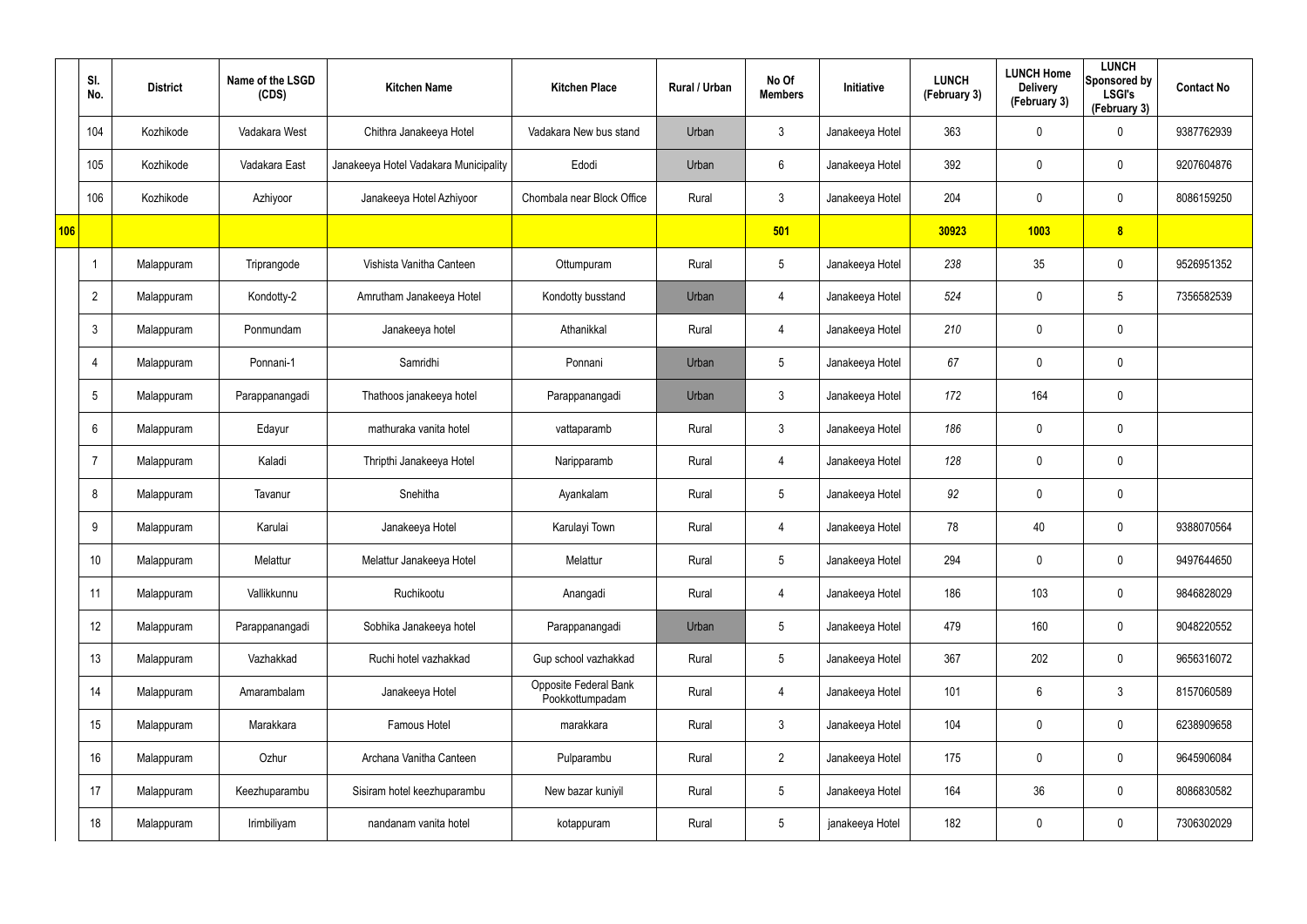| | Sl. No. | District | Name of the LSGD (CDS) | Kitchen Name | Kitchen Place | Rural / Urban | No Of Members | Initiative | LUNCH (February 3) | LUNCH Home Delivery (February 3) | LUNCH Sponsored by LSGI's (February 3) | Contact No |
|---|---|---|---|---|---|---|---|---|---|---|---|---|
| | 104 | Kozhikode | Vadakara West | Chithra Janakeeya Hotel | Vadakara New bus stand | Urban | 3 | Janakeeya Hotel | 363 | 0 | 0 | 9387762939 |
| | 105 | Kozhikode | Vadakara East | Janakeeya Hotel Vadakara Municipality | Edodi | Urban | 6 | Janakeeya Hotel | 392 | 0 | 0 | 9207604876 |
| | 106 | Kozhikode | Azhiyoor | Janakeeya Hotel Azhiyoor | Chombala near Block Office | Rural | 3 | Janakeeya Hotel | 204 | 0 | 0 | 8086159250 |
| **106** | | | | | | | **501** | | **30923** | **1003** | **8** | |
| | 1 | Malappuram | Triprangode | Vishista Vanitha Canteen | Ottumpuram | Rural | 5 | Janakeeya Hotel | 238 | 35 | 0 | 9526951352 |
| | 2 | Malappuram | Kondotty-2 | Amrutham Janakeeya Hotel | Kondotty busstand | Urban | 4 | Janakeeya Hotel | 524 | 0 | 5 | 7356582539 |
| | 3 | Malappuram | Ponmundam | Janakeeya hotel | Athanikkal | Rural | 4 | Janakeeya Hotel | 210 | 0 | 0 | |
| | 4 | Malappuram | Ponnani-1 | Samridhi | Ponnani | Urban | 5 | Janakeeya Hotel | 67 | 0 | 0 | |
| | 5 | Malappuram | Parappanangadi | Thathoos janakeeya hotel | Parappanangadi | Urban | 3 | Janakeeya Hotel | 172 | 164 | 0 | |
| | 6 | Malappuram | Edayur | mathuraka vanita hotel | vattaparamb | Rural | 3 | Janakeeya Hotel | 186 | 0 | 0 | |
| | 7 | Malappuram | Kaladi | Thripthi Janakeeya Hotel | Naripparamb | Rural | 4 | Janakeeya Hotel | 128 | 0 | 0 | |
| | 8 | Malappuram | Tavanur | Snehitha | Ayankalam | Rural | 5 | Janakeeya Hotel | 92 | 0 | 0 | |
| | 9 | Malappuram | Karulai | Janakeeya Hotel | Karulayi Town | Rural | 4 | Janakeeya Hotel | 78 | 40 | 0 | 9388070564 |
| | 10 | Malappuram | Melattur | Melattur Janakeeya Hotel | Melattur | Rural | 5 | Janakeeya Hotel | 294 | 0 | 0 | 9497644650 |
| | 11 | Malappuram | Vallikkunnu | Ruchikootu | Anangadi | Rural | 4 | Janakeeya Hotel | 186 | 103 | 0 | 9846828029 |
| | 12 | Malappuram | Parappanangadi | Sobhika Janakeeya hotel | Parappanangadi | Urban | 5 | Janakeeya Hotel | 479 | 160 | 0 | 9048220552 |
| | 13 | Malappuram | Vazhakkad | Ruchi hotel vazhakkad | Gup school vazhakkad | Rural | 5 | Janakeeya Hotel | 367 | 202 | 0 | 9656316072 |
| | 14 | Malappuram | Amarambalam | Janakeeya Hotel | Opposite Federal Bank Pookkottumpadam | Rural | 4 | Janakeeya Hotel | 101 | 6 | 3 | 8157060589 |
| | 15 | Malappuram | Marakkara | Famous Hotel | marakkara | Rural | 3 | Janakeeya Hotel | 104 | 0 | 0 | 6238909658 |
| | 16 | Malappuram | Ozhur | Archana Vanitha Canteen | Pulparambu | Rural | 2 | Janakeeya Hotel | 175 | 0 | 0 | 9645906084 |
| | 17 | Malappuram | Keezhuparambu | Sisiram hotel keezhuparambu | New bazar kuniyil | Rural | 5 | Janakeeya Hotel | 164 | 36 | 0 | 8086830582 |
| | 18 | Malappuram | Irimbiliyam | nandanam vanita hotel | kotappuram | Rural | 5 | janakeeya Hotel | 182 | 0 | 0 | 7306302029 |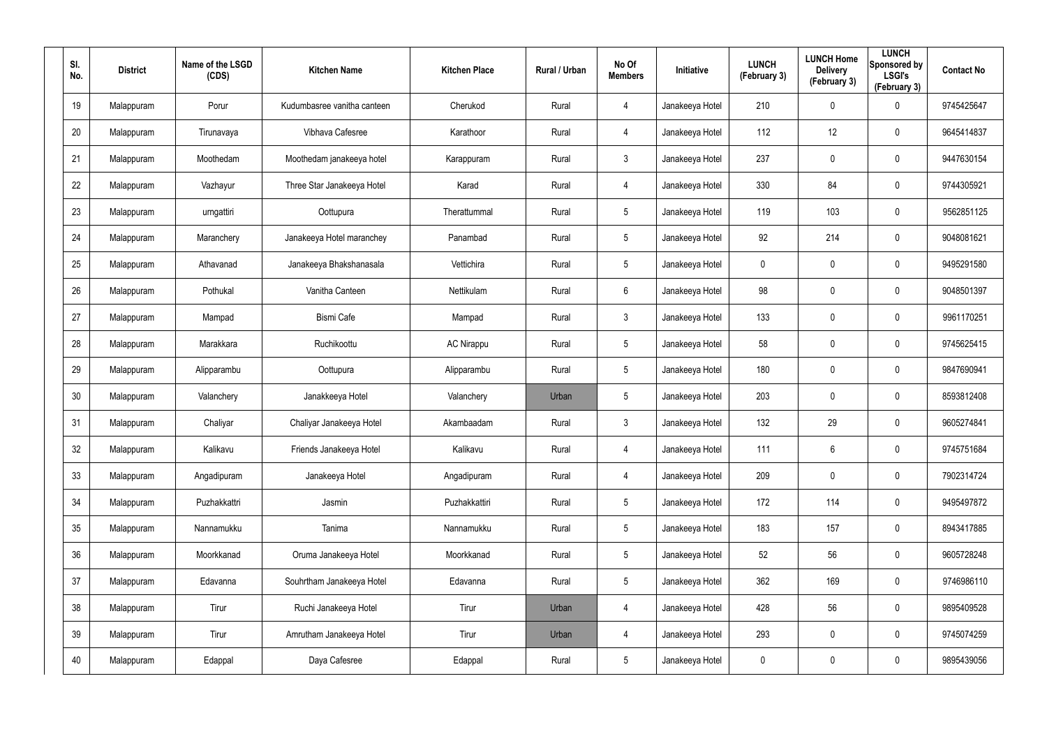| Sl. No. | District | Name of the LSGD (CDS) | Kitchen Name | Kitchen Place | Rural / Urban | No Of Members | Initiative | LUNCH (February 3) | LUNCH Home Delivery (February 3) | LUNCH Sponsored by LSGI's (February 3) | Contact No |
|---|---|---|---|---|---|---|---|---|---|---|---|
| 19 | Malappuram | Porur | Kudumbasree vanitha canteen | Cherukod | Rural | 4 | Janakeeya Hotel | 210 | 0 | 0 | 9745425647 |
| 20 | Malappuram | Tirunavaya | Vibhava Cafesree | Karathoor | Rural | 4 | Janakeeya Hotel | 112 | 12 | 0 | 9645414837 |
| 21 | Malappuram | Moothedam | Moothedam janakeeya hotel | Karappuram | Rural | 3 | Janakeeya Hotel | 237 | 0 | 0 | 9447630154 |
| 22 | Malappuram | Vazhayur | Three Star Janakeeya Hotel | Karad | Rural | 4 | Janakeeya Hotel | 330 | 84 | 0 | 9744305921 |
| 23 | Malappuram | urngattiri | Oottupura | Therattummal | Rural | 5 | Janakeeya Hotel | 119 | 103 | 0 | 9562851125 |
| 24 | Malappuram | Maranchery | Janakeeya Hotel maranchey | Panambad | Rural | 5 | Janakeeya Hotel | 92 | 214 | 0 | 9048081621 |
| 25 | Malappuram | Athavanad | Janakeeya Bhakshanasala | Vettichira | Rural | 5 | Janakeeya Hotel | 0 | 0 | 0 | 9495291580 |
| 26 | Malappuram | Pothukal | Vanitha Canteen | Nettikulam | Rural | 6 | Janakeeya Hotel | 98 | 0 | 0 | 9048501397 |
| 27 | Malappuram | Mampad | Bismi Cafe | Mampad | Rural | 3 | Janakeeya Hotel | 133 | 0 | 0 | 9961170251 |
| 28 | Malappuram | Marakkara | Ruchikoottu | AC Nirappu | Rural | 5 | Janakeeya Hotel | 58 | 0 | 0 | 9745625415 |
| 29 | Malappuram | Alipparambu | Oottupura | Alipparambu | Rural | 5 | Janakeeya Hotel | 180 | 0 | 0 | 9847690941 |
| 30 | Malappuram | Valanchery | Janakkeeya Hotel | Valanchery | Urban | 5 | Janakeeya Hotel | 203 | 0 | 0 | 8593812408 |
| 31 | Malappuram | Chaliyar | Chaliyar Janakeeya Hotel | Akambaadam | Rural | 3 | Janakeeya Hotel | 132 | 29 | 0 | 9605274841 |
| 32 | Malappuram | Kalikavu | Friends Janakeeya Hotel | Kalikavu | Rural | 4 | Janakeeya Hotel | 111 | 6 | 0 | 9745751684 |
| 33 | Malappuram | Angadipuram | Janakeeya Hotel | Angadipuram | Rural | 4 | Janakeeya Hotel | 209 | 0 | 0 | 7902314724 |
| 34 | Malappuram | Puzhakkattri | Jasmin | Puzhakkattiri | Rural | 5 | Janakeeya Hotel | 172 | 114 | 0 | 9495497872 |
| 35 | Malappuram | Nannamukku | Tanima | Nannamukku | Rural | 5 | Janakeeya Hotel | 183 | 157 | 0 | 8943417885 |
| 36 | Malappuram | Moorkkanad | Oruma Janakeeya Hotel | Moorkkanad | Rural | 5 | Janakeeya Hotel | 52 | 56 | 0 | 9605728248 |
| 37 | Malappuram | Edavanna | Souhrtham Janakeeya Hotel | Edavanna | Rural | 5 | Janakeeya Hotel | 362 | 169 | 0 | 9746986110 |
| 38 | Malappuram | Tirur | Ruchi Janakeeya Hotel | Tirur | Urban | 4 | Janakeeya Hotel | 428 | 56 | 0 | 9895409528 |
| 39 | Malappuram | Tirur | Amrutham Janakeeya Hotel | Tirur | Urban | 4 | Janakeeya Hotel | 293 | 0 | 0 | 9745074259 |
| 40 | Malappuram | Edappal | Daya Cafesree | Edappal | Rural | 5 | Janakeeya Hotel | 0 | 0 | 0 | 9895439056 |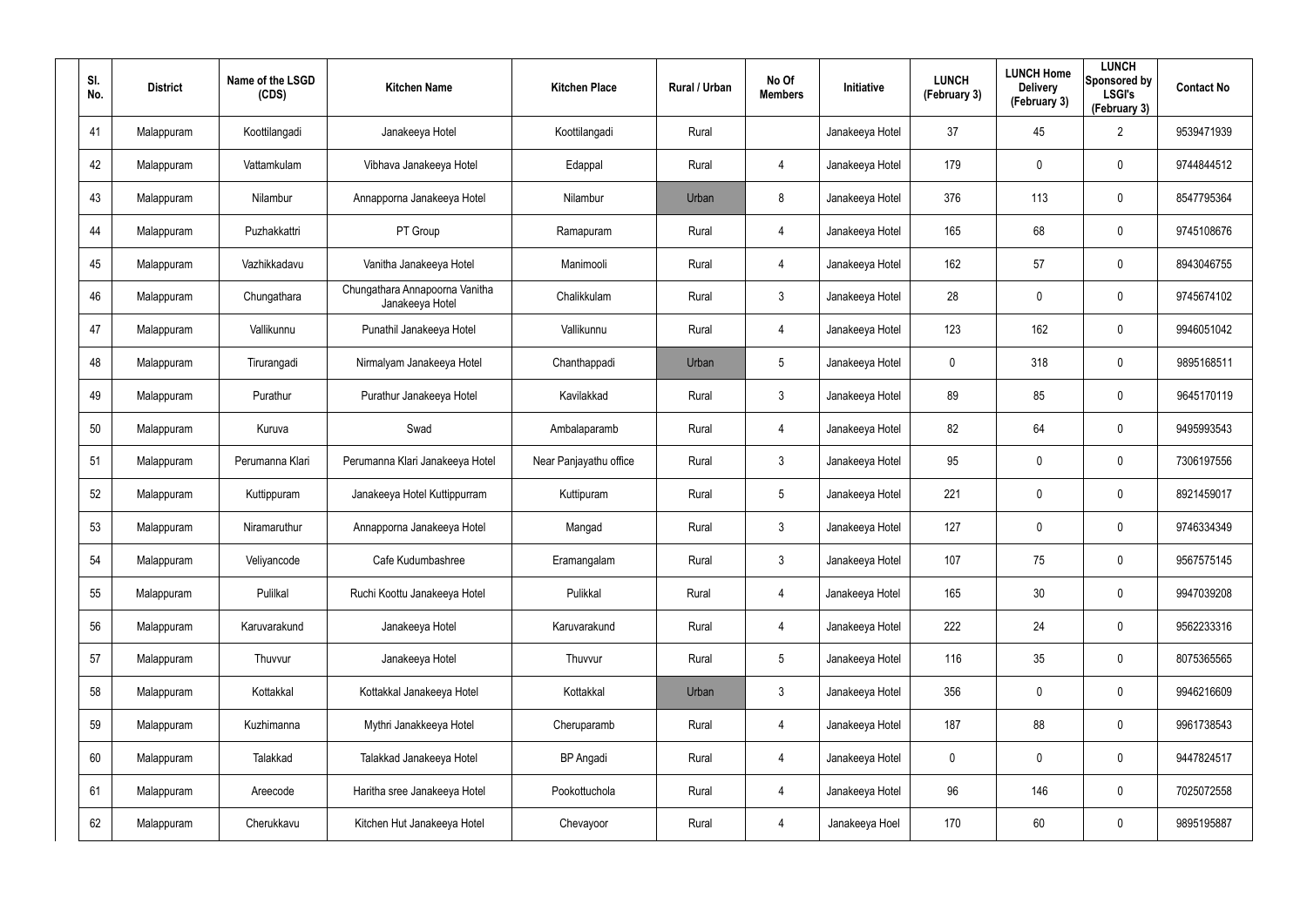| Sl. No. | District | Name of the LSGD (CDS) | Kitchen Name | Kitchen Place | Rural / Urban | No Of Members | Initiative | LUNCH (February 3) | LUNCH Home Delivery (February 3) | LUNCH Sponsored by LSGI's (February 3) | Contact No |
|---|---|---|---|---|---|---|---|---|---|---|---|
| 41 | Malappuram | Koottilangadi | Janakeeya Hotel | Koottilangadi | Rural | | Janakeeya Hotel | 37 | 45 | 2 | 9539471939 |
| 42 | Malappuram | Vattamkulam | Vibhava Janakeeya Hotel | Edappal | Rural | 4 | Janakeeya Hotel | 179 | 0 | 0 | 9744844512 |
| 43 | Malappuram | Nilambur | Annapporna Janakeeya Hotel | Nilambur | Urban | 8 | Janakeeya Hotel | 376 | 113 | 0 | 8547795364 |
| 44 | Malappuram | Puzhakkattri | PT Group | Ramapuram | Rural | 4 | Janakeeya Hotel | 165 | 68 | 0 | 9745108676 |
| 45 | Malappuram | Vazhikkadavu | Vanitha Janakeeya Hotel | Manimooli | Rural | 4 | Janakeeya Hotel | 162 | 57 | 0 | 8943046755 |
| 46 | Malappuram | Chungathara | Chungathara Annapoorna Vanitha Janakeeya Hotel | Chalikkulam | Rural | 3 | Janakeeya Hotel | 28 | 0 | 0 | 9745674102 |
| 47 | Malappuram | Vallikunnu | Punathil Janakeeya Hotel | Vallikunnu | Rural | 4 | Janakeeya Hotel | 123 | 162 | 0 | 9946051042 |
| 48 | Malappuram | Tirurangadi | Nirmalyam Janakeeya Hotel | Chanthappadi | Urban | 5 | Janakeeya Hotel | 0 | 318 | 0 | 9895168511 |
| 49 | Malappuram | Purathur | Purathur Janakeeya Hotel | Kavilakkad | Rural | 3 | Janakeeya Hotel | 89 | 85 | 0 | 9645170119 |
| 50 | Malappuram | Kuruva | Swad | Ambalaparamb | Rural | 4 | Janakeeya Hotel | 82 | 64 | 0 | 9495993543 |
| 51 | Malappuram | Perumanna Klari | Perumanna Klari Janakeeya Hotel | Near Panjayathu office | Rural | 3 | Janakeeya Hotel | 95 | 0 | 0 | 7306197556 |
| 52 | Malappuram | Kuttippuram | Janakeeya Hotel Kuttippurram | Kuttipuram | Rural | 5 | Janakeeya Hotel | 221 | 0 | 0 | 8921459017 |
| 53 | Malappuram | Niramaruthur | Annapporna Janakeeya Hotel | Mangad | Rural | 3 | Janakeeya Hotel | 127 | 0 | 0 | 9746334349 |
| 54 | Malappuram | Veliyancode | Cafe Kudumbashree | Eramangalam | Rural | 3 | Janakeeya Hotel | 107 | 75 | 0 | 9567575145 |
| 55 | Malappuram | Pulilkal | Ruchi Koottu Janakeeya Hotel | Pulikkal | Rural | 4 | Janakeeya Hotel | 165 | 30 | 0 | 9947039208 |
| 56 | Malappuram | Karuvarakund | Janakeeya Hotel | Karuvarakund | Rural | 4 | Janakeeya Hotel | 222 | 24 | 0 | 9562233316 |
| 57 | Malappuram | Thuvvur | Janakeeya Hotel | Thuvvur | Rural | 5 | Janakeeya Hotel | 116 | 35 | 0 | 8075365565 |
| 58 | Malappuram | Kottakkal | Kottakkal Janakeeya Hotel | Kottakkal | Urban | 3 | Janakeeya Hotel | 356 | 0 | 0 | 9946216609 |
| 59 | Malappuram | Kuzhimanna | Mythri Janakkeeya Hotel | Cheruparamb | Rural | 4 | Janakeeya Hotel | 187 | 88 | 0 | 9961738543 |
| 60 | Malappuram | Talakkad | Talakkad Janakeeya Hotel | BP Angadi | Rural | 4 | Janakeeya Hotel | 0 | 0 | 0 | 9447824517 |
| 61 | Malappuram | Areecode | Haritha sree Janakeeya Hotel | Pookottuchola | Rural | 4 | Janakeeya Hotel | 96 | 146 | 0 | 7025072558 |
| 62 | Malappuram | Cherukkavu | Kitchen Hut Janakeeya Hotel | Chevayoor | Rural | 4 | Janakeeya Hoel | 170 | 60 | 0 | 9895195887 |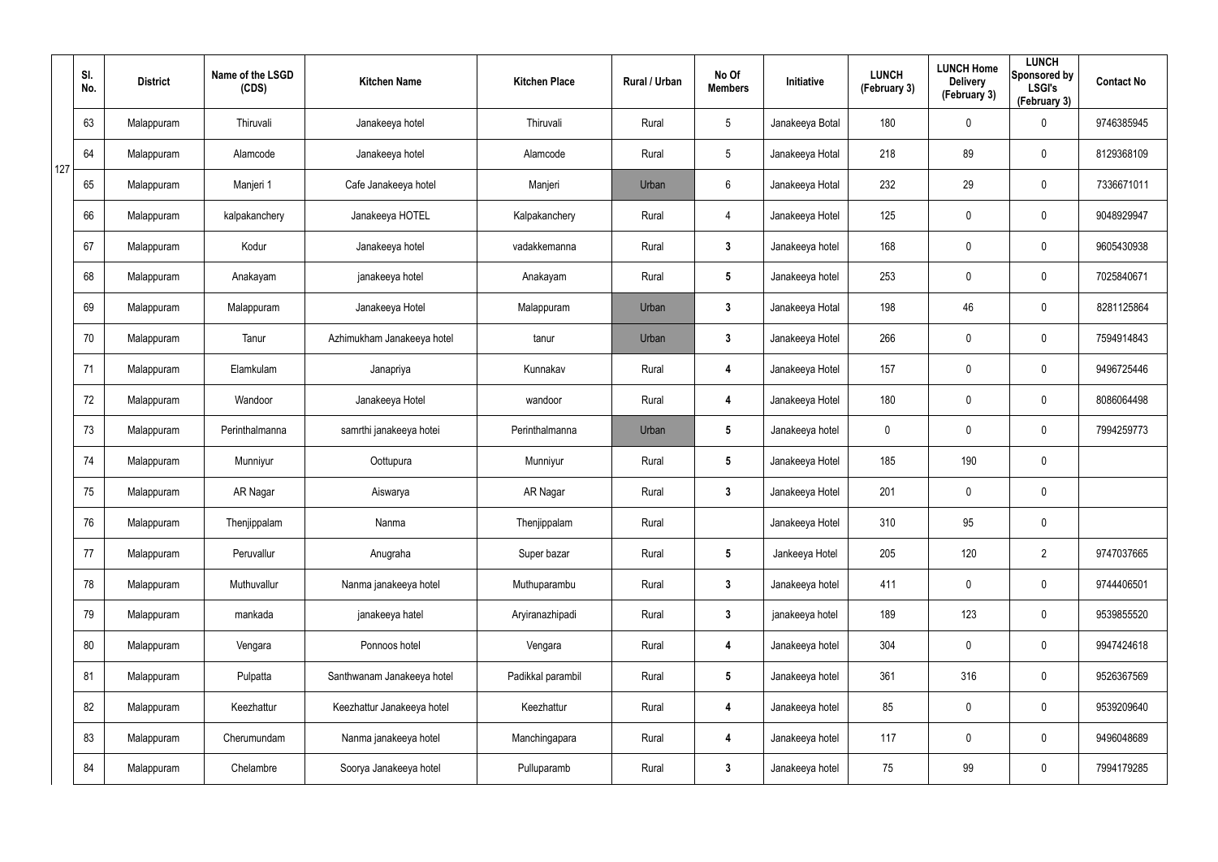| Sl. No. | District | Name of the LSGD (CDS) | Kitchen Name | Kitchen Place | Rural / Urban | No Of Members | Initiative | LUNCH (February 3) | LUNCH Home Delivery (February 3) | LUNCH Sponsored by LSGI's (February 3) | Contact No |
|---|---|---|---|---|---|---|---|---|---|---|---|
| 63 | Malappuram | Thiruvali | Janakeeya hotel | Thiruvali | Rural | 5 | Janakeeya Botal | 180 | 0 | 0 | 9746385945 |
| 64 | Malappuram | Alamcode | Janakeeya hotel | Alamcode | Rural | 5 | Janakeeya Hotal | 218 | 89 | 0 | 8129368109 |
| 65 | Malappuram | Manjeri 1 | Cafe Janakeeya hotel | Manjeri | Urban | 6 | Janakeeya Hotal | 232 | 29 | 0 | 7336671011 |
| 66 | Malappuram | kalpakanchery | Janakeeya HOTEL | Kalpakanchery | Rural | 4 | Janakeeya Hotel | 125 | 0 | 0 | 9048929947 |
| 67 | Malappuram | Kodur | Janakeeya hotel | vadakkemanna | Rural | 3 | Janakeeya hotel | 168 | 0 | 0 | 9605430938 |
| 68 | Malappuram | Anakayam | janakeeya hotel | Anakayam | Rural | 5 | Janakeeya hotel | 253 | 0 | 0 | 7025840671 |
| 69 | Malappuram | Malappuram | Janakeeya Hotel | Malappuram | Urban | 3 | Janakeeya Hotal | 198 | 46 | 0 | 8281125864 |
| 70 | Malappuram | Tanur | Azhimukham Janakeeya hotel | tanur | Urban | 3 | Janakeeya Hotel | 266 | 0 | 0 | 7594914843 |
| 71 | Malappuram | Elamkulam | Janapriya | Kunnakav | Rural | 4 | Janakeeya Hotel | 157 | 0 | 0 | 9496725446 |
| 72 | Malappuram | Wandoor | Janakeeya Hotel | wandoor | Rural | 4 | Janakeeya Hotel | 180 | 0 | 0 | 8086064498 |
| 73 | Malappuram | Perinthalmanna | samrthi janakeeya hotei | Perinthalmanna | Urban | 5 | Janakeeya hotel | 0 | 0 | 0 | 7994259773 |
| 74 | Malappuram | Munniyur | Oottupura | Munniyur | Rural | 5 | Janakeeya Hotel | 185 | 190 | 0 | |
| 75 | Malappuram | AR Nagar | Aiswarya | AR Nagar | Rural | 3 | Janakeeya Hotel | 201 | 0 | 0 | |
| 76 | Malappuram | Thenjippalam | Nanma | Thenjippalam | Rural | | Janakeeya Hotel | 310 | 95 | 0 | |
| 77 | Malappuram | Peruvallur | Anugraha | Super bazar | Rural | 5 | Jankeeya Hotel | 205 | 120 | 2 | 9747037665 |
| 78 | Malappuram | Muthuvallur | Nanma janakeeya hotel | Muthuparambu | Rural | 3 | Janakeeya hotel | 411 | 0 | 0 | 9744406501 |
| 79 | Malappuram | mankada | janakeeya hatel | Aryiranazhipadi | Rural | 3 | janakeeya hotel | 189 | 123 | 0 | 9539855520 |
| 80 | Malappuram | Vengara | Ponnoos hotel | Vengara | Rural | 4 | Janakeeya hotel | 304 | 0 | 0 | 9947424618 |
| 81 | Malappuram | Pulpatta | Santhwanam Janakeeya hotel | Padikkal parambil | Rural | 5 | Janakeeya hotel | 361 | 316 | 0 | 9526367569 |
| 82 | Malappuram | Keezhattur | Keezhattur Janakeeya hotel | Keezhattur | Rural | 4 | Janakeeya hotel | 85 | 0 | 0 | 9539209640 |
| 83 | Malappuram | Cherumundam | Nanma janakeeya hotel | Manchingapara | Rural | 4 | Janakeeya hotel | 117 | 0 | 0 | 9496048689 |
| 84 | Malappuram | Chelambre | Soorya Janakeeya hotel | Pulluparamb | Rural | 3 | Janakeeya hotel | 75 | 99 | 0 | 7994179285 |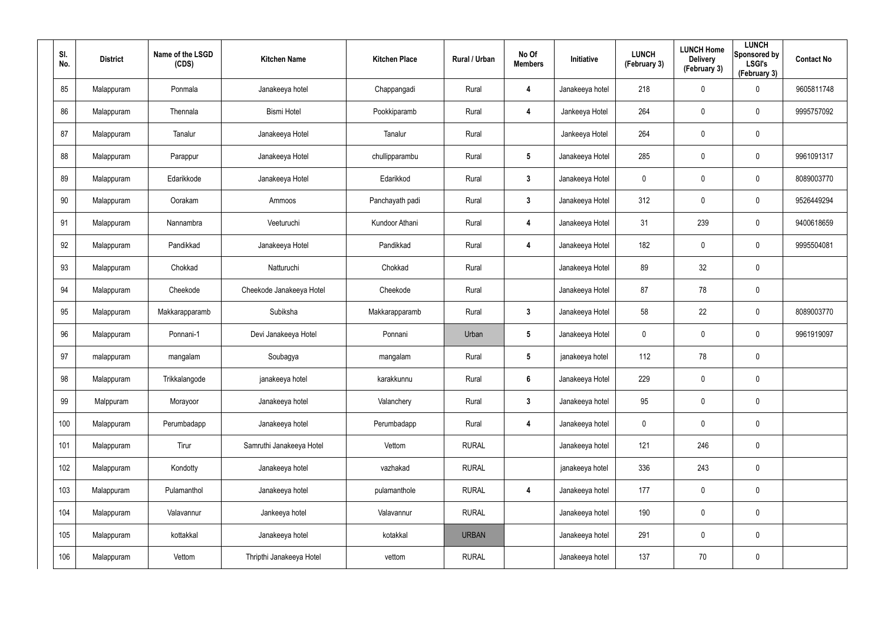| Sl. No. | District | Name of the LSGD (CDS) | Kitchen Name | Kitchen Place | Rural / Urban | No Of Members | Initiative | LUNCH (February 3) | LUNCH Home Delivery (February 3) | LUNCH Sponsored by LSGI's (February 3) | Contact No |
|---|---|---|---|---|---|---|---|---|---|---|---|
| 85 | Malappuram | Ponmala | Janakeeya hotel | Chappangadi | Rural | 4 | Janakeeya hotel | 218 | 0 | 0 | 9605811748 |
| 86 | Malappuram | Thennala | Bismi Hotel | Pookkiparamb | Rural | 4 | Jankeeya Hotel | 264 | 0 | 0 | 9995757092 |
| 87 | Malappuram | Tanalur | Janakeeya Hotel | Tanalur | Rural | | Jankeeya Hotel | 264 | 0 | 0 | |
| 88 | Malappuram | Parappur | Janakeeya Hotel | chullipparambu | Rural | 5 | Janakeeya Hotel | 285 | 0 | 0 | 9961091317 |
| 89 | Malappuram | Edarikkode | Janakeeya Hotel | Edarikkod | Rural | 3 | Janakeeya Hotel | 0 | 0 | 0 | 8089003770 |
| 90 | Malappuram | Oorakam | Ammoos | Panchayath padi | Rural | 3 | Janakeeya Hotel | 312 | 0 | 0 | 9526449294 |
| 91 | Malappuram | Nannambra | Veeturuchi | Kundoor Athani | Rural | 4 | Janakeeya Hotel | 31 | 239 | 0 | 9400618659 |
| 92 | Malappuram | Pandikkad | Janakeeya Hotel | Pandikkad | Rural | 4 | Janakeeya Hotel | 182 | 0 | 0 | 9995504081 |
| 93 | Malappuram | Chokkad | Natturuchi | Chokkad | Rural | | Janakeeya Hotel | 89 | 32 | 0 | |
| 94 | Malappuram | Cheekode | Cheekode Janakeeya Hotel | Cheekode | Rural | | Janakeeya Hotel | 87 | 78 | 0 | |
| 95 | Malappuram | Makkarapparamb | Subiksha | Makkarapparamb | Rural | 3 | Janakeeya Hotel | 58 | 22 | 0 | 8089003770 |
| 96 | Malappuram | Ponnani-1 | Devi Janakeeya Hotel | Ponnani | Urban | 5 | Janakeeya Hotel | 0 | 0 | 0 | 9961919097 |
| 97 | malappuram | mangalam | Soubagya | mangalam | Rural | 5 | janakeeya hotel | 112 | 78 | 0 | |
| 98 | Malappuram | Trikkalangode | janakeeya hotel | karakkunnu | Rural | 6 | Janakeeya Hotel | 229 | 0 | 0 | |
| 99 | Malppuram | Morayoor | Janakeeya hotel | Valanchery | Rural | 3 | Janakeeya hotel | 95 | 0 | 0 | |
| 100 | Malappuram | Perumbadapp | Janakeeya hotel | Perumbadapp | Rural | 4 | Janakeeya hotel | 0 | 0 | 0 | |
| 101 | Malappuram | Tirur | Samruthi Janakeeya Hotel | Vettom | RURAL | | Janakeeya hotel | 121 | 246 | 0 | |
| 102 | Malappuram | Kondotty | Janakeeya hotel | vazhakad | RURAL | | janakeeya hotel | 336 | 243 | 0 | |
| 103 | Malappuram | Pulamanthol | Janakeeya hotel | pulamanthole | RURAL | 4 | Janakeeya hotel | 177 | 0 | 0 | |
| 104 | Malappuram | Valavannur | Jankeeya hotel | Valavannur | RURAL | | Janakeeya hotel | 190 | 0 | 0 | |
| 105 | Malappuram | kottakkal | Janakeeya hotel | kotakkal | URBAN | | Janakeeya hotel | 291 | 0 | 0 | |
| 106 | Malappuram | Vettom | Thripthi Janakeeya Hotel | vettom | RURAL | | Janakeeya hotel | 137 | 70 | 0 | |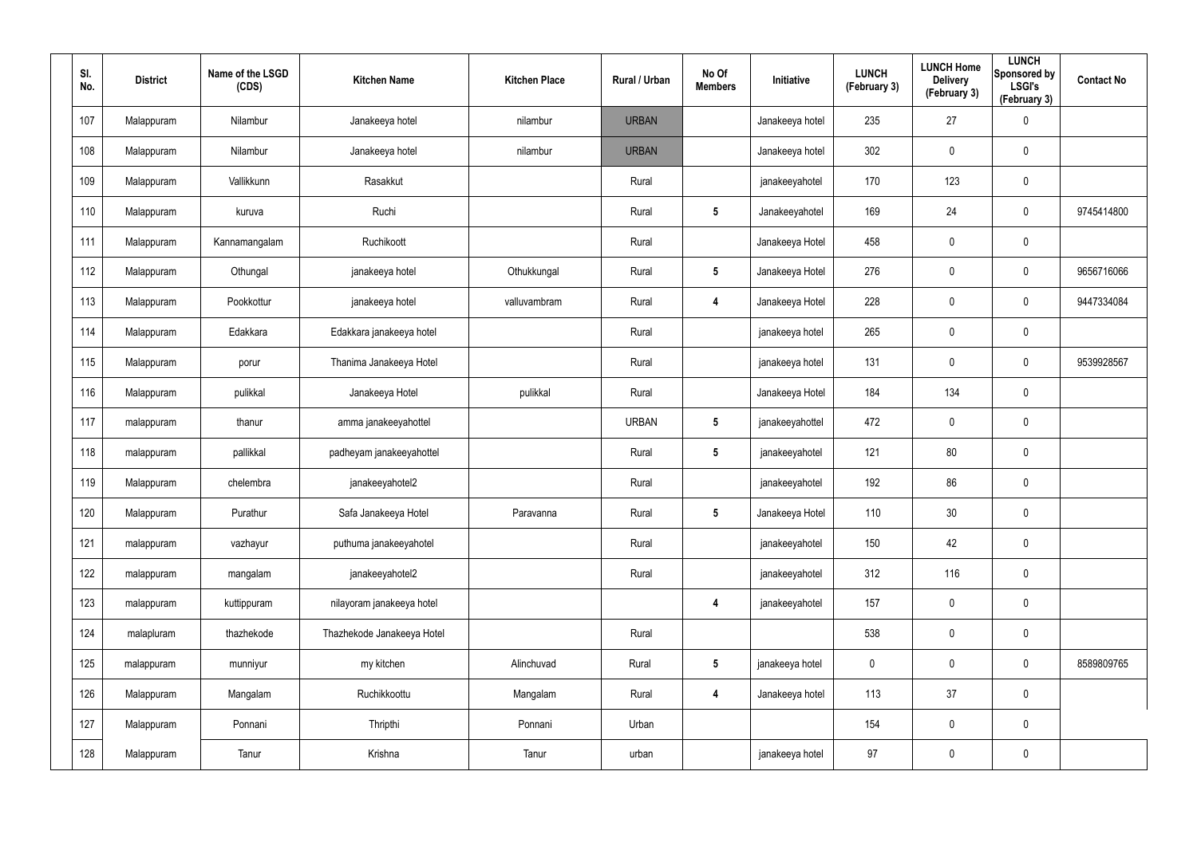| Sl. No. | District | Name of the LSGD (CDS) | Kitchen Name | Kitchen Place | Rural / Urban | No Of Members | Initiative | LUNCH (February 3) | LUNCH Home Delivery (February 3) | LUNCH Sponsored by LSGI's (February 3) | Contact No |
|---|---|---|---|---|---|---|---|---|---|---|---|
| 107 | Malappuram | Nilambur | Janakeeya hotel | nilambur | URBAN | | Janakeeya hotel | 235 | 27 | 0 | |
| 108 | Malappuram | Nilambur | Janakeeya hotel | nilambur | URBAN | | Janakeeya hotel | 302 | 0 | 0 | |
| 109 | Malappuram | Vallikkunn | Rasakkut | | Rural | | janakeeyahotel | 170 | 123 | 0 | |
| 110 | Malappuram | kuruva | Ruchi | | Rural | 5 | Janakeeyahotel | 169 | 24 | 0 | 9745414800 |
| 111 | Malappuram | Kannamangalam | Ruchikoott | | Rural | | Janakeeya Hotel | 458 | 0 | 0 | |
| 112 | Malappuram | Othungal | janakeeya hotel | Othukkungal | Rural | 5 | Janakeeya Hotel | 276 | 0 | 0 | 9656716066 |
| 113 | Malappuram | Pookkottur | janakeeya hotel | valluvambram | Rural | 4 | Janakeeya Hotel | 228 | 0 | 0 | 9447334084 |
| 114 | Malappuram | Edakkara | Edakkara janakeeya hotel | | Rural | | janakeeya hotel | 265 | 0 | 0 | |
| 115 | Malappuram | porur | Thanima Janakeeya Hotel | | Rural | | janakeeya hotel | 131 | 0 | 0 | 9539928567 |
| 116 | Malappuram | pulikkal | Janakeeya Hotel | pulikkal | Rural | | Janakeeya Hotel | 184 | 134 | 0 | |
| 117 | malappuram | thanur | amma janakeeyahottel | | URBAN | 5 | janakeeyahottel | 472 | 0 | 0 | |
| 118 | malappuram | pallikkal | padheyam janakeeyahottel | | Rural | 5 | janakeeyahotel | 121 | 80 | 0 | |
| 119 | Malappuram | chelembra | janakeeyahotel2 | | Rural | | janakeeyahotel | 192 | 86 | 0 | |
| 120 | Malappuram | Purathur | Safa Janakeeya Hotel | Paravanna | Rural | 5 | Janakeeya Hotel | 110 | 30 | 0 | |
| 121 | malappuram | vazhayur | puthuma janakeeyahotel | | Rural | | janakeeyahotel | 150 | 42 | 0 | |
| 122 | malappuram | mangalam | janakeeyahotel2 | | Rural | | janakeeyahotel | 312 | 116 | 0 | |
| 123 | malappuram | kuttippuram | nilayoram janakeeya hotel | | | 4 | janakeeyahotel | 157 | 0 | 0 | |
| 124 | malapluram | thazhekode | Thazhekode Janakeeya Hotel | | Rural | | | 538 | 0 | 0 | |
| 125 | malappuram | munniyur | my kitchen | Alinchuvad | Rural | 5 | janakeeya hotel | 0 | 0 | 0 | 8589809765 |
| 126 | Malappuram | Mangalam | Ruchikkoottu | Mangalam | Rural | 4 | Janakeeya hotel | 113 | 37 | 0 | |
| 127 | Malappuram | Ponnani | Thripthi | Ponnani | Urban | | | 154 | 0 | 0 | |
| 128 | Malappuram | Tanur | Krishna | Tanur | urban | | janakeeya hotel | 97 | 0 | 0 | |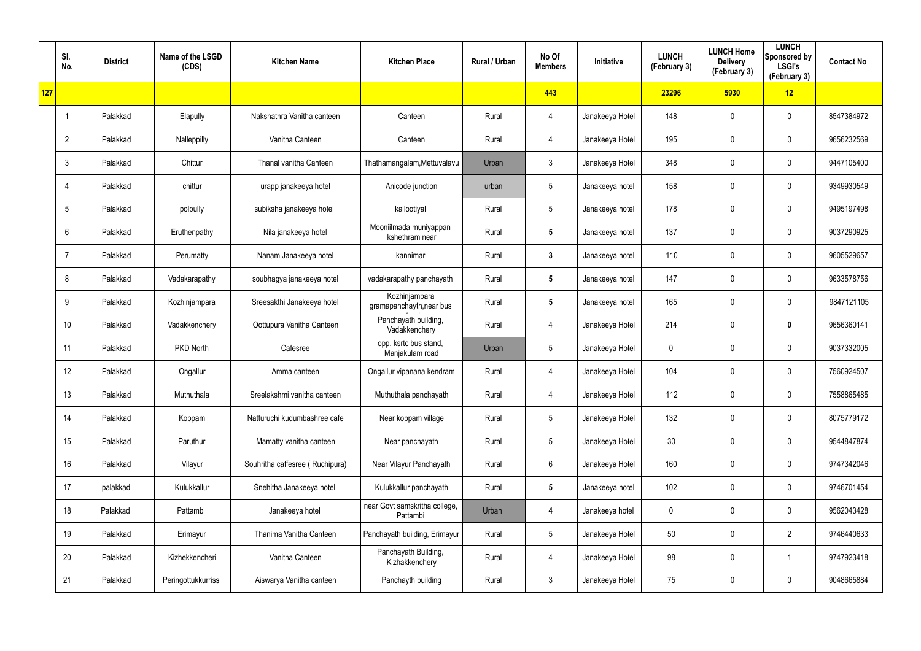| | Sl. No. | District | Name of the LSGD (CDS) | Kitchen Name | Kitchen Place | Rural / Urban | No Of Members | Initiative | LUNCH (February 3) | LUNCH Home Delivery (February 3) | LUNCH Sponsored by LSGI's (February 3) | Contact No |
|---|---|---|---|---|---|---|---|---|---|---|---|---|
| 127 | | | | | | | 443 | | 23296 | 5930 | 12 | |
| | 1 | Palakkad | Elapully | Nakshathra Vanitha canteen | Canteen | Rural | 4 | Janakeeya Hotel | 148 | 0 | 0 | 8547384972 |
| | 2 | Palakkad | Nalleppilly | Vanitha Canteen | Canteen | Rural | 4 | Janakeeya Hotel | 195 | 0 | 0 | 9656232569 |
| | 3 | Palakkad | Chittur | Thanal vanitha Canteen | Thathamangalam,Mettuvalavu | Urban | 3 | Janakeeya Hotel | 348 | 0 | 0 | 9447105400 |
| | 4 | Palakkad | chittur | urapp janakeeya hotel | Anicode junction | urban | 5 | Janakeeya hotel | 158 | 0 | 0 | 9349930549 |
| | 5 | Palakkad | polpully | subiksha janakeeya hotel | kallootiyal | Rural | 5 | Janakeeya hotel | 178 | 0 | 0 | 9495197498 |
| | 6 | Palakkad | Eruthenpathy | Nila janakeeya hotel | Mooniilmada muniyappan kshethram near | Rural | 5 | Janakeeya hotel | 137 | 0 | 0 | 9037290925 |
| | 7 | Palakkad | Perumatty | Nanam Janakeeya hotel | kannimari | Rural | 3 | Janakeeya hotel | 110 | 0 | 0 | 9605529657 |
| | 8 | Palakkad | Vadakarapathy | soubhagya janakeeya hotel | vadakarapathy panchayath | Rural | 5 | Janakeeya hotel | 147 | 0 | 0 | 9633578756 |
| | 9 | Palakkad | Kozhinjampara | Sreesakthi Janakeeya hotel | Kozhinjampara gramapanchayth,near bus | Rural | 5 | Janakeeya hotel | 165 | 0 | 0 | 9847121105 |
| | 10 | Palakkad | Vadakkenchery | Oottupura Vanitha Canteen | Panchayath building, Vadakkenchery | Rural | 4 | Janakeeya Hotel | 214 | 0 | 0 | 9656360141 |
| | 11 | Palakkad | PKD North | Cafesree | opp. ksrtc bus stand, Manjakulam road | Urban | 5 | Janakeeya Hotel | 0 | 0 | 0 | 9037332005 |
| | 12 | Palakkad | Ongallur | Amma canteen | Ongallur vipanana kendram | Rural | 4 | Janakeeya Hotel | 104 | 0 | 0 | 7560924507 |
| | 13 | Palakkad | Muthuthala | Sreelakshmi vanitha canteen | Muthuthala panchayath | Rural | 4 | Janakeeya Hotel | 112 | 0 | 0 | 7558865485 |
| | 14 | Palakkad | Koppam | Natturuchi kudumbashree cafe | Near koppam village | Rural | 5 | Janakeeya Hotel | 132 | 0 | 0 | 8075779172 |
| | 15 | Palakkad | Paruthur | Mamatty vanitha canteen | Near panchayath | Rural | 5 | Janakeeya Hotel | 30 | 0 | 0 | 9544847874 |
| | 16 | Palakkad | Vilayur | Souhritha caffesree ( Ruchipura) | Near Vilayur Panchayath | Rural | 6 | Janakeeya Hotel | 160 | 0 | 0 | 9747342046 |
| | 17 | palakkad | Kulukkallur | Snehitha Janakeeya hotel | Kulukkallur panchayath | Rural | 5 | Janakeeya hotel | 102 | 0 | 0 | 9746701454 |
| | 18 | Palakkad | Pattambi | Janakeeya hotel | near Govt samskritha college, Pattambi | Urban | 4 | Janakeeya hotel | 0 | 0 | 0 | 9562043428 |
| | 19 | Palakkad | Erimayur | Thanima Vanitha Canteen | Panchayath building, Erimayur | Rural | 5 | Janakeeya Hotel | 50 | 0 | 2 | 9746440633 |
| | 20 | Palakkad | Kizhekkencheri | Vanitha Canteen | Panchayath Building, Kizhakkenchery | Rural | 4 | Janakeeya Hotel | 98 | 0 | 1 | 9747923418 |
| | 21 | Palakkad | Peringottukurrissi | Aiswarya Vanitha canteen | Panchayth building | Rural | 3 | Janakeeya Hotel | 75 | 0 | 0 | 9048665884 |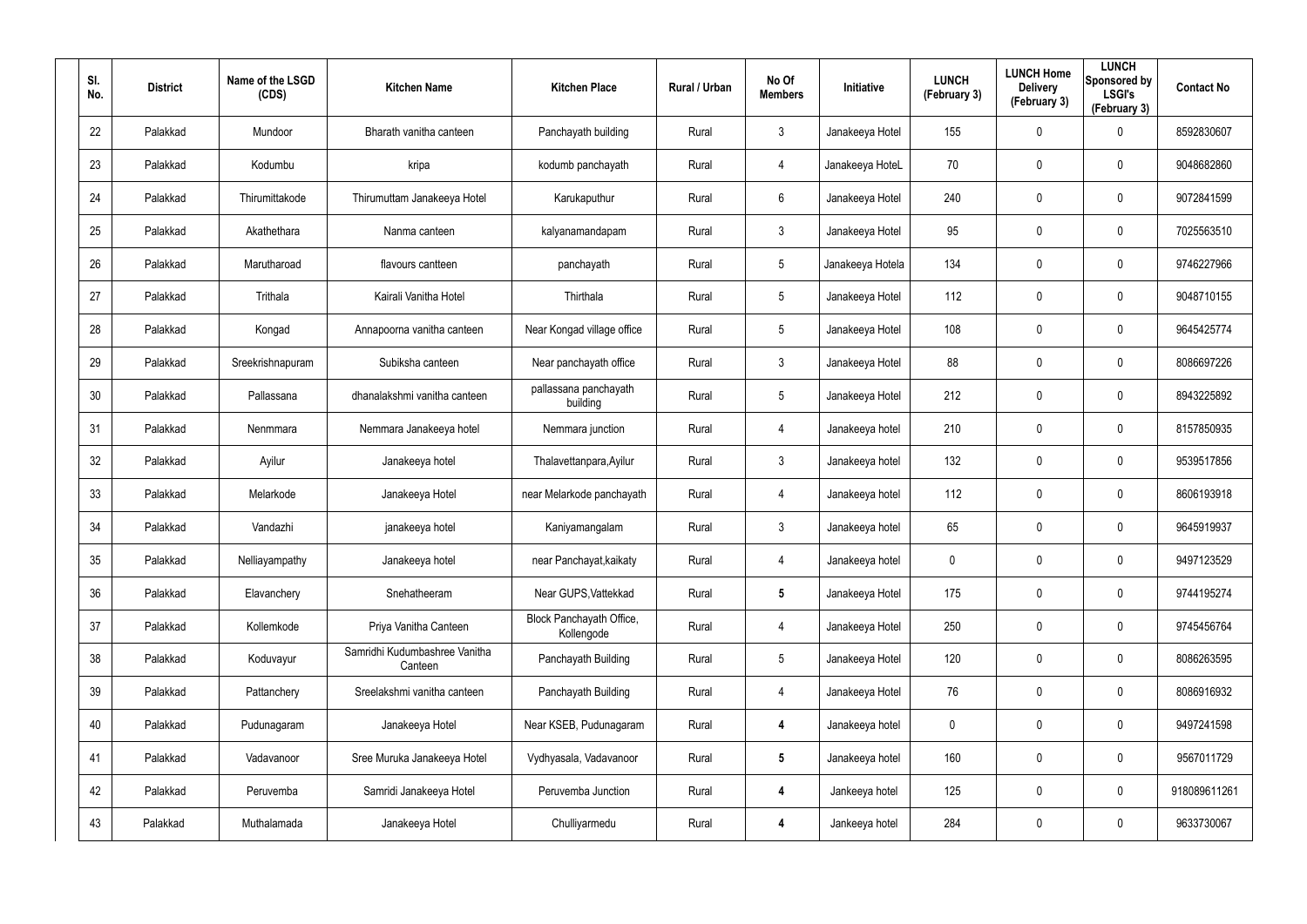| Sl. No. | District | Name of the LSGD (CDS) | Kitchen Name | Kitchen Place | Rural / Urban | No Of Members | Initiative | LUNCH (February 3) | LUNCH Home Delivery (February 3) | LUNCH Sponsored by LSGI's (February 3) | Contact No |
|---|---|---|---|---|---|---|---|---|---|---|---|
| 22 | Palakkad | Mundoor | Bharath vanitha canteen | Panchayath building | Rural | 3 | Janakeeya Hotel | 155 | 0 | 0 | 8592830607 |
| 23 | Palakkad | Kodumbu | kripa | kodumb panchayath | Rural | 4 | Janakeeya HoteL | 70 | 0 | 0 | 9048682860 |
| 24 | Palakkad | Thirumittakode | Thirumuttam Janakeeya Hotel | Karukaputhur | Rural | 6 | Janakeeya Hotel | 240 | 0 | 0 | 9072841599 |
| 25 | Palakkad | Akathethara | Nanma canteen | kalyanamandapam | Rural | 3 | Janakeeya Hotel | 95 | 0 | 0 | 7025563510 |
| 26 | Palakkad | Marutharoad | flavours cantteen | panchayath | Rural | 5 | Janakeeya Hotela | 134 | 0 | 0 | 9746227966 |
| 27 | Palakkad | Trithala | Kairali Vanitha Hotel | Thirthala | Rural | 5 | Janakeeya Hotel | 112 | 0 | 0 | 9048710155 |
| 28 | Palakkad | Kongad | Annapoorna vanitha canteen | Near Kongad village office | Rural | 5 | Janakeeya Hotel | 108 | 0 | 0 | 9645425774 |
| 29 | Palakkad | Sreekrishnapuram | Subiksha canteen | Near panchayath office | Rural | 3 | Janakeeya Hotel | 88 | 0 | 0 | 8086697226 |
| 30 | Palakkad | Pallassana | dhanalakshmi vanitha canteen | pallassana panchayath building | Rural | 5 | Janakeeya Hotel | 212 | 0 | 0 | 8943225892 |
| 31 | Palakkad | Nenmmara | Nemmara Janakeeya hotel | Nemmara junction | Rural | 4 | Janakeeya hotel | 210 | 0 | 0 | 8157850935 |
| 32 | Palakkad | Ayilur | Janakeeya hotel | Thalavettanpara,Ayilur | Rural | 3 | Janakeeya hotel | 132 | 0 | 0 | 9539517856 |
| 33 | Palakkad | Melarkode | Janakeeya Hotel | near Melarkode panchayath | Rural | 4 | Janakeeya hotel | 112 | 0 | 0 | 8606193918 |
| 34 | Palakkad | Vandazhi | janakeeya hotel | Kaniyamangalam | Rural | 3 | Janakeeya hotel | 65 | 0 | 0 | 9645919937 |
| 35 | Palakkad | Nelliayampathy | Janakeeya hotel | near Panchayat,kaikaty | Rural | 4 | Janakeeya hotel | 0 | 0 | 0 | 9497123529 |
| 36 | Palakkad | Elavanchery | Snehatheeram | Near GUPS,Vattekkad | Rural | **5** | Janakeeya Hotel | 175 | 0 | 0 | 9744195274 |
| 37 | Palakkad | Kollemkode | Priya Vanitha Canteen | Block Panchayath Office, Kollengode | Rural | 4 | Janakeeya Hotel | 250 | 0 | 0 | 9745456764 |
| 38 | Palakkad | Koduvayur | Samridhi Kudumbashree Vanitha Canteen | Panchayath Building | Rural | 5 | Janakeeya Hotel | 120 | 0 | 0 | 8086263595 |
| 39 | Palakkad | Pattanchery | Sreelakshmi vanitha canteen | Panchayath Building | Rural | 4 | Janakeeya Hotel | 76 | 0 | 0 | 8086916932 |
| 40 | Palakkad | Pudunagaram | Janakeeya Hotel | Near KSEB, Pudunagaram | Rural | **4** | Janakeeya hotel | 0 | 0 | 0 | 9497241598 |
| 41 | Palakkad | Vadavanoor | Sree Muruka Janakeeya Hotel | Vydhyasala, Vadavanoor | Rural | **5** | Janakeeya hotel | 160 | 0 | 0 | 9567011729 |
| 42 | Palakkad | Peruvemba | Samridi Janakeeya Hotel | Peruvemba Junction | Rural | **4** | Jankeeya hotel | 125 | 0 | 0 | 918089611261 |
| 43 | Palakkad | Muthalamada | Janakeeya Hotel | Chulliyarmedu | Rural | **4** | Jankeeya hotel | 284 | 0 | 0 | 9633730067 |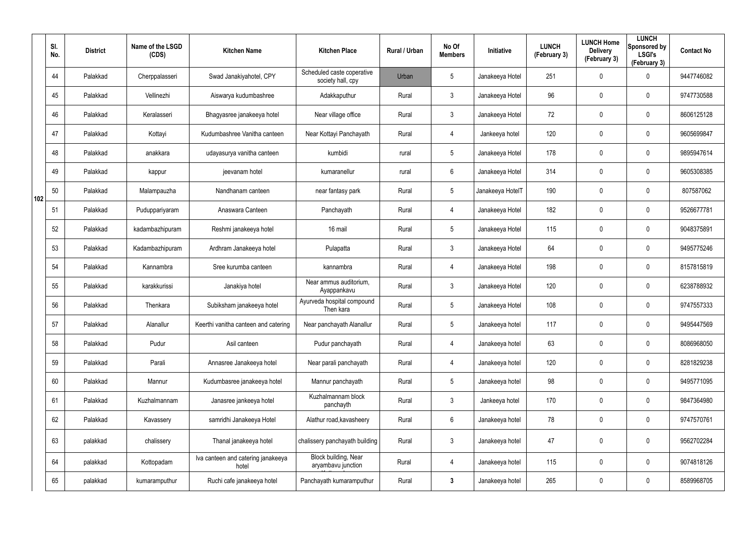| | Sl. No. | District | Name of the LSGD (CDS) | Kitchen Name | Kitchen Place | Rural / Urban | No Of Members | Initiative | LUNCH (February 3) | LUNCH Home Delivery (February 3) | LUNCH Sponsored by LSGI's (February 3) | Contact No |
|---|---|---|---|---|---|---|---|---|---|---|---|---|
| 102 | 44 | Palakkad | Cherppalasseri | Swad Janakiyahotel, CPY | Scheduled caste coperative society hall, cpy | Urban | 5 | Janakeeya Hotel | 251 | 0 | 0 | 9447746082 |
| | 45 | Palakkad | Vellinezhi | Aiswarya kudumbashree | Adakkaputhur | Rural | 3 | Janakeeya Hotel | 96 | 0 | 0 | 9747730588 |
| | 46 | Palakkad | Keralasseri | Bhagyasree janakeeya hotel | Near village office | Rural | 3 | Janakeeya Hotel | 72 | 0 | 0 | 8606125128 |
| | 47 | Palakkad | Kottayi | Kudumbashree Vanitha canteen | Near Kottayi Panchayath | Rural | 4 | Jankeeya hotel | 120 | 0 | 0 | 9605699847 |
| | 48 | Palakkad | anakkara | udayasurya vanitha canteen | kumbidi | rural | 5 | Janakeeya Hotel | 178 | 0 | 0 | 9895947614 |
| | 49 | Palakkad | kappur | jeevanam hotel | kumaranellur | rural | 6 | Janakeeya Hotel | 314 | 0 | 0 | 9605308385 |
| | 50 | Palakkad | Malampauzha | Nandhanam canteen | near fantasy park | Rural | 5 | Janakeeya HotelT | 190 | 0 | 0 | 807587062 |
| | 51 | Palakkad | Puduppariyaram | Anaswara Canteen | Panchayath | Rural | 4 | Janakeeya Hotel | 182 | 0 | 0 | 9526677781 |
| | 52 | Palakkad | kadambazhipuram | Reshmi janakeeya hotel | 16 mail | Rural | 5 | Janakeeya Hotel | 115 | 0 | 0 | 9048375891 |
| | 53 | Palakkad | Kadambazhipuram | Ardhram Janakeeya hotel | Pulapatta | Rural | 3 | Janakeeya Hotel | 64 | 0 | 0 | 9495775246 |
| | 54 | Palakkad | Kannambra | Sree kurumba canteen | kannambra | Rural | 4 | Janakeeya Hotel | 198 | 0 | 0 | 8157815819 |
| | 55 | Palakkad | karakkurissi | Janakiya hotel | Near ammus auditorium, Ayappankavu | Rural | 3 | Janakeeya Hotel | 120 | 0 | 0 | 6238788932 |
| | 56 | Palakkad | Thenkara | Subiksham janakeeya hotel | Ayurveda hospital compound Then kara | Rural | 5 | Janakeeya Hotel | 108 | 0 | 0 | 9747557333 |
| | 57 | Palakkad | Alanallur | Keerthi vanitha canteen and catering | Near panchayath Alanallur | Rural | 5 | Janakeeya hotel | 117 | 0 | 0 | 9495447569 |
| | 58 | Palakkad | Pudur | Asil canteen | Pudur panchayath | Rural | 4 | Janakeeya hotel | 63 | 0 | 0 | 8086968050 |
| | 59 | Palakkad | Parali | Annasree Janakeeya hotel | Near parali panchayath | Rural | 4 | Janakeeya hotel | 120 | 0 | 0 | 8281829238 |
| | 60 | Palakkad | Mannur | Kudumbasree janakeeya hotel | Mannur panchayath | Rural | 5 | Janakeeya hotel | 98 | 0 | 0 | 9495771095 |
| | 61 | Palakkad | Kuzhalmannam | Janasree jankeeya hotel | Kuzhalmannam block panchayth | Rural | 3 | Jankeeya hotel | 170 | 0 | 0 | 9847364980 |
| | 62 | Palakkad | Kavassery | samridhi Janakeeya Hotel | Alathur road,kavasheery | Rural | 6 | Janakeeya hotel | 78 | 0 | 0 | 9747570761 |
| | 63 | palakkad | chalissery | Thanal janakeeya hotel | chalissery panchayath building | Rural | 3 | Janakeeya hotel | 47 | 0 | 0 | 9562702284 |
| | 64 | palakkad | Kottopadam | Iva canteen and catering janakeeya hotel | Block building, Near aryambavu junction | Rural | 4 | Janakeeya hotel | 115 | 0 | 0 | 9074818126 |
| | 65 | palakkad | kumaramputhur | Ruchi cafe janakeeya hotel | Panchayath kumaramputhur | Rural | **3** | Janakeeya hotel | 265 | 0 | 0 | 8589968705 |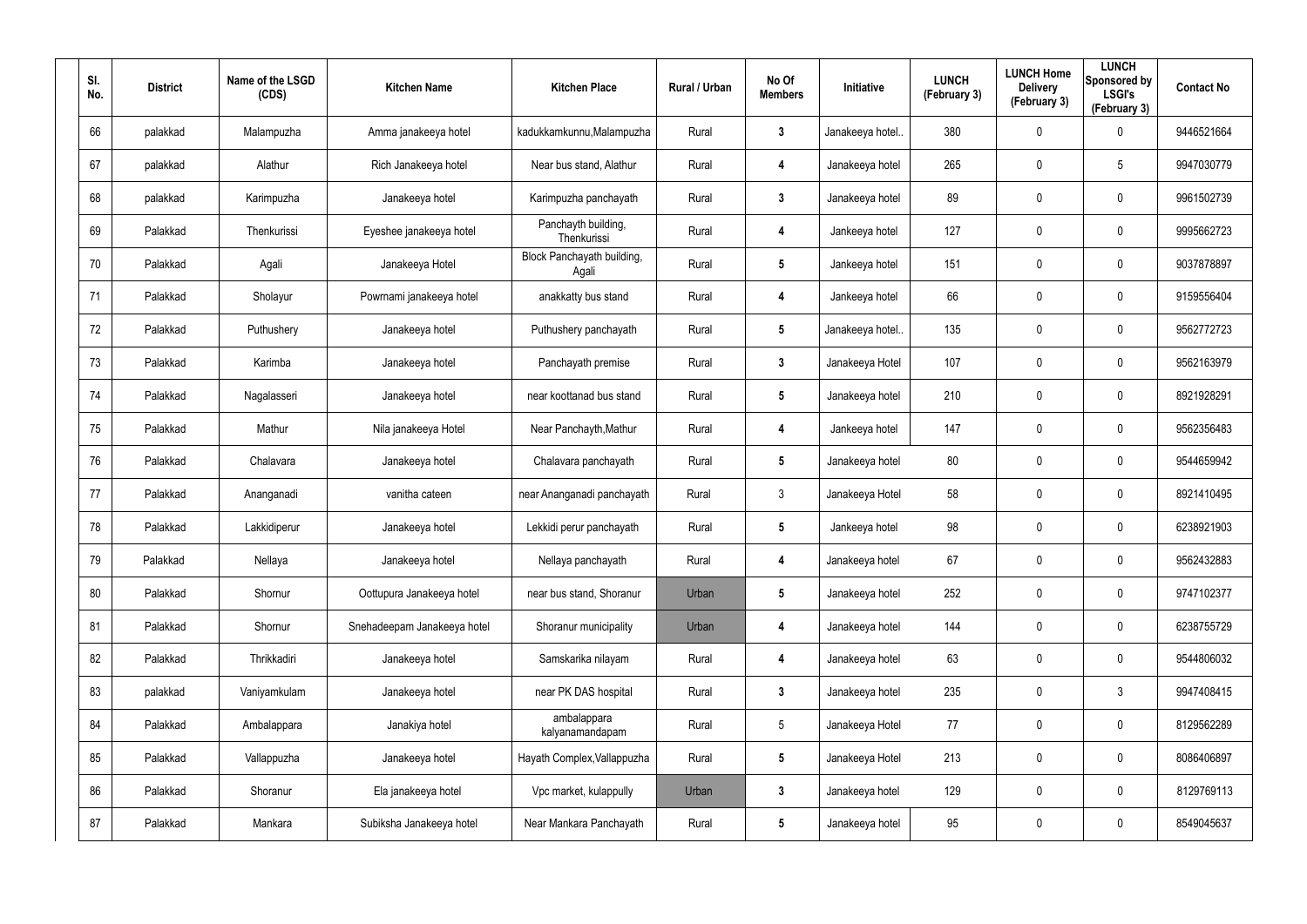| Sl. No. | District | Name of the LSGD (CDS) | Kitchen Name | Kitchen Place | Rural / Urban | No Of Members | Initiative | LUNCH (February 3) | LUNCH Home Delivery (February 3) | LUNCH Sponsored by LSGI's (February 3) | Contact No |
|---|---|---|---|---|---|---|---|---|---|---|---|
| 66 | palakkad | Malampuzha | Amma janakeeya hotel | kadukkamkunnu,Malampuzha | Rural | 3 | Janakeeya hotel.. | 380 | 0 | 0 | 9446521664 |
| 67 | palakkad | Alathur | Rich Janakeeya hotel | Near bus stand, Alathur | Rural | 4 | Janakeeya hotel | 265 | 0 | 5 | 9947030779 |
| 68 | palakkad | Karimpuzha | Janakeeya hotel | Karimpuzha panchayath | Rural | 3 | Janakeeya hotel | 89 | 0 | 0 | 9961502739 |
| 69 | Palakkad | Thenkurissi | Eyeshee janakeeya hotel | Panchayth building, Thenkurissi | Rural | 4 | Jankeeya hotel | 127 | 0 | 0 | 9995662723 |
| 70 | Palakkad | Agali | Janakeeya Hotel | Block Panchayath building, Agali | Rural | 5 | Jankeeya hotel | 151 | 0 | 0 | 9037878897 |
| 71 | Palakkad | Sholayur | Powrnami janakeeya hotel | anakkatty bus stand | Rural | 4 | Jankeeya hotel | 66 | 0 | 0 | 9159556404 |
| 72 | Palakkad | Puthushery | Janakeeya hotel | Puthushery panchayath | Rural | 5 | Janakeeya hotel.. | 135 | 0 | 0 | 9562772723 |
| 73 | Palakkad | Karimba | Janakeeya hotel | Panchayath premise | Rural | 3 | Janakeeya Hotel | 107 | 0 | 0 | 9562163979 |
| 74 | Palakkad | Nagalasseri | Janakeeya hotel | near koottanad bus stand | Rural | 5 | Janakeeya hotel | 210 | 0 | 0 | 8921928291 |
| 75 | Palakkad | Mathur | Nila janakeeya Hotel | Near Panchayth,Mathur | Rural | 4 | Jankeeya hotel | 147 | 0 | 0 | 9562356483 |
| 76 | Palakkad | Chalavara | Janakeeya hotel | Chalavara panchayath | Rural | 5 | Janakeeya hotel | 80 | 0 | 0 | 9544659942 |
| 77 | Palakkad | Ananganadi | vanitha cateen | near Ananganadi panchayath | Rural | 3 | Janakeeya Hotel | 58 | 0 | 0 | 8921410495 |
| 78 | Palakkad | Lakkidiperur | Janakeeya hotel | Lekkidi perur panchayath | Rural | 5 | Jankeeya hotel | 98 | 0 | 0 | 6238921903 |
| 79 | Palakkad | Nellaya | Janakeeya hotel | Nellaya panchayath | Rural | 4 | Janakeeya hotel | 67 | 0 | 0 | 9562432883 |
| 80 | Palakkad | Shornur | Oottupura Janakeeya hotel | near bus stand, Shoranur | Urban | 5 | Janakeeya hotel | 252 | 0 | 0 | 9747102377 |
| 81 | Palakkad | Shornur | Snehadeepam Janakeeya hotel | Shoranur municipality | Urban | 4 | Janakeeya hotel | 144 | 0 | 0 | 6238755729 |
| 82 | Palakkad | Thrikkadiri | Janakeeya hotel | Samskarika nilayam | Rural | 4 | Janakeeya hotel | 63 | 0 | 0 | 9544806032 |
| 83 | palakkad | Vaniyamkulam | Janakeeya hotel | near PK DAS hospital | Rural | 3 | Janakeeya hotel | 235 | 0 | 3 | 9947408415 |
| 84 | Palakkad | Ambalappara | Janakiya hotel | ambalappara kalyanamandapam | Rural | 5 | Janakeeya Hotel | 77 | 0 | 0 | 8129562289 |
| 85 | Palakkad | Vallappuzha | Janakeeya hotel | Hayath Complex,Vallappuzha | Rural | 5 | Janakeeya Hotel | 213 | 0 | 0 | 8086406897 |
| 86 | Palakkad | Shoranur | Ela janakeeya hotel | Vpc market, kulappully | Urban | 3 | Janakeeya hotel | 129 | 0 | 0 | 8129769113 |
| 87 | Palakkad | Mankara | Subiksha Janakeeya hotel | Near Mankara Panchayath | Rural | 5 | Janakeeya hotel | 95 | 0 | 0 | 8549045637 |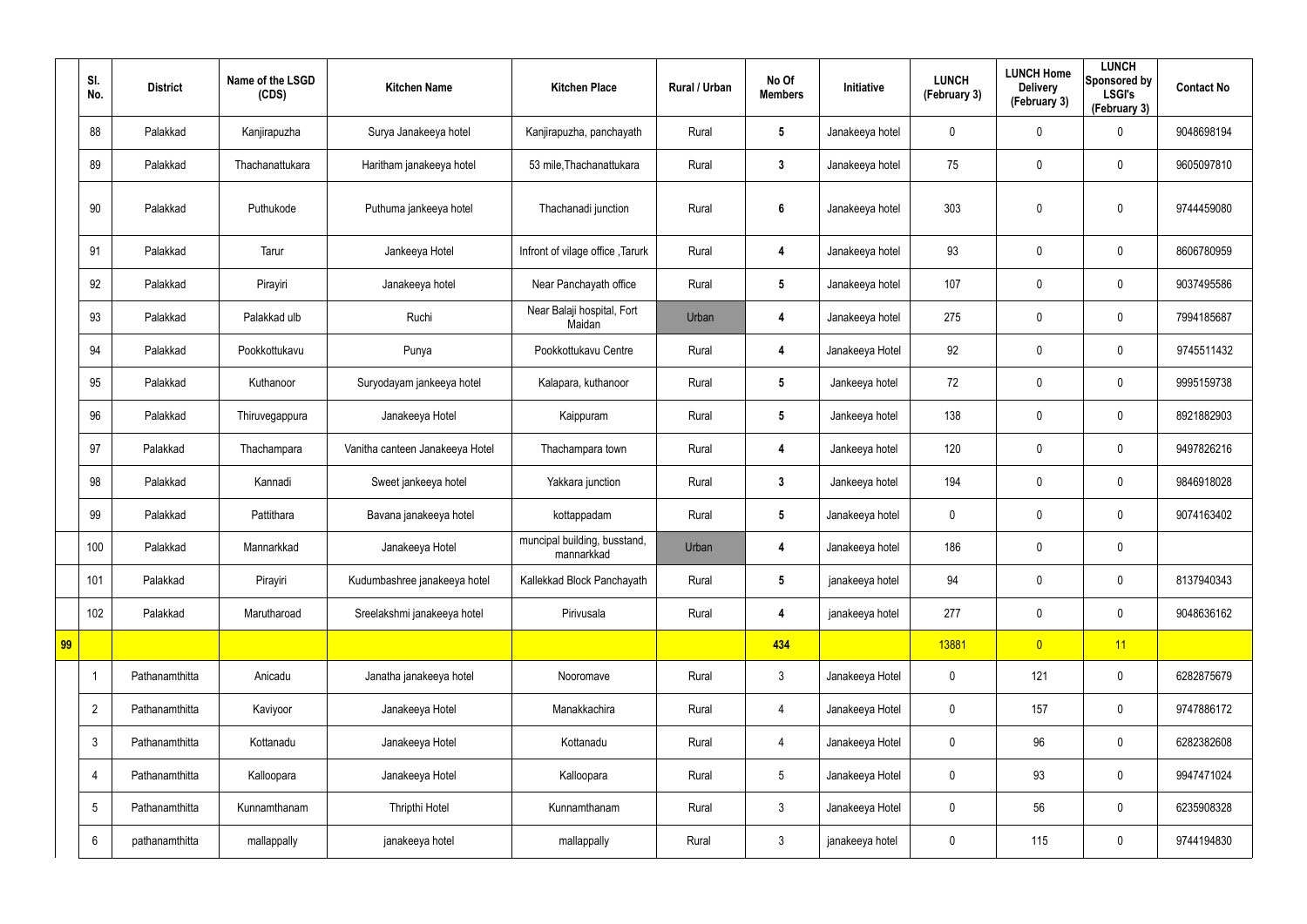| | Sl. No. | District | Name of the LSGD (CDS) | Kitchen Name | Kitchen Place | Rural / Urban | No Of Members | Initiative | LUNCH (February 3) | LUNCH Home Delivery (February 3) | LUNCH Sponsored by LSGI's (February 3) | Contact No |
|---|---|---|---|---|---|---|---|---|---|---|---|---|
| | 88 | Palakkad | Kanjirapuzha | Surya Janakeeya hotel | Kanjirapuzha, panchayath | Rural | 5 | Janakeeya hotel | 0 | 0 | 0 | 9048698194 |
| | 89 | Palakkad | Thachanattukara | Haritham janakeeya hotel | 53 mile,Thachanattukara | Rural | 3 | Janakeeya hotel | 75 | 0 | 0 | 9605097810 |
| | 90 | Palakkad | Puthukode | Puthuma jankeeya hotel | Thachanadi junction | Rural | 6 | Janakeeya hotel | 303 | 0 | 0 | 9744459080 |
| | 91 | Palakkad | Tarur | Jankeeya Hotel | Infront of vilage office ,Tarurk | Rural | 4 | Janakeeya hotel | 93 | 0 | 0 | 8606780959 |
| | 92 | Palakkad | Pirayiri | Janakeeya hotel | Near Panchayath office | Rural | 5 | Janakeeya hotel | 107 | 0 | 0 | 9037495586 |
| | 93 | Palakkad | Palakkad ulb | Ruchi | Near Balaji hospital, Fort Maidan | Urban | 4 | Janakeeya hotel | 275 | 0 | 0 | 7994185687 |
| | 94 | Palakkad | Pookkottukavu | Punya | Pookkottukavu Centre | Rural | 4 | Janakeeya Hotel | 92 | 0 | 0 | 9745511432 |
| | 95 | Palakkad | Kuthanoor | Suryodayam jankeeya hotel | Kalapara, kuthanoor | Rural | 5 | Jankeeya hotel | 72 | 0 | 0 | 9995159738 |
| | 96 | Palakkad | Thiruvegappura | Janakeeya Hotel | Kaippuram | Rural | 5 | Jankeeya hotel | 138 | 0 | 0 | 8921882903 |
| | 97 | Palakkad | Thachampara | Vanitha canteen Janakeeya Hotel | Thachampara town | Rural | 4 | Jankeeya hotel | 120 | 0 | 0 | 9497826216 |
| | 98 | Palakkad | Kannadi | Sweet jankeeya hotel | Yakkara junction | Rural | 3 | Jankeeya hotel | 194 | 0 | 0 | 9846918028 |
| | 99 | Palakkad | Pattithara | Bavana janakeeya hotel | kottappadam | Rural | 5 | Janakeeya hotel | 0 | 0 | 0 | 9074163402 |
| | 100 | Palakkad | Mannarkkad | Janakeeya Hotel | muncipal building, busstand, mannarkkad | Urban | 4 | Janakeeya hotel | 186 | 0 | 0 | |
| | 101 | Palakkad | Pirayiri | Kudumbashree janakeeya hotel | Kallekkad Block Panchayath | Rural | 5 | janakeeya hotel | 94 | 0 | 0 | 8137940343 |
| | 102 | Palakkad | Marutharoad | Sreelakshmi janakeeya hotel | Pirivusala | Rural | 4 | janakeeya hotel | 277 | 0 | 0 | 9048636162 |
| 99 | | | | | | | 434 | | 13881 | 0 | 11 | |
| | 1 | Pathanamthitta | Anicadu | Janatha janakeeya hotel | Nooromave | Rural | 3 | Janakeeya Hotel | 0 | 121 | 0 | 6282875679 |
| | 2 | Pathanamthitta | Kaviyoor | Janakeeya Hotel | Manakkachira | Rural | 4 | Janakeeya Hotel | 0 | 157 | 0 | 9747886172 |
| | 3 | Pathanamthitta | Kottanadu | Janakeeya Hotel | Kottanadu | Rural | 4 | Janakeeya Hotel | 0 | 96 | 0 | 6282382608 |
| | 4 | Pathanamthitta | Kalloopara | Janakeeya Hotel | Kalloopara | Rural | 5 | Janakeeya Hotel | 0 | 93 | 0 | 9947471024 |
| | 5 | Pathanamthitta | Kunnamthanam | Thripthi Hotel | Kunnamthanam | Rural | 3 | Janakeeya Hotel | 0 | 56 | 0 | 6235908328 |
| | 6 | pathanamthitta | mallappally | janakeeya hotel | mallappally | Rural | 3 | janakeeya hotel | 0 | 115 | 0 | 9744194830 |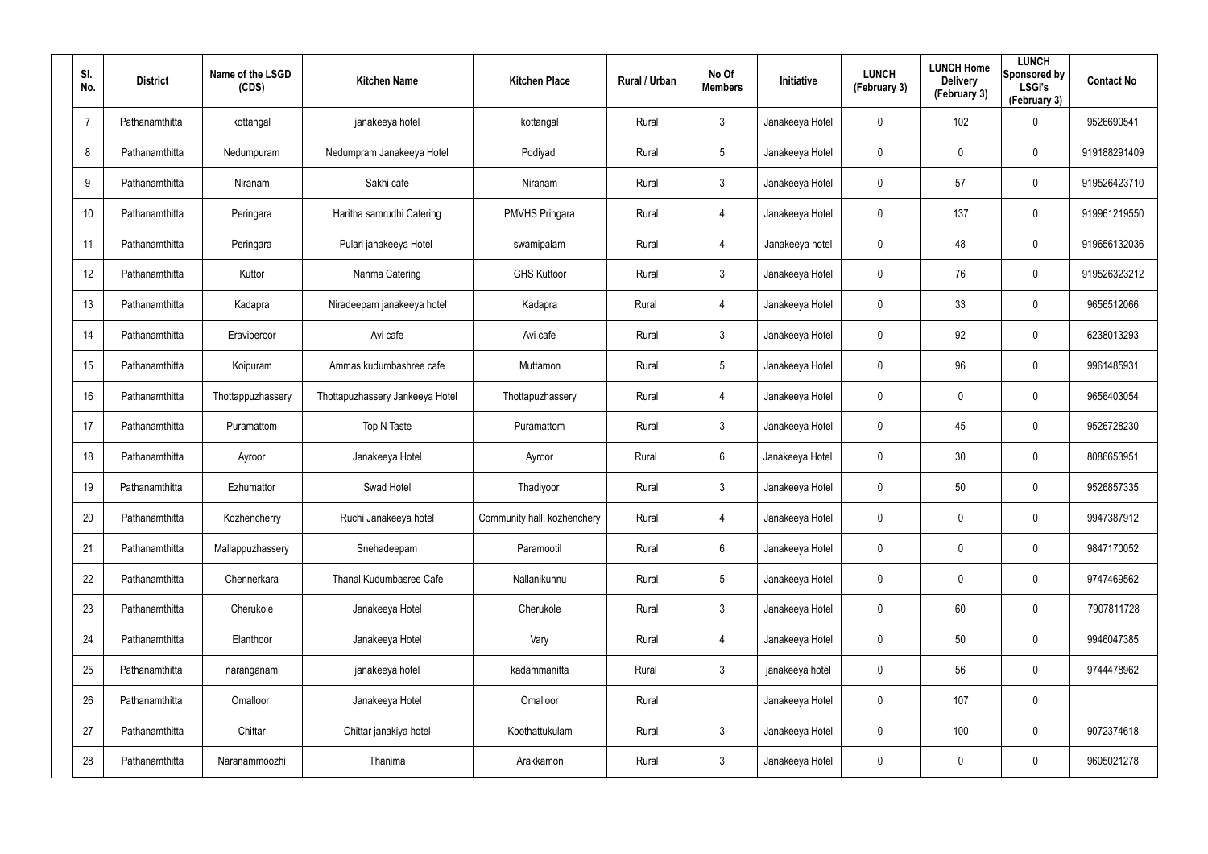| Sl. No. | District | Name of the LSGD (CDS) | Kitchen Name | Kitchen Place | Rural / Urban | No Of Members | Initiative | LUNCH (February 3) | LUNCH Home Delivery (February 3) | LUNCH Sponsored by LSGI's (February 3) | Contact No |
|---|---|---|---|---|---|---|---|---|---|---|---|
| 7 | Pathanamthitta | kottangal | janakeeya hotel | kottangal | Rural | 3 | Janakeeya Hotel | 0 | 102 | 0 | 9526690541 |
| 8 | Pathanamthitta | Nedumpuram | Nedumpram Janakeeya Hotel | Podiyadi | Rural | 5 | Janakeeya Hotel | 0 | 0 | 0 | 919188291409 |
| 9 | Pathanamthitta | Niranam | Sakhi cafe | Niranam | Rural | 3 | Janakeeya Hotel | 0 | 57 | 0 | 919526423710 |
| 10 | Pathanamthitta | Peringara | Haritha samrudhi Catering | PMVHS Pringara | Rural | 4 | Janakeeya Hotel | 0 | 137 | 0 | 919961219550 |
| 11 | Pathanamthitta | Peringara | Pulari janakeeya Hotel | swamipalam | Rural | 4 | Janakeeya hotel | 0 | 48 | 0 | 919656132036 |
| 12 | Pathanamthitta | Kuttor | Nanma Catering | GHS Kuttoor | Rural | 3 | Janakeeya Hotel | 0 | 76 | 0 | 919526323212 |
| 13 | Pathanamthitta | Kadapra | Niradeepam janakeeya hotel | Kadapra | Rural | 4 | Janakeeya Hotel | 0 | 33 | 0 | 9656512066 |
| 14 | Pathanamthitta | Eraviperoor | Avi cafe | Avi cafe | Rural | 3 | Janakeeya Hotel | 0 | 92 | 0 | 6238013293 |
| 15 | Pathanamthitta | Koipuram | Ammas kudumbashree cafe | Muttamon | Rural | 5 | Janakeeya Hotel | 0 | 96 | 0 | 9961485931 |
| 16 | Pathanamthitta | Thottappuzhassery | Thottapuzhassery Jankeeya Hotel | Thottapuzhassery | Rural | 4 | Janakeeya Hotel | 0 | 0 | 0 | 9656403054 |
| 17 | Pathanamthitta | Puramattom | Top N Taste | Puramattom | Rural | 3 | Janakeeya Hotel | 0 | 45 | 0 | 9526728230 |
| 18 | Pathanamthitta | Ayroor | Janakeeya Hotel | Ayroor | Rural | 6 | Janakeeya Hotel | 0 | 30 | 0 | 8086653951 |
| 19 | Pathanamthitta | Ezhumattor | Swad Hotel | Thadiyoor | Rural | 3 | Janakeeya Hotel | 0 | 50 | 0 | 9526857335 |
| 20 | Pathanamthitta | Kozhencherry | Ruchi Janakeeya hotel | Community hall, kozhenchery | Rural | 4 | Janakeeya Hotel | 0 | 0 | 0 | 9947387912 |
| 21 | Pathanamthitta | Mallappuzhassery | Snehadeepam | Paramootil | Rural | 6 | Janakeeya Hotel | 0 | 0 | 0 | 9847170052 |
| 22 | Pathanamthitta | Chennerkara | Thanal Kudumbasree Cafe | Nallanikunnu | Rural | 5 | Janakeeya Hotel | 0 | 0 | 0 | 9747469562 |
| 23 | Pathanamthitta | Cherukole | Janakeeya Hotel | Cherukole | Rural | 3 | Janakeeya Hotel | 0 | 60 | 0 | 7907811728 |
| 24 | Pathanamthitta | Elanthoor | Janakeeya Hotel | Vary | Rural | 4 | Janakeeya Hotel | 0 | 50 | 0 | 9946047385 |
| 25 | Pathanamthitta | naranganam | janakeeya hotel | kadammanitta | Rural | 3 | janakeeya hotel | 0 | 56 | 0 | 9744478962 |
| 26 | Pathanamthitta | Omalloor | Janakeeya Hotel | Omalloor | Rural | | Janakeeya Hotel | 0 | 107 | 0 | |
| 27 | Pathanamthitta | Chittar | Chittar janakiya hotel | Koothattukulam | Rural | 3 | Janakeeya Hotel | 0 | 100 | 0 | 9072374618 |
| 28 | Pathanamthitta | Naranammoozhi | Thanima | Arakkamon | Rural | 3 | Janakeeya Hotel | 0 | 0 | 0 | 9605021278 |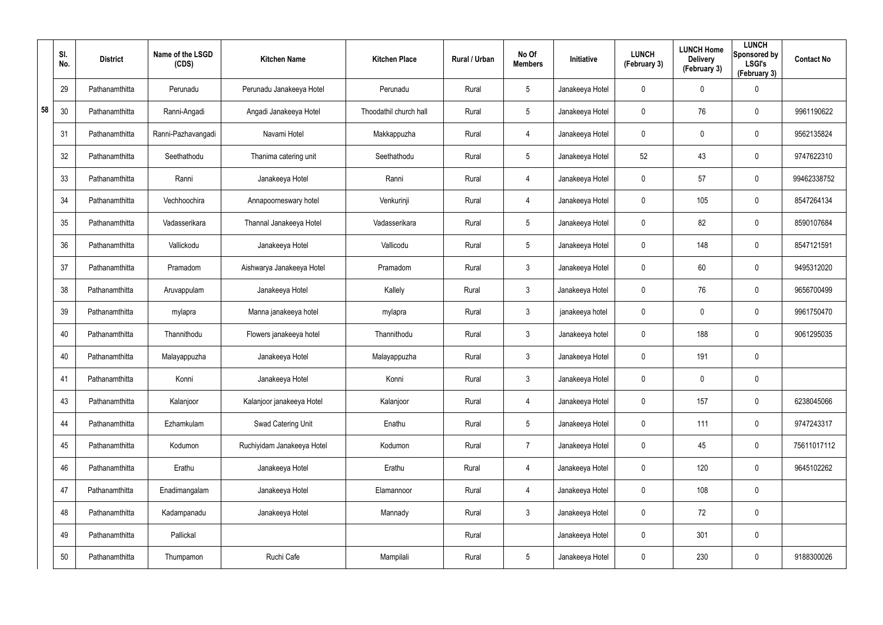| | Sl. No. | District | Name of the LSGD (CDS) | Kitchen Name | Kitchen Place | Rural / Urban | No Of Members | Initiative | LUNCH (February 3) | LUNCH Home Delivery (February 3) | LUNCH Sponsored by LSGI's (February 3) | Contact No |
|---|---|---|---|---|---|---|---|---|---|---|---|---|
| 58 | 29 | Pathanamthitta | Perunadu | Perunadu Janakeeya Hotel | Perunadu | Rural | 5 | Janakeeya Hotel | 0 | 0 | 0 | |
| | 30 | Pathanamthitta | Ranni-Angadi | Angadi Janakeeya Hotel | Thoodathil church hall | Rural | 5 | Janakeeya Hotel | 0 | 76 | 0 | 9961190622 |
| | 31 | Pathanamthitta | Ranni-Pazhavangadi | Navami Hotel | Makkappuzha | Rural | 4 | Janakeeya Hotel | 0 | 0 | 0 | 9562135824 |
| | 32 | Pathanamthitta | Seethathodu | Thanima catering unit | Seethathodu | Rural | 5 | Janakeeya Hotel | 52 | 43 | 0 | 9747622310 |
| | 33 | Pathanamthitta | Ranni | Janakeeya Hotel | Ranni | Rural | 4 | Janakeeya Hotel | 0 | 57 | 0 | 99462338752 |
| | 34 | Pathanamthitta | Vechhoochira | Annapoorneswary hotel | Venkurinji | Rural | 4 | Janakeeya Hotel | 0 | 105 | 0 | 8547264134 |
| | 35 | Pathanamthitta | Vadasserikara | Thannal Janakeeya Hotel | Vadasserikara | Rural | 5 | Janakeeya Hotel | 0 | 82 | 0 | 8590107684 |
| | 36 | Pathanamthitta | Vallickodu | Janakeeya Hotel | Vallicodu | Rural | 5 | Janakeeya Hotel | 0 | 148 | 0 | 8547121591 |
| | 37 | Pathanamthitta | Pramadom | Aishwarya Janakeeya Hotel | Pramadom | Rural | 3 | Janakeeya Hotel | 0 | 60 | 0 | 9495312020 |
| | 38 | Pathanamthitta | Aruvappulam | Janakeeya Hotel | Kallely | Rural | 3 | Janakeeya Hotel | 0 | 76 | 0 | 9656700499 |
| | 39 | Pathanamthitta | mylapra | Manna janakeeya hotel | mylapra | Rural | 3 | janakeeya hotel | 0 | 0 | 0 | 9961750470 |
| | 40 | Pathanamthitta | Thannithodu | Flowers janakeeya hotel | Thannithodu | Rural | 3 | Janakeeya hotel | 0 | 188 | 0 | 9061295035 |
| | 40 | Pathanamthitta | Malayappuzha | Janakeeya Hotel | Malayappuzha | Rural | 3 | Janakeeya Hotel | 0 | 191 | 0 | |
| | 41 | Pathanamthitta | Konni | Janakeeya Hotel | Konni | Rural | 3 | Janakeeya Hotel | 0 | 0 | 0 | |
| | 43 | Pathanamthitta | Kalanjoor | Kalanjoor janakeeya Hotel | Kalanjoor | Rural | 4 | Janakeeya Hotel | 0 | 157 | 0 | 6238045066 |
| | 44 | Pathanamthitta | Ezhamkulam | Swad Catering Unit | Enathu | Rural | 5 | Janakeeya Hotel | 0 | 111 | 0 | 9747243317 |
| | 45 | Pathanamthitta | Kodumon | Ruchiyidam Janakeeya Hotel | Kodumon | Rural | 7 | Janakeeya Hotel | 0 | 45 | 0 | 75611017112 |
| | 46 | Pathanamthitta | Erathu | Janakeeya Hotel | Erathu | Rural | 4 | Janakeeya Hotel | 0 | 120 | 0 | 9645102262 |
| | 47 | Pathanamthitta | Enadimangalam | Janakeeya Hotel | Elamannoor | Rural | 4 | Janakeeya Hotel | 0 | 108 | 0 | |
| | 48 | Pathanamthitta | Kadampanadu | Janakeeya Hotel | Mannady | Rural | 3 | Janakeeya Hotel | 0 | 72 | 0 | |
| | 49 | Pathanamthitta | Pallickal | | | Rural | | Janakeeya Hotel | 0 | 301 | 0 | |
| | 50 | Pathanamthitta | Thumpamon | Ruchi Cafe | Mampilali | Rural | 5 | Janakeeya Hotel | 0 | 230 | 0 | 9188300026 |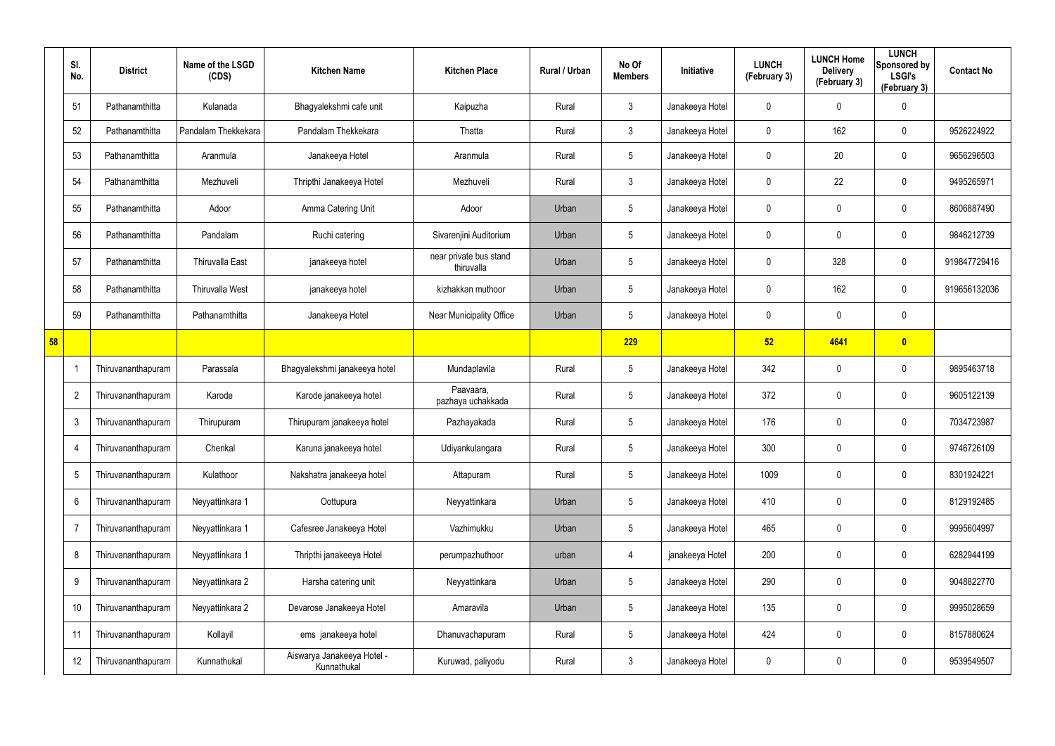| | Sl. No. | District | Name of the LSGD (CDS) | Kitchen Name | Kitchen Place | Rural / Urban | No Of Members | Initiative | LUNCH (February 3) | LUNCH Home Delivery (February 3) | LUNCH Sponsored by LSGI's (February 3) | Contact No |
|---|---|---|---|---|---|---|---|---|---|---|---|---|
| | 51 | Pathanamthitta | Kulanada | Bhagyalekshmi cafe unit | Kaipuzha | Rural | 3 | Janakeeya Hotel | 0 | 0 | 0 | |
| | 52 | Pathanamthitta | Pandalam Thekkekara | Pandalam Thekkekara | Thatta | Rural | 3 | Janakeeya Hotel | 0 | 162 | 0 | 9526224922 |
| | 53 | Pathanamthitta | Aranmula | Janakeeya Hotel | Aranmula | Rural | 5 | Janakeeya Hotel | 0 | 20 | 0 | 9656296503 |
| | 54 | Pathanamthitta | Mezhuveli | Thripthi Janakeeya Hotel | Mezhuveli | Rural | 3 | Janakeeya Hotel | 0 | 22 | 0 | 9495265971 |
| | 55 | Pathanamthitta | Adoor | Amma Catering Unit | Adoor | Urban | 5 | Janakeeya Hotel | 0 | 0 | 0 | 8606887490 |
| | 56 | Pathanamthitta | Pandalam | Ruchi catering | Sivarenjini Auditorium | Urban | 5 | Janakeeya Hotel | 0 | 0 | 0 | 9846212739 |
| | 57 | Pathanamthitta | Thiruvalla East | janakeeya hotel | near private bus stand thiruvalla | Urban | 5 | Janakeeya Hotel | 0 | 328 | 0 | 919847729416 |
| | 58 | Pathanamthitta | Thiruvalla West | janakeeya hotel | kizhakkan muthoor | Urban | 5 | Janakeeya Hotel | 0 | 162 | 0 | 919656132036 |
| | 59 | Pathanamthitta | Pathanamthitta | Janakeeya Hotel | Near Municipality Office | Urban | 5 | Janakeeya Hotel | 0 | 0 | 0 | |
| **58** | | | | | | | **229** | | **52** | **4641** | **0** | |
| | 1 | Thiruvananthapuram | Parassala | Bhagyalekshmi janakeeya hotel | Mundaplavila | Rural | 5 | Janakeeya Hotel | 342 | 0 | 0 | 9895463718 |
| | 2 | Thiruvananthapuram | Karode | Karode janakeeya hotel | Paavaara, pazhaya uchakkada | Rural | 5 | Janakeeya Hotel | 372 | 0 | 0 | 9605122139 |
| | 3 | Thiruvananthapuram | Thirupuram | Thirupuram janakeeya hotel | Pazhayakada | Rural | 5 | Janakeeya Hotel | 176 | 0 | 0 | 7034723987 |
| | 4 | Thiruvananthapuram | Chenkal | Karuna janakeeya hotel | Udiyankulangara | Rural | 5 | Janakeeya Hotel | 300 | 0 | 0 | 9746726109 |
| | 5 | Thiruvananthapuram | Kulathoor | Nakshatra janakeeya hotel | Attapuram | Rural | 5 | Janakeeya Hotel | 1009 | 0 | 0 | 8301924221 |
| | 6 | Thiruvananthapuram | Neyyattinkara 1 | Oottupura | Neyyattinkara | Urban | 5 | Janakeeya Hotel | 410 | 0 | 0 | 8129192485 |
| | 7 | Thiruvananthapuram | Neyyattinkara 1 | Cafesree Janakeeya Hotel | Vazhimukku | Urban | 5 | Janakeeya Hotel | 465 | 0 | 0 | 9995604997 |
| | 8 | Thiruvananthapuram | Neyyattinkara 1 | Thripthi janakeeya Hotel | perumpazhuthoor | urban | 4 | janakeeya Hotel | 200 | 0 | 0 | 6282944199 |
| | 9 | Thiruvananthapuram | Neyyattinkara 2 | Harsha catering unit | Neyyattinkara | Urban | 5 | Janakeeya Hotel | 290 | 0 | 0 | 9048822770 |
| | 10 | Thiruvananthapuram | Neyyattinkara 2 | Devarose Janakeeya Hotel | Amaravila | Urban | 5 | Janakeeya Hotel | 135 | 0 | 0 | 9995028659 |
| | 11 | Thiruvananthapuram | Kollayil | ems janakeeya hotel | Dhanuvachapuram | Rural | 5 | Janakeeya Hotel | 424 | 0 | 0 | 8157880624 |
| | 12 | Thiruvananthapuram | Kunnathukal | Aiswarya Janakeeya Hotel - Kunnathukal | Kuruwad, paliyodu | Rural | 3 | Janakeeya Hotel | 0 | 0 | 0 | 9539549507 |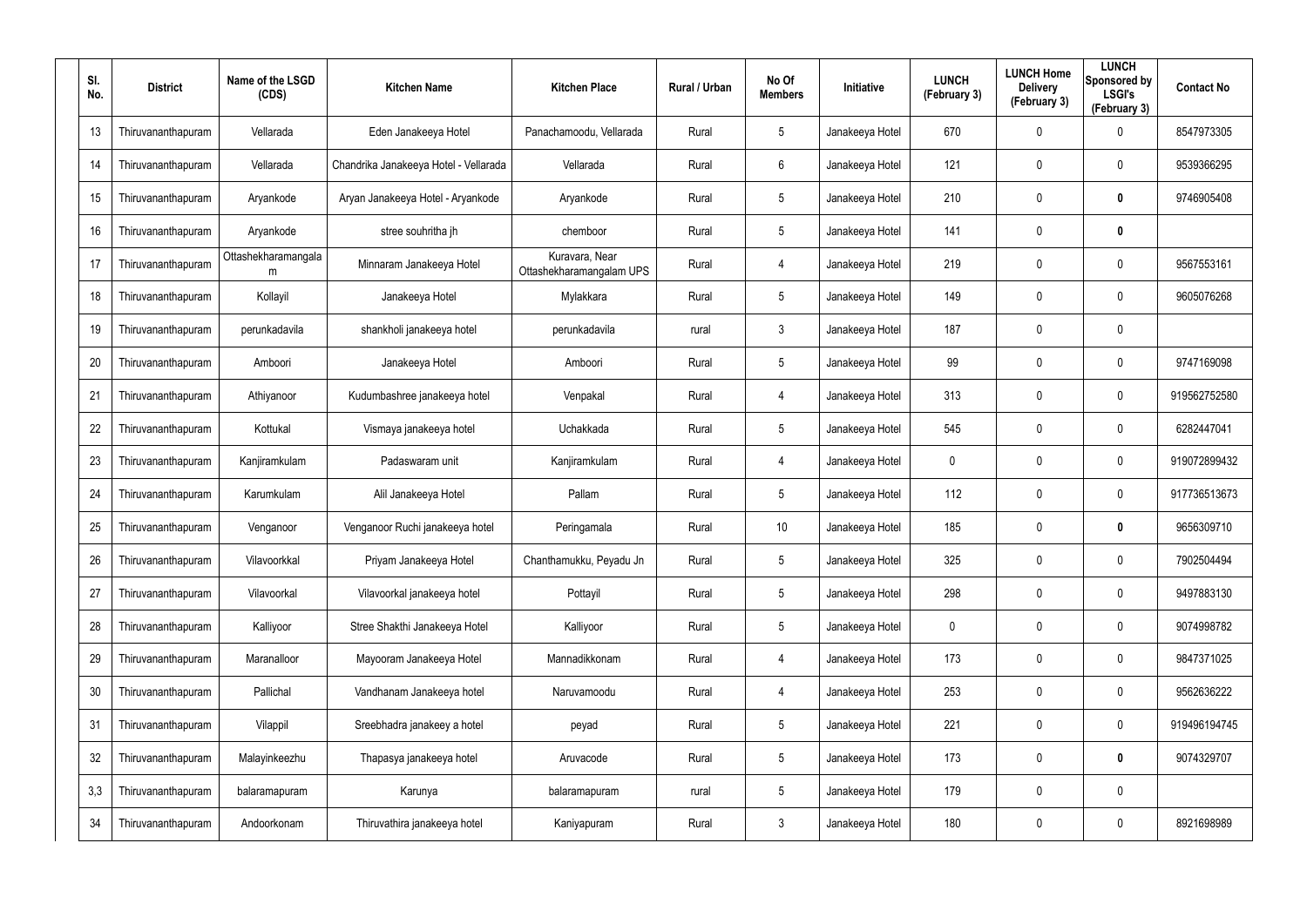| Sl. No. | District | Name of the LSGD (CDS) | Kitchen Name | Kitchen Place | Rural / Urban | No Of Members | Initiative | LUNCH (February 3) | LUNCH Home Delivery (February 3) | LUNCH Sponsored by LSGI's (February 3) | Contact No |
|---|---|---|---|---|---|---|---|---|---|---|---|
| 13 | Thiruvananthapuram | Vellarada | Eden Janakeeya Hotel | Panachamoodu, Vellarada | Rural | 5 | Janakeeya Hotel | 670 | 0 | 0 | 8547973305 |
| 14 | Thiruvananthapuram | Vellarada | Chandrika Janakeeya Hotel - Vellarada | Vellarada | Rural | 6 | Janakeeya Hotel | 121 | 0 | 0 | 9539366295 |
| 15 | Thiruvananthapuram | Aryankode | Aryan Janakeeya Hotel - Aryankode | Aryankode | Rural | 5 | Janakeeya Hotel | 210 | 0 | **0** | 9746905408 |
| 16 | Thiruvananthapuram | Aryankode | stree souhritha jh | chemboor | Rural | 5 | Janakeeya Hotel | 141 | 0 | **0** | |
| 17 | Thiruvananthapuram | Ottashekharamangalam | Minnaram Janakeeya Hotel | Kuravara, Near Ottashekharamangalam UPS | Rural | 4 | Janakeeya Hotel | 219 | 0 | 0 | 9567553161 |
| 18 | Thiruvananthapuram | Kollayil | Janakeeya Hotel | Mylakkara | Rural | 5 | Janakeeya Hotel | 149 | 0 | 0 | 9605076268 |
| 19 | Thiruvananthapuram | perunkadavila | shankholi janakeeya hotel | perunkadavila | rural | 3 | Janakeeya Hotel | 187 | 0 | 0 | |
| 20 | Thiruvananthapuram | Amboori | Janakeeya Hotel | Amboori | Rural | 5 | Janakeeya Hotel | 99 | 0 | 0 | 9747169098 |
| 21 | Thiruvananthapuram | Athiyanoor | Kudumbashree janakeeya hotel | Venpakal | Rural | 4 | Janakeeya Hotel | 313 | 0 | 0 | 919562752580 |
| 22 | Thiruvananthapuram | Kottukal | Vismaya janakeeya hotel | Uchakkada | Rural | 5 | Janakeeya Hotel | 545 | 0 | 0 | 6282447041 |
| 23 | Thiruvananthapuram | Kanjiramkulam | Padaswaram unit | Kanjiramkulam | Rural | 4 | Janakeeya Hotel | 0 | 0 | 0 | 919072899432 |
| 24 | Thiruvananthapuram | Karumkulam | Alil Janakeeya Hotel | Pallam | Rural | 5 | Janakeeya Hotel | 112 | 0 | 0 | 917736513673 |
| 25 | Thiruvananthapuram | Venganoor | Venganoor Ruchi janakeeya hotel | Peringamala | Rural | 10 | Janakeeya Hotel | 185 | 0 | **0** | 9656309710 |
| 26 | Thiruvananthapuram | Vilavoorkkal | Priyam Janakeeya Hotel | Chanthamukku, Peyadu Jn | Rural | 5 | Janakeeya Hotel | 325 | 0 | 0 | 7902504494 |
| 27 | Thiruvananthapuram | Vilavoorkal | Vilavoorkal janakeeya hotel | Pottayil | Rural | 5 | Janakeeya Hotel | 298 | 0 | 0 | 9497883130 |
| 28 | Thiruvananthapuram | Kalliyoor | Stree Shakthi Janakeeya Hotel | Kalliyoor | Rural | 5 | Janakeeya Hotel | 0 | 0 | 0 | 9074998782 |
| 29 | Thiruvananthapuram | Maranalloor | Mayooram Janakeeya Hotel | Mannadikkonam | Rural | 4 | Janakeeya Hotel | 173 | 0 | 0 | 9847371025 |
| 30 | Thiruvananthapuram | Pallichal | Vandhanam Janakeeya hotel | Naruvamoodu | Rural | 4 | Janakeeya Hotel | 253 | 0 | 0 | 9562636222 |
| 31 | Thiruvananthapuram | Vilappil | Sreebhadra janakeey a hotel | peyad | Rural | 5 | Janakeeya Hotel | 221 | 0 | 0 | 919496194745 |
| 32 | Thiruvananthapuram | Malayinkeezhu | Thapasya janakeeya hotel | Aruvacode | Rural | 5 | Janakeeya Hotel | 173 | 0 | **0** | 9074329707 |
| 3,3 | Thiruvananthapuram | balaramapuram | Karunya | balaramapuram | rural | 5 | Janakeeya Hotel | 179 | 0 | 0 | |
| 34 | Thiruvananthapuram | Andoorkonam | Thiruvathira janakeeya hotel | Kaniyapuram | Rural | 3 | Janakeeya Hotel | 180 | 0 | 0 | 8921698989 |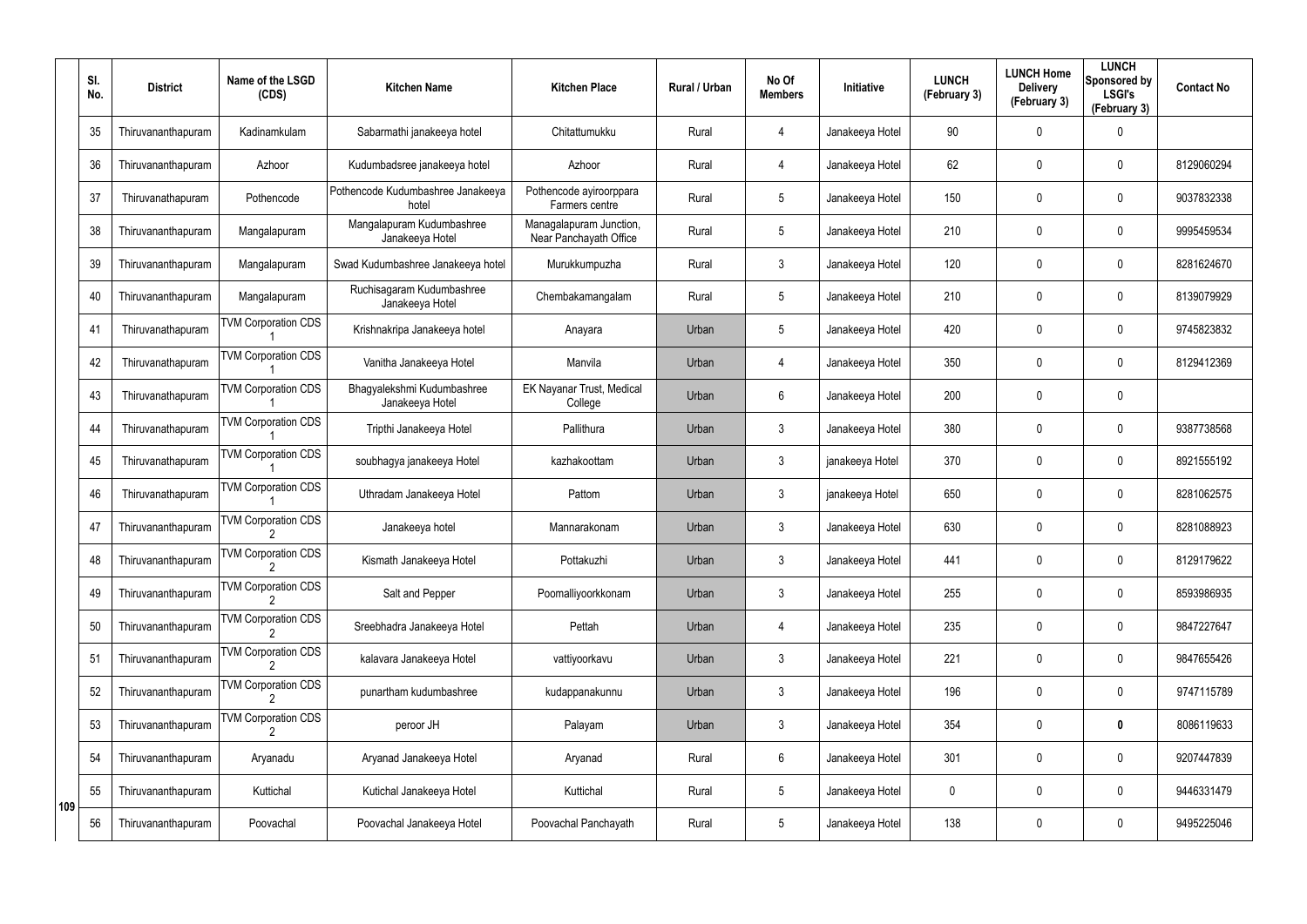| Sl. No. | District | Name of the LSGD (CDS) | Kitchen Name | Kitchen Place | Rural / Urban | No Of Members | Initiative | LUNCH (February 3) | LUNCH Home Delivery (February 3) | LUNCH Sponsored by LSGI's (February 3) | Contact No |
|---|---|---|---|---|---|---|---|---|---|---|---|
| 35 | Thiruvananthapuram | Kadinamkulam | Sabarmathi janakeeya hotel | Chitattumukku | Rural | 4 | Janakeeya Hotel | 90 | 0 | 0 | |
| 36 | Thiruvananthapuram | Azhoor | Kudumbadsree janakeeya hotel | Azhoor | Rural | 4 | Janakeeya Hotel | 62 | 0 | 0 | 8129060294 |
| 37 | Thiruvanathapuram | Pothencode | Pothencode Kudumbashree Janakeeya hotel | Pothencode ayiroorppara Farmers centre | Rural | 5 | Janakeeya Hotel | 150 | 0 | 0 | 9037832338 |
| 38 | Thiruvananthapuram | Mangalapuram | Mangalapuram Kudumbashree Janakeeya Hotel | Managalapuram Junction, Near Panchayath Office | Rural | 5 | Janakeeya Hotel | 210 | 0 | 0 | 9995459534 |
| 39 | Thiruvananthapuram | Mangalapuram | Swad Kudumbashree Janakeeya hotel | Murukkumpuzha | Rural | 3 | Janakeeya Hotel | 120 | 0 | 0 | 8281624670 |
| 40 | Thiruvananthapuram | Mangalapuram | Ruchisagaram Kudumbashree Janakeeya Hotel | Chembakamangalam | Rural | 5 | Janakeeya Hotel | 210 | 0 | 0 | 8139079929 |
| 41 | Thiruvanathapuram | TVM Corporation CDS 1 | Krishnakripa Janakeeya hotel | Anayara | Urban | 5 | Janakeeya Hotel | 420 | 0 | 0 | 9745823832 |
| 42 | Thiruvanathapuram | TVM Corporation CDS 1 | Vanitha Janakeeya Hotel | Manvila | Urban | 4 | Janakeeya Hotel | 350 | 0 | 0 | 8129412369 |
| 43 | Thiruvanathapuram | TVM Corporation CDS 1 | Bhagyalekshmi Kudumbashree Janakeeya Hotel | EK Nayanar Trust, Medical College | Urban | 6 | Janakeeya Hotel | 200 | 0 | 0 | |
| 44 | Thiruvanathapuram | TVM Corporation CDS 1 | Tripthi Janakeeya Hotel | Pallithura | Urban | 3 | Janakeeya Hotel | 380 | 0 | 0 | 9387738568 |
| 45 | Thiruvanathapuram | TVM Corporation CDS 1 | soubhagya janakeeya Hotel | kazhakoottam | Urban | 3 | janakeeya Hotel | 370 | 0 | 0 | 8921555192 |
| 46 | Thiruvanathapuram | TVM Corporation CDS 1 | Uthradam Janakeeya Hotel | Pattom | Urban | 3 | janakeeya Hotel | 650 | 0 | 0 | 8281062575 |
| 47 | Thiruvananthapuram | TVM Corporation CDS 2 | Janakeeya hotel | Mannarakonam | Urban | 3 | Janakeeya Hotel | 630 | 0 | 0 | 8281088923 |
| 48 | Thiruvananthapuram | TVM Corporation CDS 2 | Kismath Janakeeya Hotel | Pottakuzhi | Urban | 3 | Janakeeya Hotel | 441 | 0 | 0 | 8129179622 |
| 49 | Thiruvananthapuram | TVM Corporation CDS 2 | Salt and Pepper | Poomalliyoorkkonam | Urban | 3 | Janakeeya Hotel | 255 | 0 | 0 | 8593986935 |
| 50 | Thiruvananthapuram | TVM Corporation CDS 2 | Sreebhadra Janakeeya Hotel | Pettah | Urban | 4 | Janakeeya Hotel | 235 | 0 | 0 | 9847227647 |
| 51 | Thiruvananthapuram | TVM Corporation CDS 2 | kalavara Janakeeya Hotel | vattiyoorkavu | Urban | 3 | Janakeeya Hotel | 221 | 0 | 0 | 9847655426 |
| 52 | Thiruvananthapuram | TVM Corporation CDS 2 | punartham kudumbashree | kudappanakunnu | Urban | 3 | Janakeeya Hotel | 196 | 0 | 0 | 9747115789 |
| 53 | Thiruvananthapuram | TVM Corporation CDS 2 | peroor JH | Palayam | Urban | 3 | Janakeeya Hotel | 354 | 0 | **0** | 8086119633 |
| 54 | Thiruvananthapuram | Aryanadu | Aryanad Janakeeya Hotel | Aryanad | Rural | 6 | Janakeeya Hotel | 301 | 0 | 0 | 9207447839 |
| 55 | Thiruvananthapuram | Kuttichal | Kutichal Janakeeya Hotel | Kuttichal | Rural | 5 | Janakeeya Hotel | 0 | 0 | 0 | 9446331479 |
| 56 | Thiruvananthapuram | Poovachal | Poovachal Janakeeya Hotel | Poovachal Panchayath | Rural | 5 | Janakeeya Hotel | 138 | 0 | 0 | 9495225046 |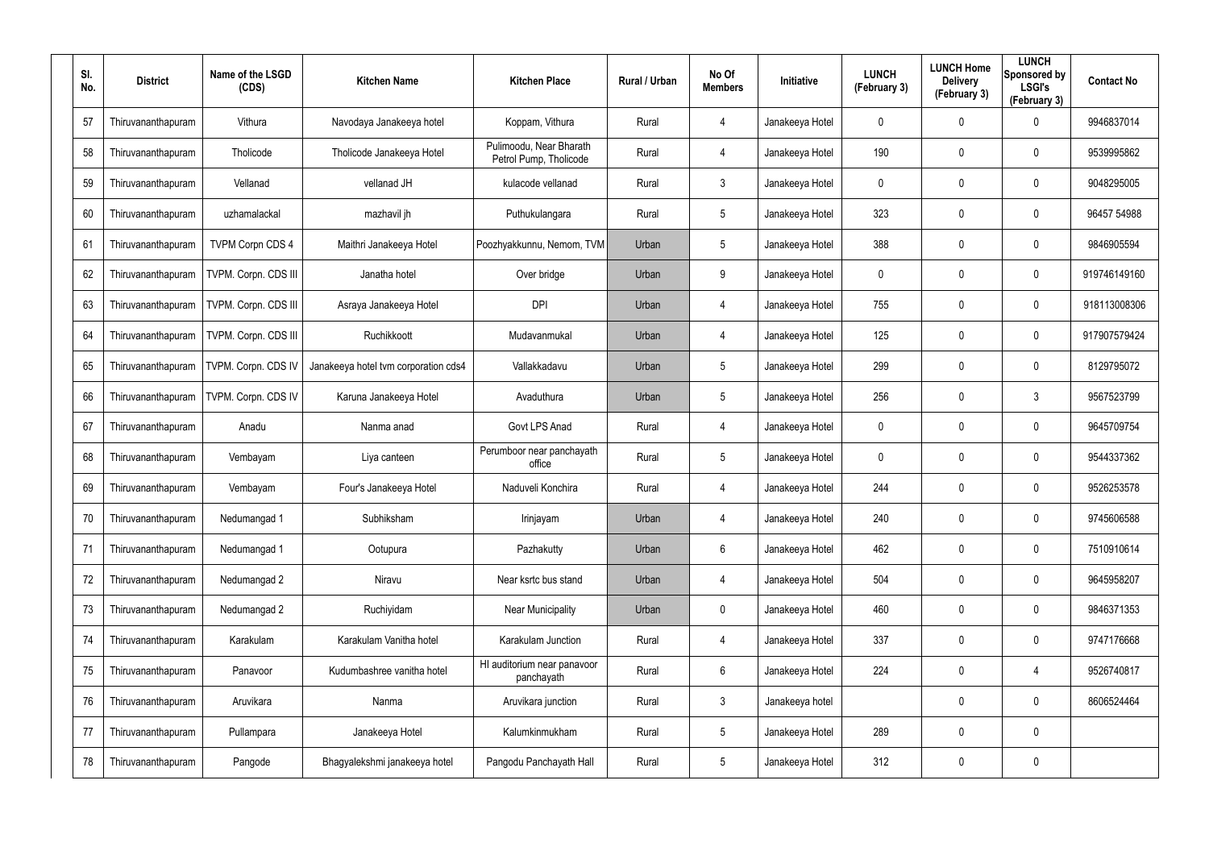| Sl. No. | District | Name of the LSGD (CDS) | Kitchen Name | Kitchen Place | Rural / Urban | No Of Members | Initiative | LUNCH (February 3) | LUNCH Home Delivery (February 3) | LUNCH Sponsored by LSGI's (February 3) | Contact No |
|---|---|---|---|---|---|---|---|---|---|---|---|
| 57 | Thiruvananthapuram | Vithura | Navodaya Janakeeya hotel | Koppam, Vithura | Rural | 4 | Janakeeya Hotel | 0 | 0 | 0 | 9946837014 |
| 58 | Thiruvananthapuram | Tholicode | Tholicode Janakeeya Hotel | Pulimoodu, Near Bharath Petrol Pump, Tholicode | Rural | 4 | Janakeeya Hotel | 190 | 0 | 0 | 9539995862 |
| 59 | Thiruvananthapuram | Vellanad | vellanad JH | kulacode vellanad | Rural | 3 | Janakeeya Hotel | 0 | 0 | 0 | 9048295005 |
| 60 | Thiruvananthapuram | uzhamalackal | mazhavil jh | Puthukulangara | Rural | 5 | Janakeeya Hotel | 323 | 0 | 0 | 96457 54988 |
| 61 | Thiruvananthapuram | TVPM Corpn CDS 4 | Maithri Janakeeya Hotel | Poozhyakkunnu, Nemom, TVM | Urban | 5 | Janakeeya Hotel | 388 | 0 | 0 | 9846905594 |
| 62 | Thiruvananthapuram | TVPM. Corpn. CDS III | Janatha hotel | Over bridge | Urban | 9 | Janakeeya Hotel | 0 | 0 | 0 | 919746149160 |
| 63 | Thiruvananthapuram | TVPM. Corpn. CDS III | Asraya Janakeeya Hotel | DPI | Urban | 4 | Janakeeya Hotel | 755 | 0 | 0 | 918113008306 |
| 64 | Thiruvananthapuram | TVPM. Corpn. CDS III | Ruchikkoott | Mudavanmukal | Urban | 4 | Janakeeya Hotel | 125 | 0 | 0 | 917907579424 |
| 65 | Thiruvananthapuram | TVPM. Corpn. CDS IV | Janakeeya hotel tvm corporation cds4 | Vallakkadavu | Urban | 5 | Janakeeya Hotel | 299 | 0 | 0 | 8129795072 |
| 66 | Thiruvananthapuram | TVPM. Corpn. CDS IV | Karuna Janakeeya Hotel | Avaduthura | Urban | 5 | Janakeeya Hotel | 256 | 0 | 3 | 9567523799 |
| 67 | Thiruvananthapuram | Anadu | Nanma anad | Govt LPS Anad | Rural | 4 | Janakeeya Hotel | 0 | 0 | 0 | 9645709754 |
| 68 | Thiruvananthapuram | Vembayam | Liya canteen | Perumboor near panchayath office | Rural | 5 | Janakeeya Hotel | 0 | 0 | 0 | 9544337362 |
| 69 | Thiruvananthapuram | Vembayam | Four's Janakeeya Hotel | Naduveli Konchira | Rural | 4 | Janakeeya Hotel | 244 | 0 | 0 | 9526253578 |
| 70 | Thiruvananthapuram | Nedumangad 1 | Subhiksham | Irinjayam | Urban | 4 | Janakeeya Hotel | 240 | 0 | 0 | 9745606588 |
| 71 | Thiruvananthapuram | Nedumangad 1 | Ootupura | Pazhakutty | Urban | 6 | Janakeeya Hotel | 462 | 0 | 0 | 7510910614 |
| 72 | Thiruvananthapuram | Nedumangad 2 | Niravu | Near ksrtc bus stand | Urban | 4 | Janakeeya Hotel | 504 | 0 | 0 | 9645958207 |
| 73 | Thiruvananthapuram | Nedumangad 2 | Ruchiyidam | Near Municipality | Urban | 0 | Janakeeya Hotel | 460 | 0 | 0 | 9846371353 |
| 74 | Thiruvananthapuram | Karakulam | Karakulam Vanitha hotel | Karakulam Junction | Rural | 4 | Janakeeya Hotel | 337 | 0 | 0 | 9747176668 |
| 75 | Thiruvananthapuram | Panavoor | Kudumbashree vanitha hotel | HI auditorium near panavoor panchayath | Rural | 6 | Janakeeya Hotel | 224 | 0 | 4 | 9526740817 |
| 76 | Thiruvananthapuram | Aruvikara | Nanma | Aruvikara junction | Rural | 3 | Janakeeya hotel | | 0 | 0 | 8606524464 |
| 77 | Thiruvananthapuram | Pullampara | Janakeeya Hotel | Kalumkinmukham | Rural | 5 | Janakeeya Hotel | 289 | 0 | 0 | |
| 78 | Thiruvananthapuram | Pangode | Bhagyalekshmi janakeeya hotel | Pangodu Panchayath Hall | Rural | 5 | Janakeeya Hotel | 312 | 0 | 0 | |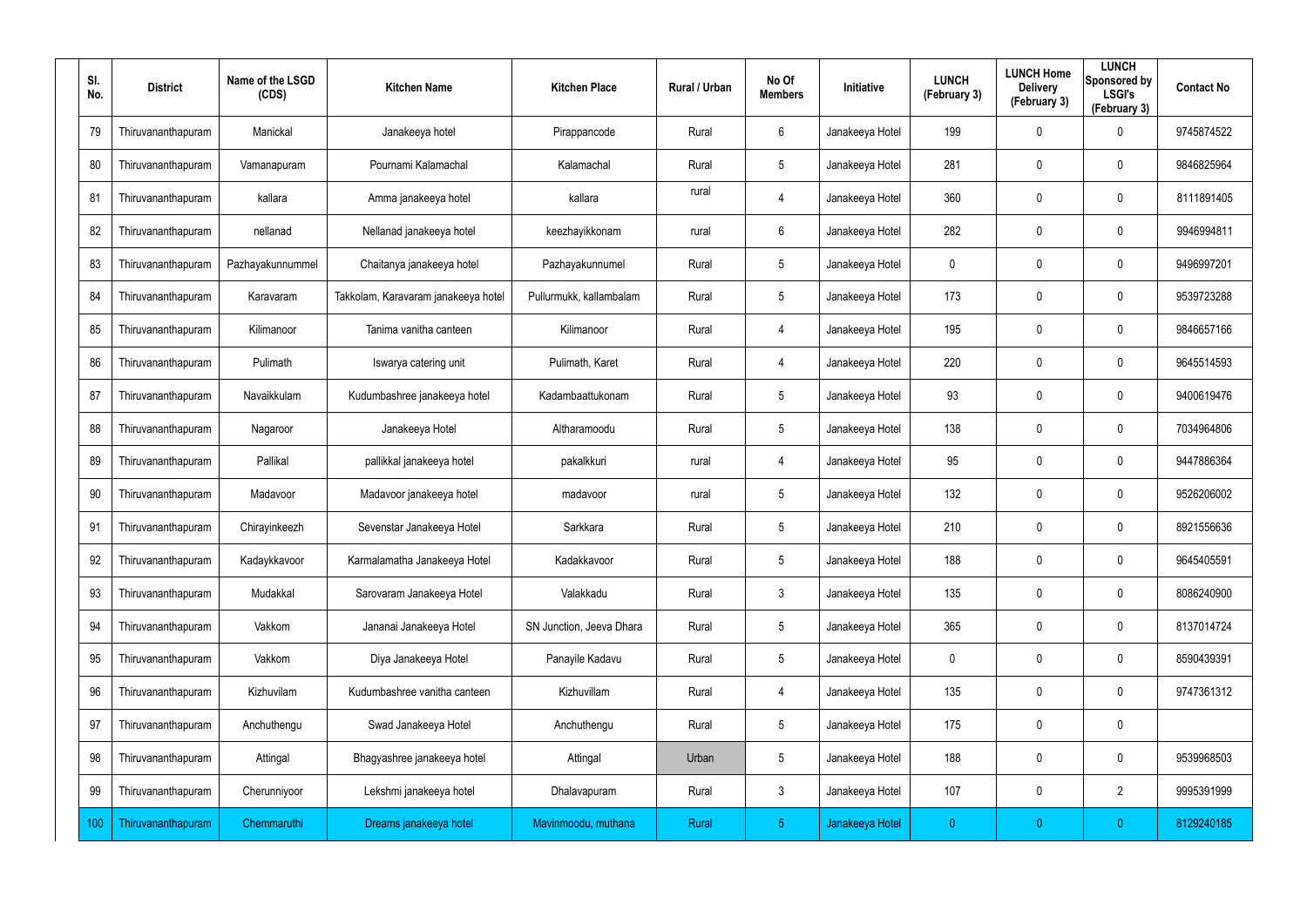| Sl. No. | District | Name of the LSGD (CDS) | Kitchen Name | Kitchen Place | Rural / Urban | No Of Members | Initiative | LUNCH (February 3) | LUNCH Home Delivery (February 3) | LUNCH Sponsored by LSGI's (February 3) | Contact No |
|---|---|---|---|---|---|---|---|---|---|---|---|
| 79 | Thiruvananthapuram | Manickal | Janakeeya hotel | Pirappancode | Rural | 6 | Janakeeya Hotel | 199 | 0 | 0 | 9745874522 |
| 80 | Thiruvananthapuram | Vamanapuram | Pournami Kalamachal | Kalamachal | Rural | 5 | Janakeeya Hotel | 281 | 0 | 0 | 9846825964 |
| 81 | Thiruvananthapuram | kallara | Amma janakeeya hotel | kallara | rural | 4 | Janakeeya Hotel | 360 | 0 | 0 | 8111891405 |
| 82 | Thiruvananthapuram | nellanad | Nellanad janakeeya hotel | keezhayikkonam | rural | 6 | Janakeeya Hotel | 282 | 0 | 0 | 9946994811 |
| 83 | Thiruvananthapuram | Pazhayakunnummel | Chaitanya janakeeya hotel | Pazhayakunnumel | Rural | 5 | Janakeeya Hotel | 0 | 0 | 0 | 9496997201 |
| 84 | Thiruvananthapuram | Karavaram | Takkolam, Karavaram janakeeya hotel | Pullurmukk, kallambalam | Rural | 5 | Janakeeya Hotel | 173 | 0 | 0 | 9539723288 |
| 85 | Thiruvananthapuram | Kilimanoor | Tanima vanitha canteen | Kilimanoor | Rural | 4 | Janakeeya Hotel | 195 | 0 | 0 | 9846657166 |
| 86 | Thiruvananthapuram | Pulimath | Iswarya catering unit | Pulimath, Karet | Rural | 4 | Janakeeya Hotel | 220 | 0 | 0 | 9645514593 |
| 87 | Thiruvananthapuram | Navaikkulam | Kudumbashree janakeeya hotel | Kadambaattukonam | Rural | 5 | Janakeeya Hotel | 93 | 0 | 0 | 9400619476 |
| 88 | Thiruvananthapuram | Nagaroor | Janakeeya Hotel | Altharamoodu | Rural | 5 | Janakeeya Hotel | 138 | 0 | 0 | 7034964806 |
| 89 | Thiruvananthapuram | Pallikal | pallikkal janakeeya hotel | pakalkkuri | rural | 4 | Janakeeya Hotel | 95 | 0 | 0 | 9447886364 |
| 90 | Thiruvananthapuram | Madavoor | Madavoor janakeeya hotel | madavoor | rural | 5 | Janakeeya Hotel | 132 | 0 | 0 | 9526206002 |
| 91 | Thiruvananthapuram | Chirayinkeezh | Sevenstar Janakeeya Hotel | Sarkkara | Rural | 5 | Janakeeya Hotel | 210 | 0 | 0 | 8921556636 |
| 92 | Thiruvananthapuram | Kadaykkavoor | Karmalamatha Janakeeya Hotel | Kadakkavoor | Rural | 5 | Janakeeya Hotel | 188 | 0 | 0 | 9645405591 |
| 93 | Thiruvananthapuram | Mudakkal | Sarovaram Janakeeya Hotel | Valakkadu | Rural | 3 | Janakeeya Hotel | 135 | 0 | 0 | 8086240900 |
| 94 | Thiruvananthapuram | Vakkom | Jananai Janakeeya Hotel | SN Junction, Jeeva Dhara | Rural | 5 | Janakeeya Hotel | 365 | 0 | 0 | 8137014724 |
| 95 | Thiruvananthapuram | Vakkom | Diya Janakeeya Hotel | Panayile Kadavu | Rural | 5 | Janakeeya Hotel | 0 | 0 | 0 | 8590439391 |
| 96 | Thiruvananthapuram | Kizhuvilam | Kudumbashree vanitha canteen | Kizhuvillam | Rural | 4 | Janakeeya Hotel | 135 | 0 | 0 | 9747361312 |
| 97 | Thiruvananthapuram | Anchuthengu | Swad Janakeeya Hotel | Anchuthengu | Rural | 5 | Janakeeya Hotel | 175 | 0 | 0 | |
| 98 | Thiruvananthapuram | Attingal | Bhagyashree janakeeya hotel | Attingal | Urban | 5 | Janakeeya Hotel | 188 | 0 | 0 | 9539968503 |
| 99 | Thiruvananthapuram | Cherunniyoor | Lekshmi janakeeya hotel | Dhalavapuram | Rural | 3 | Janakeeya Hotel | 107 | 0 | 2 | 9995391999 |
| 100 | Thiruvananthapuram | Chemmaruthi | Dreams janakeeya hotel | Mavinmoodu, muthana | Rural | 5 | Janakeeya Hotel | 0 | 0 | 0 | 8129240185 |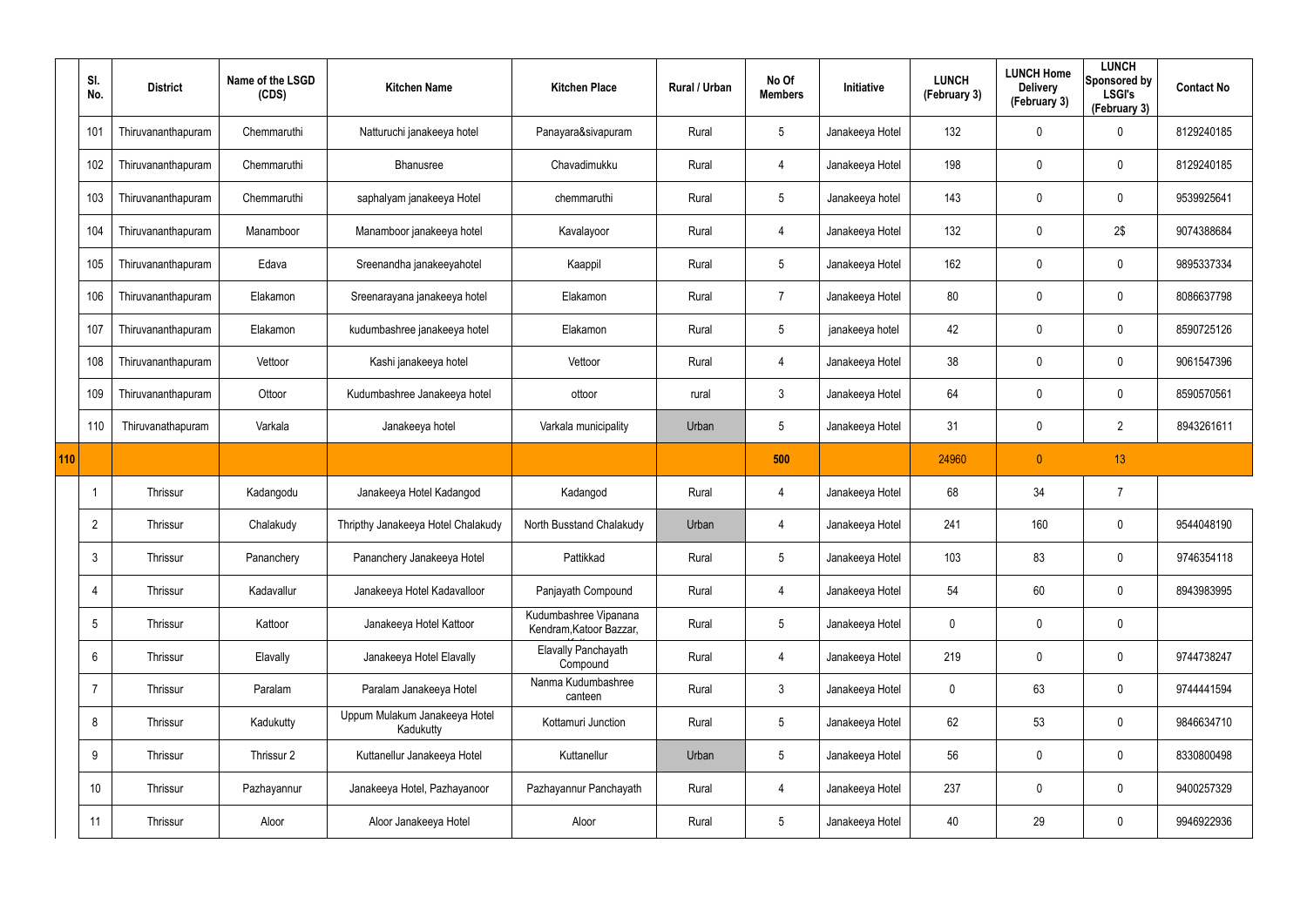| | Sl. No. | District | Name of the LSGD (CDS) | Kitchen Name | Kitchen Place | Rural / Urban | No Of Members | Initiative | LUNCH (February 3) | LUNCH Home Delivery (February 3) | LUNCH Sponsored by LSGI's (February 3) | Contact No |
|---|---|---|---|---|---|---|---|---|---|---|---|---|
| | 101 | Thiruvananthapuram | Chemmaruthi | Natturuchi janakeeya hotel | Panayara&sivapuram | Rural | 5 | Janakeeya Hotel | 132 | 0 | 0 | 8129240185 |
| | 102 | Thiruvananthapuram | Chemmaruthi | Bhanusree | Chavadimukku | Rural | 4 | Janakeeya Hotel | 198 | 0 | 0 | 8129240185 |
| | 103 | Thiruvananthapuram | Chemmaruthi | saphalyam janakeeya Hotel | chemmaruthi | Rural | 5 | Janakeeya hotel | 143 | 0 | 0 | 9539925641 |
| | 104 | Thiruvananthapuram | Manamboor | Manamboor janakeeya hotel | Kavalayoor | Rural | 4 | Janakeeya Hotel | 132 | 0 | 2$ | 9074388684 |
| | 105 | Thiruvananthapuram | Edava | Sreenandha janakeeyahotel | Kaappil | Rural | 5 | Janakeeya Hotel | 162 | 0 | 0 | 9895337334 |
| | 106 | Thiruvananthapuram | Elakamon | Sreenarayana janakeeya hotel | Elakamon | Rural | 7 | Janakeeya Hotel | 80 | 0 | 0 | 8086637798 |
| | 107 | Thiruvananthapuram | Elakamon | kudumbashree janakeeya hotel | Elakamon | Rural | 5 | janakeeya hotel | 42 | 0 | 0 | 8590725126 |
| | 108 | Thiruvananthapuram | Vettoor | Kashi janakeeya hotel | Vettoor | Rural | 4 | Janakeeya Hotel | 38 | 0 | 0 | 9061547396 |
| | 109 | Thiruvananthapuram | Ottoor | Kudumbashree Janakeeya hotel | ottoor | rural | 3 | Janakeeya Hotel | 64 | 0 | 0 | 8590570561 |
| | 110 | Thiruvanathapuram | Varkala | Janakeeya hotel | Varkala municipality | Urban | 5 | Janakeeya Hotel | 31 | 0 | 2 | 8943261611 |
| **110** | | | | | | | **500** | | 24960 | 0 | 13 | |
| | 1 | Thrissur | Kadangodu | Janakeeya Hotel Kadangod | Kadangod | Rural | 4 | Janakeeya Hotel | 68 | 34 | 7 | |
| | 2 | Thrissur | Chalakudy | Thripthy Janakeeya Hotel Chalakudy | North Busstand Chalakudy | Urban | 4 | Janakeeya Hotel | 241 | 160 | 0 | 9544048190 |
| | 3 | Thrissur | Pananchery | Pananchery Janakeeya Hotel | Pattikkad | Rural | 5 | Janakeeya Hotel | 103 | 83 | 0 | 9746354118 |
| | 4 | Thrissur | Kadavallur | Janakeeya Hotel Kadavalloor | Panjayath Compound | Rural | 4 | Janakeeya Hotel | 54 | 60 | 0 | 8943983995 |
| | 5 | Thrissur | Kattoor | Janakeeya Hotel Kattoor | Kudumbashree Vipanana Kendram,Katoor Bazzar, | Rural | 5 | Janakeeya Hotel | 0 | 0 | 0 | |
| | 6 | Thrissur | Elavally | Janakeeya Hotel Elavally | Elavally Panchayath Compound | Rural | 4 | Janakeeya Hotel | 219 | 0 | 0 | 9744738247 |
| | 7 | Thrissur | Paralam | Paralam Janakeeya Hotel | Nanma Kudumbashree canteen | Rural | 3 | Janakeeya Hotel | 0 | 63 | 0 | 9744441594 |
| | 8 | Thrissur | Kadukutty | Uppum Mulakum Janakeeya Hotel Kadukutty | Kottamuri Junction | Rural | 5 | Janakeeya Hotel | 62 | 53 | 0 | 9846634710 |
| | 9 | Thrissur | Thrissur 2 | Kuttanellur Janakeeya Hotel | Kuttanellur | Urban | 5 | Janakeeya Hotel | 56 | 0 | 0 | 8330800498 |
| | 10 | Thrissur | Pazhayannur | Janakeeya Hotel, Pazhayanoor | Pazhayannur Panchayath | Rural | 4 | Janakeeya Hotel | 237 | 0 | 0 | 9400257329 |
| | 11 | Thrissur | Aloor | Aloor Janakeeya Hotel | Aloor | Rural | 5 | Janakeeya Hotel | 40 | 29 | 0 | 9946922936 |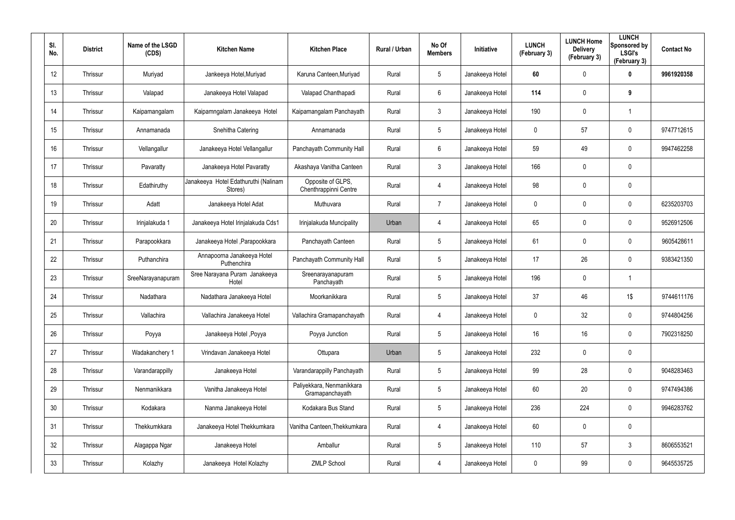| Sl. No. | District | Name of the LSGD (CDS) | Kitchen Name | Kitchen Place | Rural / Urban | No Of Members | Initiative | LUNCH (February 3) | LUNCH Home Delivery (February 3) | LUNCH Sponsored by LSGI's (February 3) | Contact No |
|---|---|---|---|---|---|---|---|---|---|---|---|
| 12 | Thrissur | Muriyad | Jankeeya Hotel,Muriyad | Karuna Canteen,Muriyad | Rural | 5 | Janakeeya Hotel | **60** | 0 | **0** | **9961920358** |
| 13 | Thrissur | Valapad | Janakeeya Hotel Valapad | Valapad Chanthapadi | Rural | 6 | Janakeeya Hotel | **114** | 0 | **9** | |
| 14 | Thrissur | Kaipamangalam | Kaipamngalam Janakeeya Hotel | Kaipamangalam Panchayath | Rural | 3 | Janakeeya Hotel | 190 | 0 | 1 | |
| 15 | Thrissur | Annamanada | Snehitha Catering | Annamanada | Rural | 5 | Janakeeya Hotel | 0 | 57 | 0 | 9747712615 |
| 16 | Thrissur | Vellangallur | Janakeeya Hotel Vellangallur | Panchayath Community Hall | Rural | 6 | Janakeeya Hotel | 59 | 49 | 0 | 9947462258 |
| 17 | Thrissur | Pavaratty | Janakeeya Hotel Pavaratty | Akashaya Vanitha Canteen | Rural | 3 | Janakeeya Hotel | 166 | 0 | 0 | |
| 18 | Thrissur | Edathiruthy | Janakeeya Hotel Edathuruthi (Nalinam Stores) | Opposite of GLPS, Chenthrappinni Centre | Rural | 4 | Janakeeya Hotel | 98 | 0 | 0 | |
| 19 | Thrissur | Adatt | Janakeeya Hotel Adat | Muthuvara | Rural | 7 | Janakeeya Hotel | 0 | 0 | 0 | 6235203703 |
| 20 | Thrissur | Irinjalakuda 1 | Janakeeya Hotel Irinjalakuda Cds1 | Irinjalakuda Muncipality | Urban | 4 | Janakeeya Hotel | 65 | 0 | 0 | 9526912506 |
| 21 | Thrissur | Parapookkara | Janakeeya Hotel ,Parapookkara | Panchayath Canteen | Rural | 5 | Janakeeya Hotel | 61 | 0 | 0 | 9605428611 |
| 22 | Thrissur | Puthanchira | Annapoorna Janakeeya Hotel Puthenchira | Panchayath Community Hall | Rural | 5 | Janakeeya Hotel | 17 | 26 | 0 | 9383421350 |
| 23 | Thrissur | SreeNarayanapuram | Sree Narayana Puram Janakeeya Hotel | Sreenarayanapuram Panchayath | Rural | 5 | Janakeeya Hotel | 196 | 0 | 1 | |
| 24 | Thrissur | Nadathara | Nadathara Janakeeya Hotel | Moorkanikkara | Rural | 5 | Janakeeya Hotel | 37 | 46 | 1$ | 9744611176 |
| 25 | Thrissur | Vallachira | Vallachira Janakeeya Hotel | Vallachira Gramapanchayath | Rural | 4 | Janakeeya Hotel | 0 | 32 | 0 | 9744804256 |
| 26 | Thrissur | Poyya | Janakeeya Hotel ,Poyya | Poyya Junction | Rural | 5 | Janakeeya Hotel | 16 | 16 | 0 | 7902318250 |
| 27 | Thrissur | Wadakanchery 1 | Vrindavan Janakeeya Hotel | Ottupara | Urban | 5 | Janakeeya Hotel | 232 | 0 | 0 | |
| 28 | Thrissur | Varandarappilly | Janakeeya Hotel | Varandarappilly Panchayath | Rural | 5 | Janakeeya Hotel | 99 | 28 | 0 | 9048283463 |
| 29 | Thrissur | Nenmanikkara | Vanitha Janakeeya Hotel | Paliyekkara, Nenmanikkara Gramapanchayath | Rural | 5 | Janakeeya Hotel | 60 | 20 | 0 | 9747494386 |
| 30 | Thrissur | Kodakara | Nanma Janakeeya Hotel | Kodakara Bus Stand | Rural | 5 | Janakeeya Hotel | 236 | 224 | 0 | 9946283762 |
| 31 | Thrissur | Thekkumkkara | Janakeeya Hotel Thekkumkara | Vanitha Canteen,Thekkumkara | Rural | 4 | Janakeeya Hotel | 60 | 0 | 0 | |
| 32 | Thrissur | Alagappa Ngar | Janakeeya Hotel | Amballur | Rural | 5 | Janakeeya Hotel | 110 | 57 | 3 | 8606553521 |
| 33 | Thrissur | Kolazhy | Janakeeya Hotel Kolazhy | ZMLP School | Rural | 4 | Janakeeya Hotel | 0 | 99 | 0 | 9645535725 |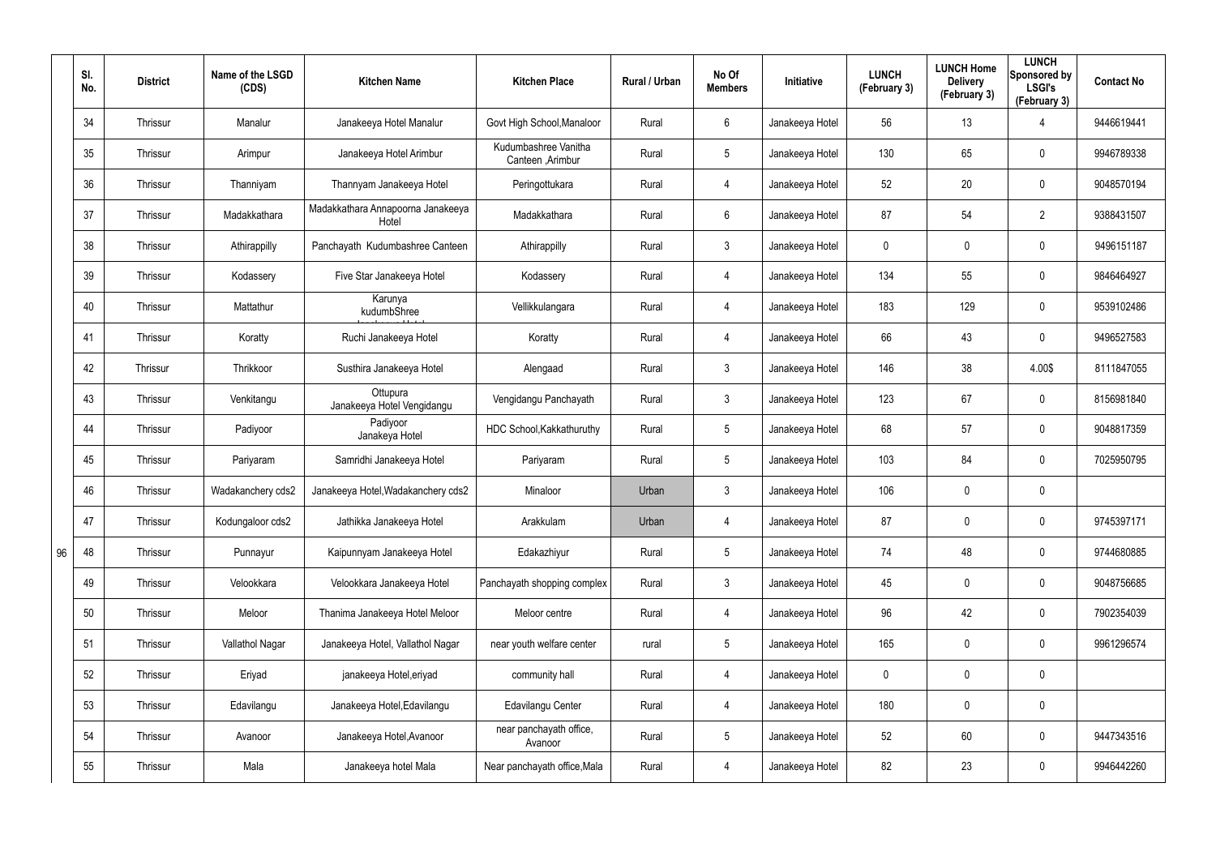| Sl. No. | District | Name of the LSGD (CDS) | Kitchen Name | Kitchen Place | Rural / Urban | No Of Members | Initiative | LUNCH (February 3) | LUNCH Home Delivery (February 3) | LUNCH Sponsored by LSGI's (February 3) | Contact No |
|---|---|---|---|---|---|---|---|---|---|---|---|
| 34 | Thrissur | Manalur | Janakeeya Hotel Manalur | Govt High School,Manaloor | Rural | 6 | Janakeeya Hotel | 56 | 13 | 4 | 9446619441 |
| 35 | Thrissur | Arimpur | Janakeeya Hotel Arimbur | Kudumbashree Vanitha Canteen ,Arimbur | Rural | 5 | Janakeeya Hotel | 130 | 65 | 0 | 9946789338 |
| 36 | Thrissur | Thanniyam | Thannyam Janakeeya Hotel | Peringottukara | Rural | 4 | Janakeeya Hotel | 52 | 20 | 0 | 9048570194 |
| 37 | Thrissur | Madakkathara | Madakkathara Annapoorna Janakeeya Hotel | Madakkathara | Rural | 6 | Janakeeya Hotel | 87 | 54 | 2 | 9388431507 |
| 38 | Thrissur | Athirappilly | Panchayath Kudumbashree Canteen | Athirappilly | Rural | 3 | Janakeeya Hotel | 0 | 0 | 0 | 9496151187 |
| 39 | Thrissur | Kodassery | Five Star Janakeeya Hotel | Kodassery | Rural | 4 | Janakeeya Hotel | 134 | 55 | 0 | 9846464927 |
| 40 | Thrissur | Mattathur | Karunya kudumbShree Janakeeya Hotel | Vellikkulangara | Rural | 4 | Janakeeya Hotel | 183 | 129 | 0 | 9539102486 |
| 41 | Thrissur | Koratty | Ruchi Janakeeya Hotel | Koratty | Rural | 4 | Janakeeya Hotel | 66 | 43 | 0 | 9496527583 |
| 42 | Thrissur | Thrikkoor | Susthira Janakeeya Hotel | Alengaad | Rural | 3 | Janakeeya Hotel | 146 | 38 | 4.00$ | 8111847055 |
| 43 | Thrissur | Venkitangu | Ottupura Janakeeya Hotel Vengidangu | Vengidangu Panchayath | Rural | 3 | Janakeeya Hotel | 123 | 67 | 0 | 8156981840 |
| 44 | Thrissur | Padiyoor | Padiyoor Janakeya Hotel | HDC School,Kakkathuruthy | Rural | 5 | Janakeeya Hotel | 68 | 57 | 0 | 9048817359 |
| 45 | Thrissur | Pariyaram | Samridhi Janakeeya Hotel | Pariyaram | Rural | 5 | Janakeeya Hotel | 103 | 84 | 0 | 7025950795 |
| 46 | Thrissur | Wadakanchery cds2 | Janakeeya Hotel,Wadakanchery cds2 | Minaloor | Urban | 3 | Janakeeya Hotel | 106 | 0 | 0 | |
| 47 | Thrissur | Kodungaloor cds2 | Jathikka Janakeeya Hotel | Arakkulam | Urban | 4 | Janakeeya Hotel | 87 | 0 | 0 | 9745397171 |
| 48 | Thrissur | Punnayur | Kaipunnyam Janakeeya Hotel | Edakazhiyur | Rural | 5 | Janakeeya Hotel | 74 | 48 | 0 | 9744680885 |
| 49 | Thrissur | Velookkara | Velookkara Janakeeya Hotel | Panchayath shopping complex | Rural | 3 | Janakeeya Hotel | 45 | 0 | 0 | 9048756685 |
| 50 | Thrissur | Meloor | Thanima Janakeeya Hotel Meloor | Meloor centre | Rural | 4 | Janakeeya Hotel | 96 | 42 | 0 | 7902354039 |
| 51 | Thrissur | Vallathol Nagar | Janakeeya Hotel, Vallathol Nagar | near youth welfare center | rural | 5 | Janakeeya Hotel | 165 | 0 | 0 | 9961296574 |
| 52 | Thrissur | Eriyad | janakeeya Hotel,eriyad | community hall | Rural | 4 | Janakeeya Hotel | 0 | 0 | 0 | |
| 53 | Thrissur | Edavilangu | Janakeeya Hotel,Edavilangu | Edavilangu Center | Rural | 4 | Janakeeya Hotel | 180 | 0 | 0 | |
| 54 | Thrissur | Avanoor | Janakeeya Hotel,Avanoor | near panchayath office, Avanoor | Rural | 5 | Janakeeya Hotel | 52 | 60 | 0 | 9447343516 |
| 55 | Thrissur | Mala | Janakeeya hotel Mala | Near panchayath office,Mala | Rural | 4 | Janakeeya Hotel | 82 | 23 | 0 | 9946442260 |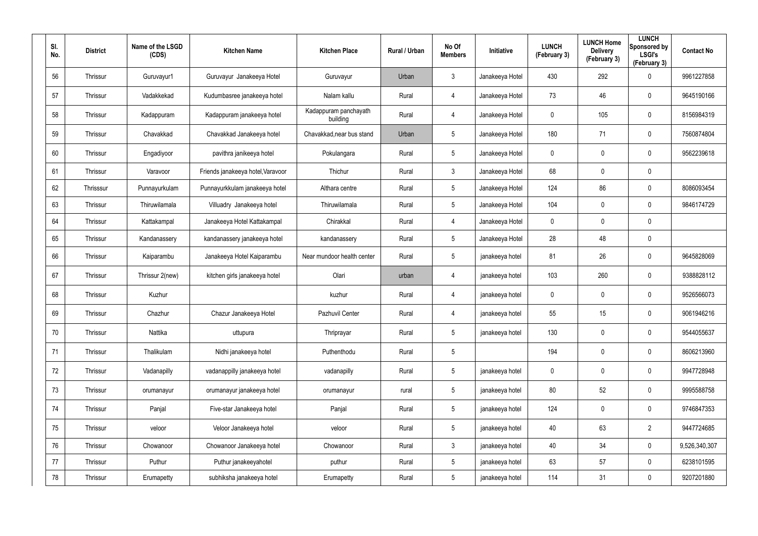| Sl. No. | District | Name of the LSGD (CDS) | Kitchen Name | Kitchen Place | Rural / Urban | No Of Members | Initiative | LUNCH (February 3) | LUNCH Home Delivery (February 3) | LUNCH Sponsored by LSGI's (February 3) | Contact No |
|---|---|---|---|---|---|---|---|---|---|---|---|
| 56 | Thrissur | Guruvayur1 | Guruvayur Janakeeya Hotel | Guruvayur | Urban | 3 | Janakeeya Hotel | 430 | 292 | 0 | 9961227858 |
| 57 | Thrissur | Vadakkekad | Kudumbasree janakeeya hotel | Nalam kallu | Rural | 4 | Janakeeya Hotel | 73 | 46 | 0 | 9645190166 |
| 58 | Thrissur | Kadappuram | Kadappuram janakeeya hotel | Kadappuram panchayath building | Rural | 4 | Janakeeya Hotel | 0 | 105 | 0 | 8156984319 |
| 59 | Thrissur | Chavakkad | Chavakkad Janakeeya hotel | Chavakkad,near bus stand | Urban | 5 | Janakeeya Hotel | 180 | 71 | 0 | 7560874804 |
| 60 | Thrissur | Engadiyoor | pavithra janikeeya hotel | Pokulangara | Rural | 5 | Janakeeya Hotel | 0 | 0 | 0 | 9562239618 |
| 61 | Thrissur | Varavoor | Friends janakeeya hotel,Varavoor | Thichur | Rural | 3 | Janakeeya Hotel | 68 | 0 | 0 | |
| 62 | Thrisssur | Punnayurkulam | Punnayurkkulam janakeeya hotel | Althara centre | Rural | 5 | Janakeeya Hotel | 124 | 86 | 0 | 8086093454 |
| 63 | Thrissur | Thiruwilamala | Villuadry Janakeeya hotel | Thiruwilamala | Rural | 5 | Janakeeya Hotel | 104 | 0 | 0 | 9846174729 |
| 64 | Thrissur | Kattakampal | Janakeeya Hotel Kattakampal | Chirakkal | Rural | 4 | Janakeeya Hotel | 0 | 0 | 0 | |
| 65 | Thrissur | Kandanassery | kandanassery janakeeya hotel | kandanassery | Rural | 5 | Janakeeya Hotel | 28 | 48 | 0 | |
| 66 | Thrissur | Kaiparambu | Janakeeya Hotel Kaiparambu | Near mundoor health center | Rural | 5 | janakeeya hotel | 81 | 26 | 0 | 9645828069 |
| 67 | Thrissur | Thrissur 2(new) | kitchen girls janakeeya hotel | Olari | urban | 4 | janakeeya hotel | 103 | 260 | 0 | 9388828112 |
| 68 | Thrissur | Kuzhur | | kuzhur | Rural | 4 | janakeeya hotel | 0 | 0 | 0 | 9526566073 |
| 69 | Thrissur | Chazhur | Chazur Janakeeya Hotel | Pazhuvil Center | Rural | 4 | janakeeya hotel | 55 | 15 | 0 | 9061946216 |
| 70 | Thrissur | Nattika | uttupura | Thriprayar | Rural | 5 | janakeeya hotel | 130 | 0 | 0 | 9544055637 |
| 71 | Thrissur | Thalikulam | Nidhi janakeeya hotel | Puthenthodu | Rural | 5 | | 194 | 0 | 0 | 8606213960 |
| 72 | Thrissur | Vadanapilly | vadanappilly janakeeya hotel | vadanapilly | Rural | 5 | janakeeya hotel | 0 | 0 | 0 | 9947728948 |
| 73 | Thrissur | orumanayur | orumanayur janakeeya hotel | orumanayur | rural | 5 | janakeeya hotel | 80 | 52 | 0 | 9995588758 |
| 74 | Thrissur | Panjal | Five-star Janakeeya hotel | Panjal | Rural | 5 | janakeeya hotel | 124 | 0 | 0 | 9746847353 |
| 75 | Thrissur | veloor | Veloor Janakeeya hotel | veloor | Rural | 5 | janakeeya hotel | 40 | 63 | 2 | 9447724685 |
| 76 | Thrissur | Chowanoor | Chowanoor Janakeeya hotel | Chowanoor | Rural | 3 | janakeeya hotel | 40 | 34 | 0 | 9,526,340,307 |
| 77 | Thrissur | Puthur | Puthur janakeeyahotel | puthur | Rural | 5 | janakeeya hotel | 63 | 57 | 0 | 6238101595 |
| 78 | Thrissur | Erumapetty | subhiksha janakeeya hotel | Erumapetty | Rural | 5 | janakeeya hotel | 114 | 31 | 0 | 9207201880 |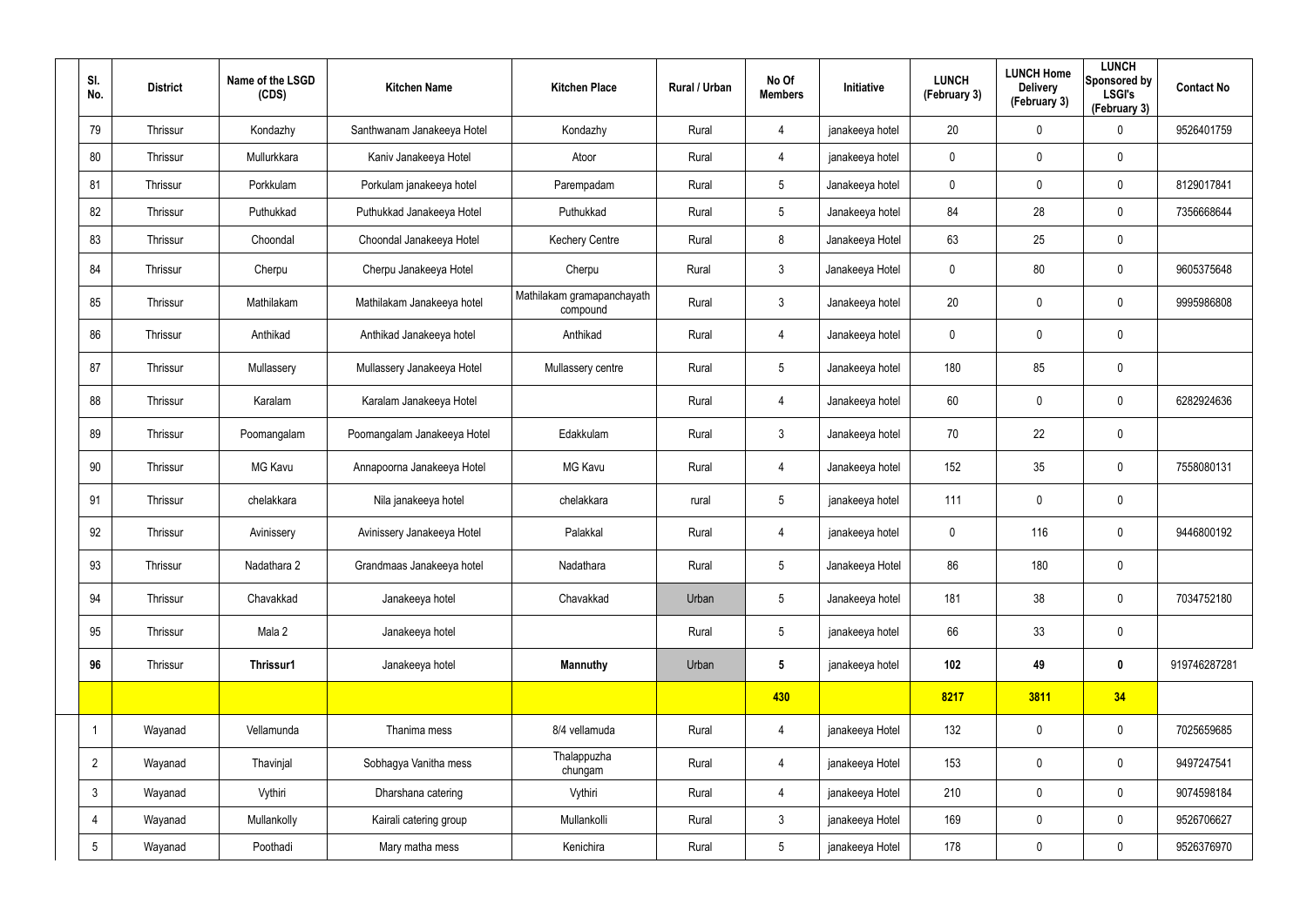| Sl. No. | District | Name of the LSGD (CDS) | Kitchen Name | Kitchen Place | Rural / Urban | No Of Members | Initiative | LUNCH (February 3) | LUNCH Home Delivery (February 3) | LUNCH Sponsored by LSGI's (February 3) | Contact No |
|---|---|---|---|---|---|---|---|---|---|---|---|
| 79 | Thrissur | Kondazhy | Santhwanam Janakeeya Hotel | Kondazhy | Rural | 4 | janakeeya hotel | 20 | 0 | 0 | 9526401759 |
| 80 | Thrissur | Mullurkkara | Kaniv Janakeeya Hotel | Atoor | Rural | 4 | janakeeya hotel | 0 | 0 | 0 | |
| 81 | Thrissur | Porkkulam | Porkulam janakeeya hotel | Parempadam | Rural | 5 | Janakeeya hotel | 0 | 0 | 0 | 8129017841 |
| 82 | Thrissur | Puthukkad | Puthukkad Janakeeya Hotel | Puthukkad | Rural | 5 | Janakeeya hotel | 84 | 28 | 0 | 7356668644 |
| 83 | Thrissur | Choondal | Choondal Janakeeya Hotel | Kechery Centre | Rural | 8 | Janakeeya Hotel | 63 | 25 | 0 | |
| 84 | Thrissur | Cherpu | Cherpu Janakeeya Hotel | Cherpu | Rural | 3 | Janakeeya Hotel | 0 | 80 | 0 | 9605375648 |
| 85 | Thrissur | Mathilakam | Mathilakam Janakeeya hotel | Mathilakam gramapanchayath compound | Rural | 3 | Janakeeya hotel | 20 | 0 | 0 | 9995986808 |
| 86 | Thrissur | Anthikad | Anthikad Janakeeya hotel | Anthikad | Rural | 4 | Janakeeya hotel | 0 | 0 | 0 | |
| 87 | Thrissur | Mullassery | Mullassery Janakeeya Hotel | Mullassery centre | Rural | 5 | Janakeeya hotel | 180 | 85 | 0 | |
| 88 | Thrissur | Karalam | Karalam Janakeeya Hotel | | Rural | 4 | Janakeeya hotel | 60 | 0 | 0 | 6282924636 |
| 89 | Thrissur | Poomangalam | Poomangalam Janakeeya Hotel | Edakkulam | Rural | 3 | Janakeeya hotel | 70 | 22 | 0 | |
| 90 | Thrissur | MG Kavu | Annapoorna Janakeeya Hotel | MG Kavu | Rural | 4 | Janakeeya hotel | 152 | 35 | 0 | 7558080131 |
| 91 | Thrissur | chelakkara | Nila janakeeya hotel | chelakkara | rural | 5 | janakeeya hotel | 111 | 0 | 0 | |
| 92 | Thrissur | Avinissery | Avinissery Janakeeya Hotel | Palakkal | Rural | 4 | janakeeya hotel | 0 | 116 | 0 | 9446800192 |
| 93 | Thrissur | Nadathara 2 | Grandmaas Janakeeya hotel | Nadathara | Rural | 5 | Janakeeya Hotel | 86 | 180 | 0 | |
| 94 | Thrissur | Chavakkad | Janakeeya hotel | Chavakkad | Urban | 5 | Janakeeya hotel | 181 | 38 | 0 | 7034752180 |
| 95 | Thrissur | Mala 2 | Janakeeya hotel | | Rural | 5 | janakeeya hotel | 66 | 33 | 0 | |
| **96** | Thrissur | **Thrissur1** | Janakeeya hotel | **Mannuthy** | Urban | **5** | janakeeya hotel | **102** | **49** | **0** | 919746287281 |
| | | | | | | **430** | | **8217** | **3811** | **34** | |
| 1 | Wayanad | Vellamunda | Thanima mess | 8/4 vellamuda | Rural | 4 | janakeeya Hotel | 132 | 0 | 0 | 7025659685 |
| 2 | Wayanad | Thavinjal | Sobhagya Vanitha mess | Thalappuzha chungam | Rural | 4 | janakeeya Hotel | 153 | 0 | 0 | 9497247541 |
| 3 | Wayanad | Vythiri | Dharshana catering | Vythiri | Rural | 4 | janakeeya Hotel | 210 | 0 | 0 | 9074598184 |
| 4 | Wayanad | Mullankolly | Kairali catering group | Mullankolli | Rural | 3 | janakeeya Hotel | 169 | 0 | 0 | 9526706627 |
| 5 | Wayanad | Poothadi | Mary matha mess | Kenichira | Rural | 5 | janakeeya Hotel | 178 | 0 | 0 | 9526376970 |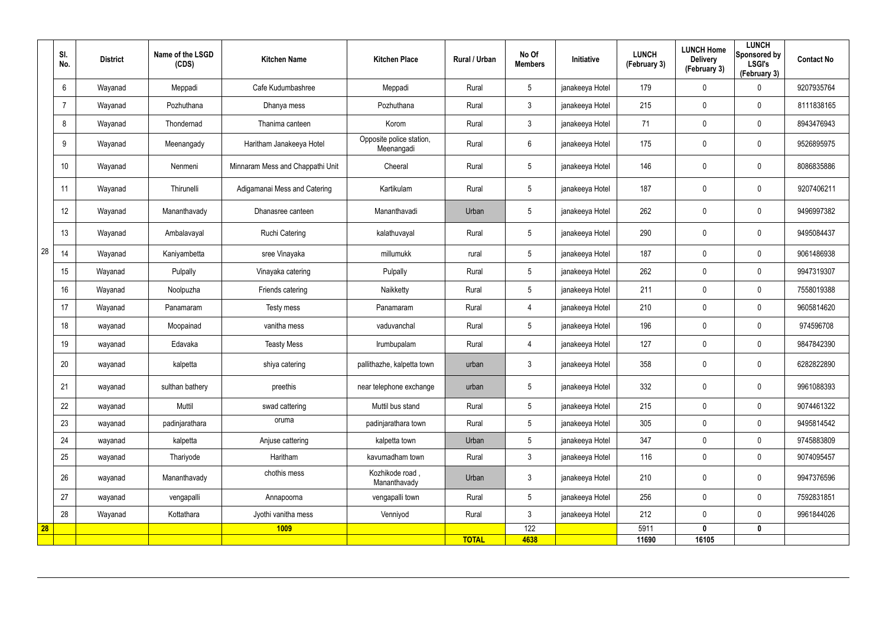|  | Sl. No. | District | Name of the LSGD (CDS) | Kitchen Name | Kitchen Place | Rural / Urban | No Of Members | Initiative | LUNCH (February 3) | LUNCH Home Delivery (February 3) | LUNCH Sponsored by LSGI's (February 3) | Contact No |
|---|---|---|---|---|---|---|---|---|---|---|---|---|
| 28 | 6 | Wayanad | Meppadi | Cafe Kudumbashree | Meppadi | Rural | 5 | janakeeya Hotel | 179 | 0 | 0 | 9207935764 |
|  | 7 | Wayanad | Pozhuthana | Dhanya mess | Pozhuthana | Rural | 3 | janakeeya Hotel | 215 | 0 | 0 | 8111838165 |
|  | 8 | Wayanad | Thondernad | Thanima canteen | Korom | Rural | 3 | janakeeya Hotel | 71 | 0 | 0 | 8943476943 |
|  | 9 | Wayanad | Meenangady | Haritham Janakeeya Hotel | Opposite police station, Meenangadi | Rural | 6 | janakeeya Hotel | 175 | 0 | 0 | 9526895975 |
|  | 10 | Wayanad | Nenmeni | Minnaram Mess and Chappathi Unit | Cheeral | Rural | 5 | janakeeya Hotel | 146 | 0 | 0 | 8086835886 |
|  | 11 | Wayanad | Thirunelli | Adigamanai Mess and Catering | Kartikulam | Rural | 5 | janakeeya Hotel | 187 | 0 | 0 | 9207406211 |
|  | 12 | Wayanad | Mananthavady | Dhanasree canteen | Mananthavadi | Urban | 5 | janakeeya Hotel | 262 | 0 | 0 | 9496997382 |
|  | 13 | Wayanad | Ambalavayal | Ruchi Catering | kalathuvayal | Rural | 5 | janakeeya Hotel | 290 | 0 | 0 | 9495084437 |
|  | 14 | Wayanad | Kaniyambetta | sree Vinayaka | millumukk | rural | 5 | janakeeya Hotel | 187 | 0 | 0 | 9061486938 |
|  | 15 | Wayanad | Pulpally | Vinayaka catering | Pulpally | Rural | 5 | janakeeya Hotel | 262 | 0 | 0 | 9947319307 |
|  | 16 | Wayanad | Noolpuzha | Friends catering | Naikketty | Rural | 5 | janakeeya Hotel | 211 | 0 | 0 | 7558019388 |
|  | 17 | Wayanad | Panamaram | Testy mess | Panamaram | Rural | 4 | janakeeya Hotel | 210 | 0 | 0 | 9605814620 |
|  | 18 | wayanad | Moopainad | vanitha mess | vaduvanchal | Rural | 5 | janakeeya Hotel | 196 | 0 | 0 | 974596708 |
|  | 19 | wayanad | Edavaka | Teasty Mess | Irumbupalam | Rural | 4 | janakeeya Hotel | 127 | 0 | 0 | 9847842390 |
|  | 20 | wayanad | kalpetta | shiya catering | pallithazhe, kalpetta town | urban | 3 | janakeeya Hotel | 358 | 0 | 0 | 6282822890 |
|  | 21 | wayanad | sulthan bathery | preethis | near telephone exchange | urban | 5 | janakeeya Hotel | 332 | 0 | 0 | 9961088393 |
|  | 22 | wayanad | Muttil | swad cattering | Muttil bus stand | Rural | 5 | janakeeya Hotel | 215 | 0 | 0 | 9074461322 |
|  | 23 | wayanad | padinjarathara | oruma | padinjarathara town | Rural | 5 | janakeeya Hotel | 305 | 0 | 0 | 9495814542 |
|  | 24 | wayanad | kalpetta | Anjuse cattering | kalpetta town | Urban | 5 | janakeeya Hotel | 347 | 0 | 0 | 9745883809 |
|  | 25 | wayanad | Thariyode | Haritham | kavumadham town | Rural | 3 | janakeeya Hotel | 116 | 0 | 0 | 9074095457 |
|  | 26 | wayanad | Mananthavady | chothis mess | Kozhikode road , Mananthavady | Urban | 3 | janakeeya Hotel | 210 | 0 | 0 | 9947376596 |
|  | 27 | wayanad | vengapalli | Annapoorna | vengapalli town | Rural | 5 | janakeeya Hotel | 256 | 0 | 0 | 7592831851 |
|  | 28 | Wayanad | Kottathara | Jyothi vanitha mess | Venniyod | Rural | 3 | janakeeya Hotel | 212 | 0 | 0 | 9961844026 |
| **28** |  |  |  | **1009** |  |  | 122 |  | 5911 | **0** | **0** |  |
|  |  |  |  |  |  | **TOTAL** | **4638** |  | **11690** | **16105** |  |  |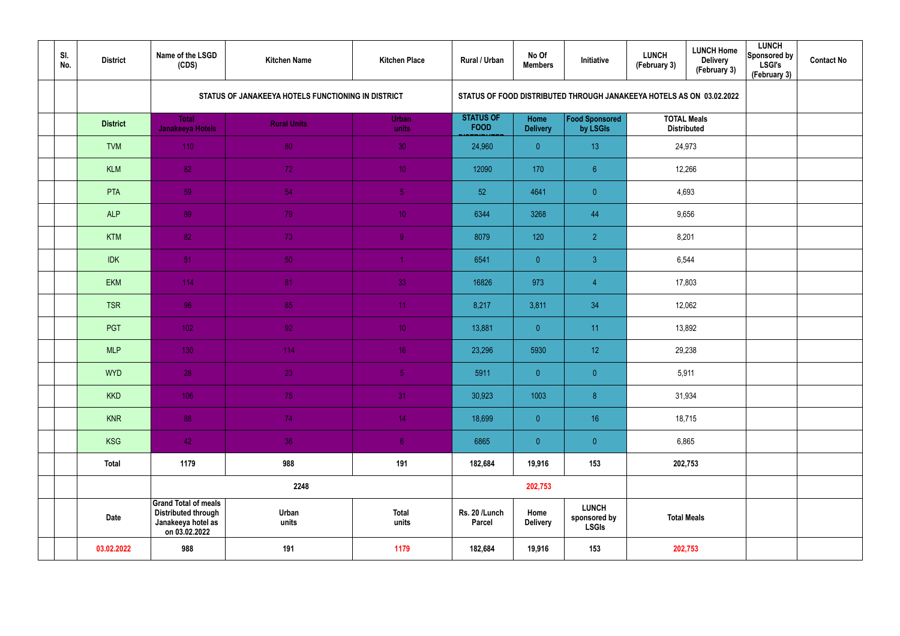| | Sl. No. | District | Name of the LSGD (CDS) | Kitchen Name | Kitchen Place | Rural / Urban | No Of Members | Initiative | LUNCH (February 3) | LUNCH Home Delivery (February 3) | LUNCH Sponsored by LSGI's (February 3) | Contact No |
|---|---|---|---|---|---|---|---|---|---|---|---|---|
| | | | STATUS OF JANAKEEYA HOTELS FUNCTIONING IN DISTRICT | | | STATUS OF FOOD DISTRIBUTED THROUGH JANAKEEYA HOTELS AS ON 03.02.2022 | | | | | | |
| | | District | Total Janakeeya Hotels | Rural Units | Urban units | STATUS OF FOOD DISTRIBUTED | Home Delivery | Food Sponsored by LSGIs | TOTAL Meals Distributed | | | |
| | | TVM | 110 | 80 | 30 | 24,960 | 0 | 13 | 24,973 | | | |
| | | KLM | 82 | 72 | 10 | 12090 | 170 | 6 | 12,266 | | | |
| | | PTA | 59 | 54 | 5 | 52 | 4641 | 0 | 4,693 | | | |
| | | ALP | 89 | 79 | 10 | 6344 | 3268 | 44 | 9,656 | | | |
| | | KTM | 82 | 73 | 9 | 8079 | 120 | 2 | 8,201 | | | |
| | | IDK | 51 | 50 | 1 | 6541 | 0 | 3 | 6,544 | | | |
| | | EKM | 114 | 81 | 33 | 16826 | 973 | 4 | 17,803 | | | |
| | | TSR | 96 | 85 | 11 | 8,217 | 3,811 | 34 | 12,062 | | | |
| | | PGT | 102 | 92 | 10 | 13,881 | 0 | 11 | 13,892 | | | |
| | | MLP | 130 | 114 | 16 | 23,296 | 5930 | 12 | 29,238 | | | |
| | | WYD | 28 | 23 | 5 | 5911 | 0 | 0 | 5,911 | | | |
| | | KKD | 106 | 75 | 31 | 30,923 | 1003 | 8 | 31,934 | | | |
| | | KNR | 88 | 74 | 14 | 18,699 | 0 | 16 | 18,715 | | | |
| | | KSG | 42 | 36 | 6 | 6865 | 0 | 0 | 6,865 | | | |
| | | Total | 1179 | 988 | 191 | 182,684 | 19,916 | 153 | 202,753 | | | |
| | | | 2248 | | | 202,753 | | | | | | |
| | | Date | Grand Total of meals Distributed through Janakeeya hotel as on 03.02.2022 | Urban units | Total units | Rs. 20 /Lunch Parcel | Home Delivery | LUNCH sponsored by LSGIs | Total Meals | | | |
| | | 03.02.2022 | 988 | 191 | 1179 | 182,684 | 19,916 | 153 | 202,753 | | | |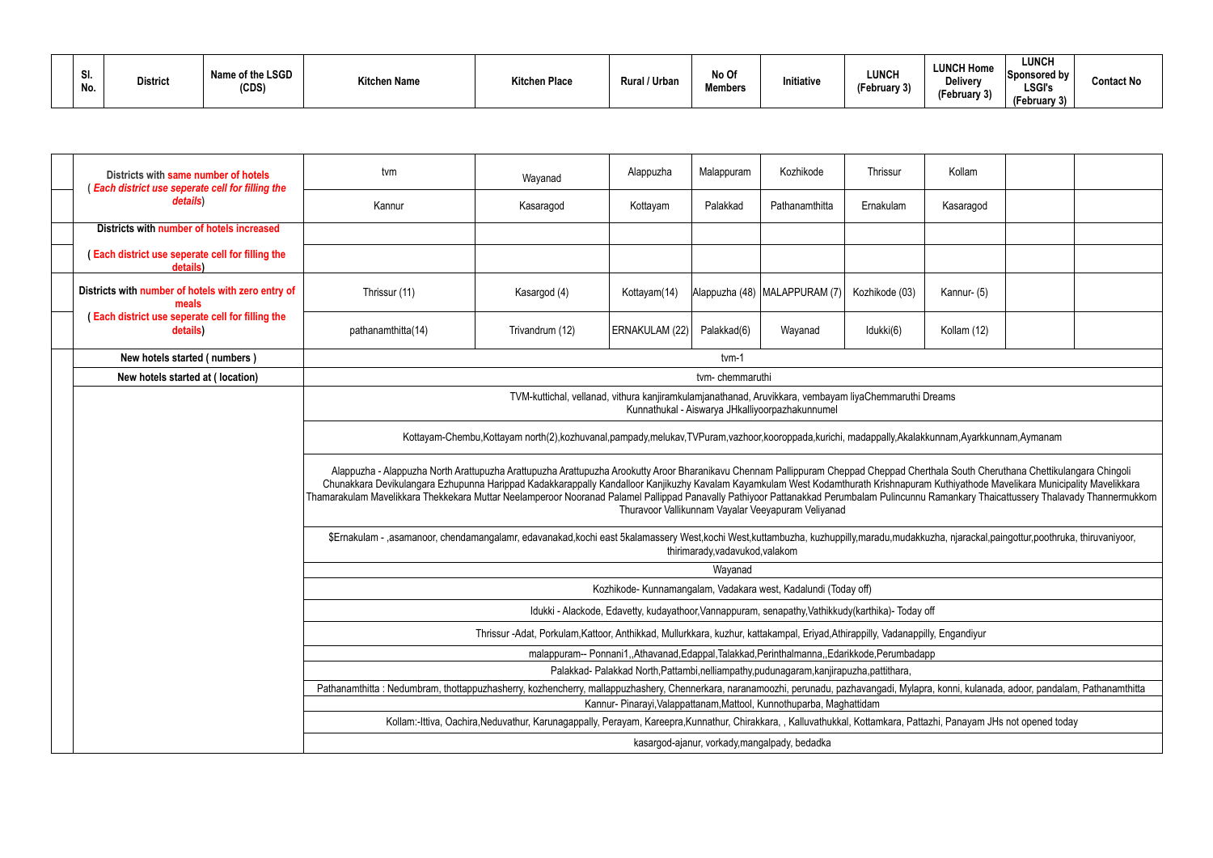| Sl. No. | District | Name of the LSGD (CDS) | Kitchen Name | Kitchen Place | Rural / Urban | No Of Members | Initiative | LUNCH (February 3) | LUNCH Home Delivery (February 3) | LUNCH Sponsored by LSGI's (February 3) | Contact No |
|---|---|---|---|---|---|---|---|---|---|---|---|

| | | | | | | | | | | |
|---|---|---|---|---|---|---|---|---|---|---|
| | Districts with same number of hotels ( *Each district use seperate cell for filling the details*) | tvm | Wayanad | Alappuzha | Malappuram | Kozhikode | Thrissur | Kollam | | |
| | | Kannur | Kasaragod | Kottayam | Palakkad | Pathanamthitta | Ernakulam | Kasaragod | | |
| | Districts with number of hotels increased | | | | | | | | | |
| | ( Each district use seperate cell for filling the details) | | | | | | | | | |
| | Districts with number of hotels with zero entry of meals | Thrissur (11) | Kasargod (4) | Kottayam(14) | Alappuzha (48) | MALAPPURAM (7) | Kozhikode (03) | Kannur- (5) | | |
| | ( Each district use seperate cell for filling the details) | pathanamthitta(14) | Trivandrum (12) | ERNAKULAM (22) | Palakkad(6) | Wayanad | Idukki(6) | Kollam (12) | | |
| | New hotels started ( numbers ) | tvm-1 | | | | | | | | |
| | New hotels started at ( location) | tvm- chemmaruthi | | | | | | | | |
| | | TVM-kuttichal, vellanad, vithura kanjiramkulamjanathanad, Aruvikkara, vembayam liyaChemmaruthi Dreams Kunnathukal - Aiswarya JHkalliyoorpazhakunnumel | | | | | | | | |
| | | Kottayam-Chembu,Kottayam north(2),kozhuvanal,pampady,melukav,TVPuram,vazhoor,kooroppada,kurichi, madappally,Akalakkunnam,Ayarkkunnam,Aymanam | | | | | | | | |
| | | Alappuzha - Alappuzha North Arattupuzha Arattupuzha Arattupuzha Arookutty Aroor Bharanikavu Chennam Pallippuram Cheppad Cheppad Cherthala South Cheruthana Chettikulangara Chingoli Chunakkara Devikulangara Ezhupunna Harippad Kadakkarappally Kandalloor Kanjikuzhy Kavalam Kayamkulam West Kodamthurath Krishnapuram Kuthiyathode Mavelikara Municipality Mavelikkara Thamarakulam Mavelikkara Thekkekara Muttar Neelamperoor Nooranad Palamel Pallippad Panavally Pathiyoor Pattanakkad Perumbalam Pulincunnu Ramankary Thaicattussery Thalavady Thannermukkom Thuravoor Vallikunnam Vayalar Veeyapuram Veliyanad | | | | | | | | |
| | | $Ernakulam - ,asamanoor, chendamangalamr, edavanakad,kochi east 5kalamassery West,kochi West,kuttambuzha, kuzhuppilly,maradu,mudakkuzha, njarackal,paingottur,poothruka, thiruvaniyoor, thirimarady,vadavukod,valakom | | | | | | | | |
| | | Wayanad | | | | | | | | |
| | | Kozhikode- Kunnamangalam, Vadakara west, Kadalundi (Today off) | | | | | | | | |
| | | Idukki - Alackode, Edavetty, kudayathoor,Vannappuram, senapathy,Vathikkudy(karthika)- Today off | | | | | | | | |
| | | Thrissur -Adat, Porkulam,Kattoor, Anthikkad, Mullurkkara, kuzhur, kattakampal, Eriyad,Athirappilly, Vadanappilly, Engandiyur | | | | | | | | |
| | | malappuram-- Ponnani1,,Athavanad,Edappal,Talakkad,Perinthalmanna,,Edarikkode,Perumbadapp | | | | | | | | |
| | | Palakkad- Palakkad North,Pattambi,nelliampathy,pudunagaram,kanjirapuzha,pattithara, | | | | | | | | |
| | | Pathanamthitta : Nedumbram, thottappuzhasherry, kozhencherry, mallappuzhashery, Chennerkara, naranamoozhi, perunadu, pazhavangadi, Mylapra, konni, kulanada, adoor, pandalam, Pathanamthitta | | | | | | | | |
| | | Kannur- Pinarayi,Valappattanam,Mattool, Kunnothuparba, Maghattidam | | | | | | | | |
| | | Kollam:-Ittiva, Oachira,Neduvathur, Karunagappally, Perayam, Kareepra,Kunnathur, Chirakkara, , Kalluvathukkal, Kottamkara, Pattazhi, Panayam JHs not opened today | | | | | | | | |
| | | kasargod-ajanur, vorkady,mangalpady, bedadka | | | | | | | | |